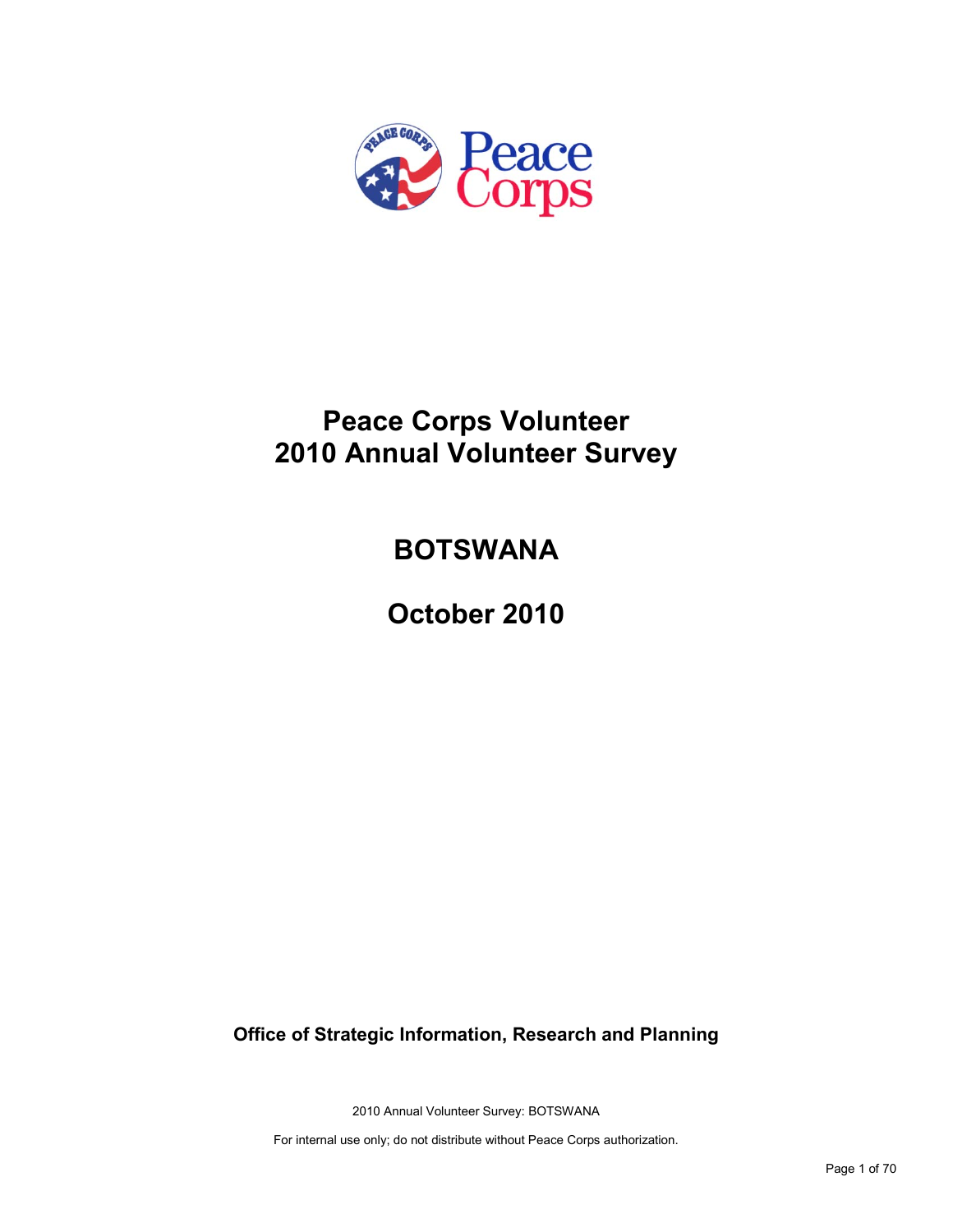# Peace Corps Volunteer
# 2010 Annual Volunteer Survey

## BOTSWANA

## October 2010

**Office of Strategic Information, Research and Planning**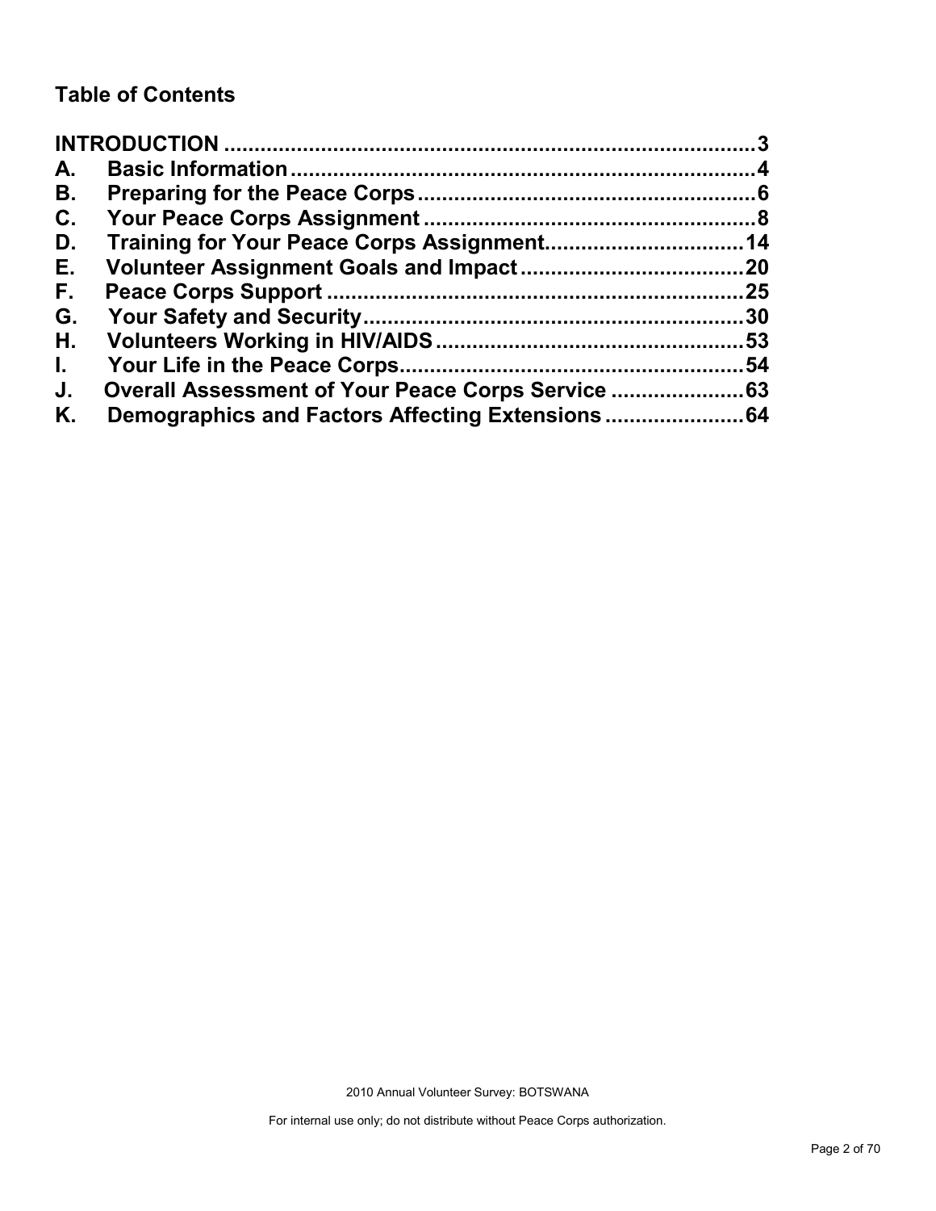## Table of Contents

| | | |
|---|---|---|
| INTRODUCTION | | 3 |
| A. | Basic Information | 4 |
| B. | Preparing for the Peace Corps | 6 |
| C. | Your Peace Corps Assignment | 8 |
| D. | Training for Your Peace Corps Assignment | 14 |
| E. | Volunteer Assignment Goals and Impact | 20 |
| F. | Peace Corps Support | 25 |
| G. | Your Safety and Security | 30 |
| H. | Volunteers Working in HIV/AIDS | 53 |
| I. | Your Life in the Peace Corps | 54 |
| J. | Overall Assessment of Your Peace Corps Service | 63 |
| K. | Demographics and Factors Affecting Extensions | 64 |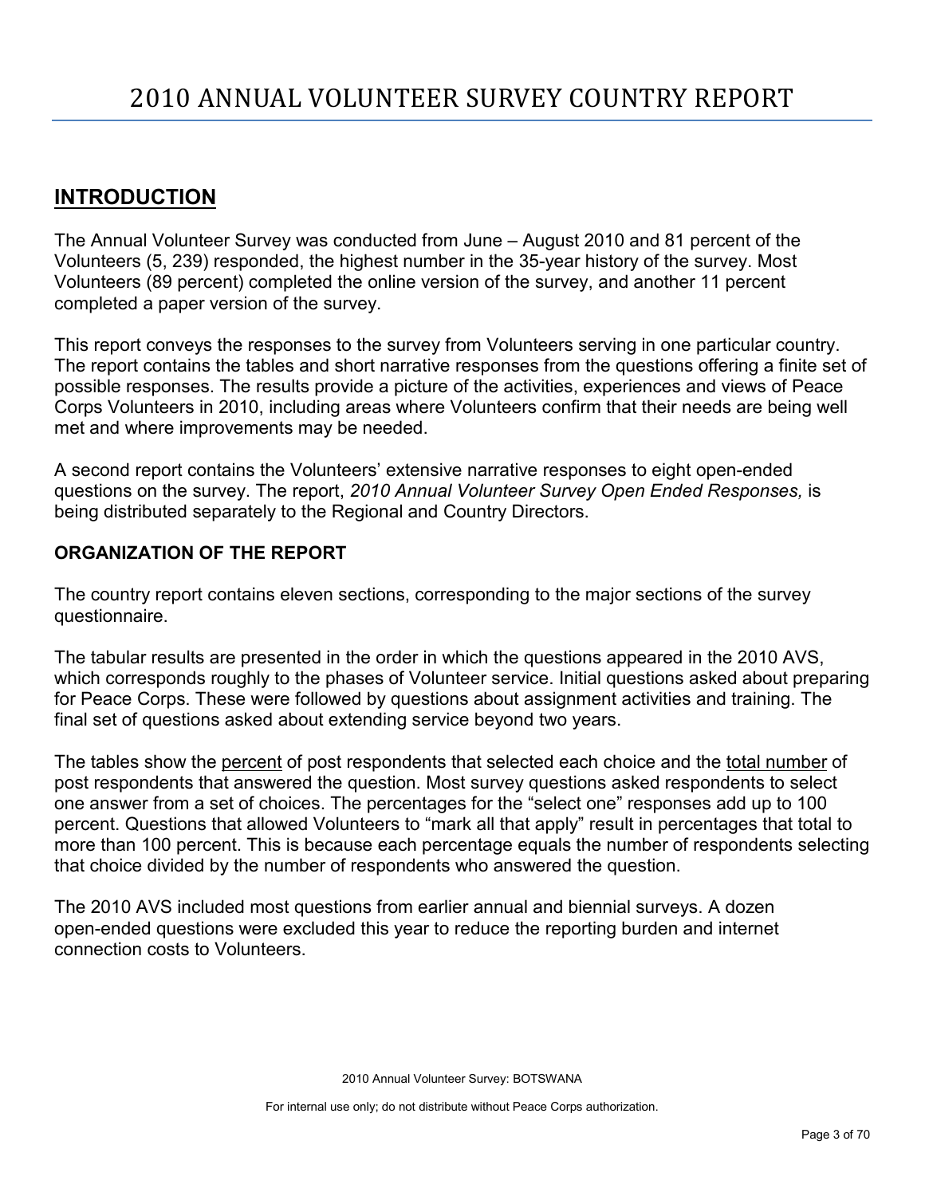# 2010 ANNUAL VOLUNTEER SURVEY COUNTRY REPORT

## INTRODUCTION

The Annual Volunteer Survey was conducted from June – August 2010 and 81 percent of the Volunteers (5, 239) responded, the highest number in the 35-year history of the survey. Most Volunteers (89 percent) completed the online version of the survey, and another 11 percent completed a paper version of the survey.

This report conveys the responses to the survey from Volunteers serving in one particular country. The report contains the tables and short narrative responses from the questions offering a finite set of possible responses. The results provide a picture of the activities, experiences and views of Peace Corps Volunteers in 2010, including areas where Volunteers confirm that their needs are being well met and where improvements may be needed.

A second report contains the Volunteers' extensive narrative responses to eight open-ended questions on the survey. The report, *2010 Annual Volunteer Survey Open Ended Responses,* is being distributed separately to the Regional and Country Directors.

### ORGANIZATION OF THE REPORT

The country report contains eleven sections, corresponding to the major sections of the survey questionnaire.

The tabular results are presented in the order in which the questions appeared in the 2010 AVS, which corresponds roughly to the phases of Volunteer service. Initial questions asked about preparing for Peace Corps. These were followed by questions about assignment activities and training. The final set of questions asked about extending service beyond two years.

The tables show the percent of post respondents that selected each choice and the total number of post respondents that answered the question. Most survey questions asked respondents to select one answer from a set of choices. The percentages for the "select one" responses add up to 100 percent. Questions that allowed Volunteers to "mark all that apply" result in percentages that total to more than 100 percent. This is because each percentage equals the number of respondents selecting that choice divided by the number of respondents who answered the question.

The 2010 AVS included most questions from earlier annual and biennial surveys. A dozen open-ended questions were excluded this year to reduce the reporting burden and internet connection costs to Volunteers.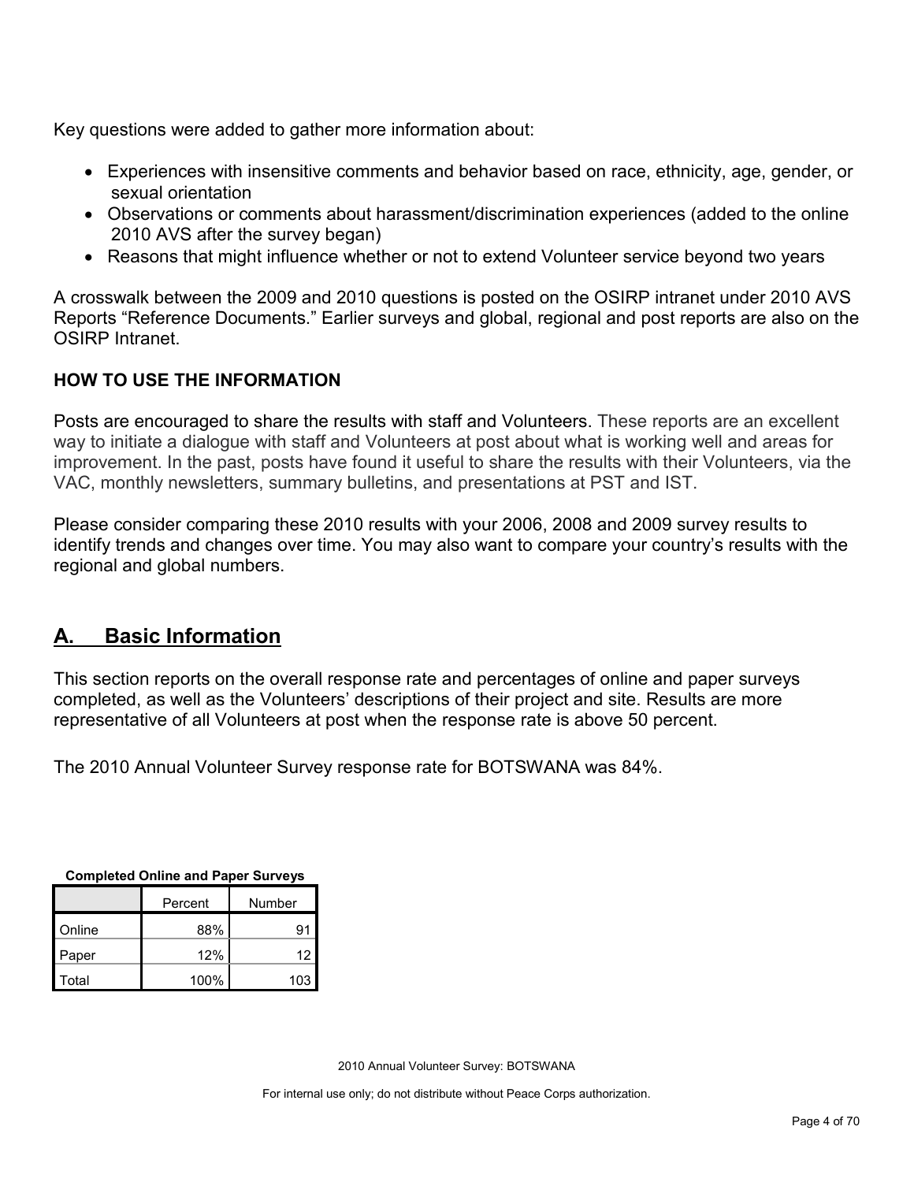Key questions were added to gather more information about:

- Experiences with insensitive comments and behavior based on race, ethnicity, age, gender, or sexual orientation
- Observations or comments about harassment/discrimination experiences (added to the online 2010 AVS after the survey began)
- Reasons that might influence whether or not to extend Volunteer service beyond two years

A crosswalk between the 2009 and 2010 questions is posted on the OSIRP intranet under 2010 AVS Reports "Reference Documents." Earlier surveys and global, regional and post reports are also on the OSIRP Intranet.

**HOW TO USE THE INFORMATION**

Posts are encouraged to share the results with staff and Volunteers. These reports are an excellent way to initiate a dialogue with staff and Volunteers at post about what is working well and areas for improvement. In the past, posts have found it useful to share the results with their Volunteers, via the VAC, monthly newsletters, summary bulletins, and presentations at PST and IST.

Please consider comparing these 2010 results with your 2006, 2008 and 2009 survey results to identify trends and changes over time. You may also want to compare your country's results with the regional and global numbers.

## A. Basic Information

This section reports on the overall response rate and percentages of online and paper surveys completed, as well as the Volunteers' descriptions of their project and site. Results are more representative of all Volunteers at post when the response rate is above 50 percent.

The 2010 Annual Volunteer Survey response rate for BOTSWANA was 84%.

**Completed Online and Paper Surveys**

| | Percent | Number |
|---|---|---|
| Online | 88% | 91 |
| Paper | 12% | 12 |
| Total | 100% | 103 |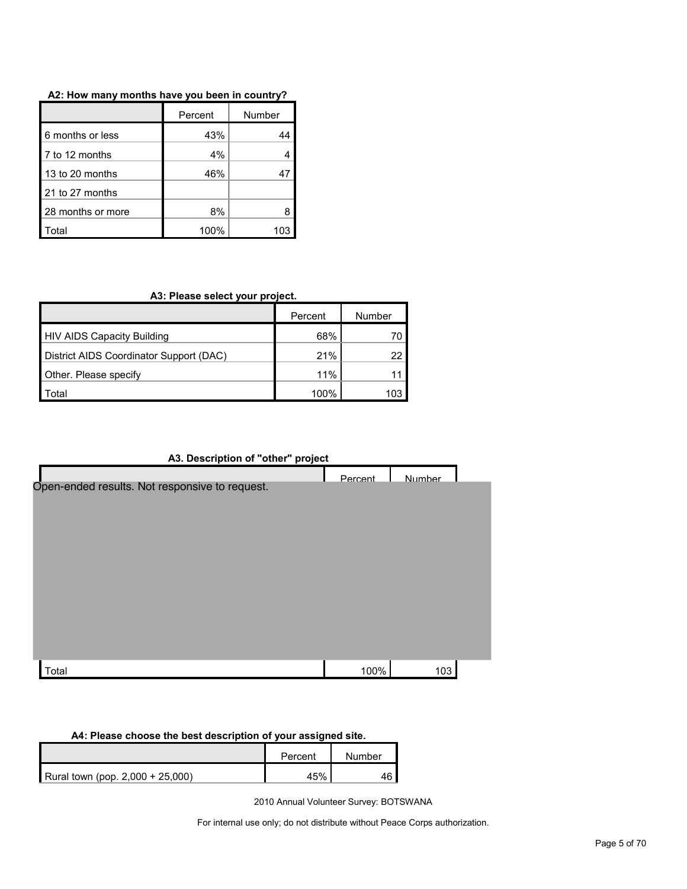**A2: How many months have you been in country?**

| | Percent | Number |
|---|---|---|
| 6 months or less | 43% | 44 |
| 7 to 12 months | 4% | 4 |
| 13 to 20 months | 46% | 47 |
| 21 to 27 months | | |
| 28 months or more | 8% | 8 |
| Total | 100% | 103 |

**A3: Please select your project.**

| | Percent | Number |
|---|---|---|
| HIV AIDS Capacity Building | 68% | 70 |
| District AIDS Coordinator Support (DAC) | 21% | 22 |
| Other. Please specify | 11% | 11 |
| Total | 100% | 103 |

**A3. Description of "other" project**

| | Percent | Number |
|---|---|---|
| Open-ended results. Not responsive to request. | | |
| Total | 100% | 103 |

**A4: Please choose the best description of your assigned site.**

| | Percent | Number |
|---|---|---|
| Rural town (pop. 2,000 + 25,000) | 45% | 46 |

2010 Annual Volunteer Survey: BOTSWANA

For internal use only; do not distribute without Peace Corps authorization.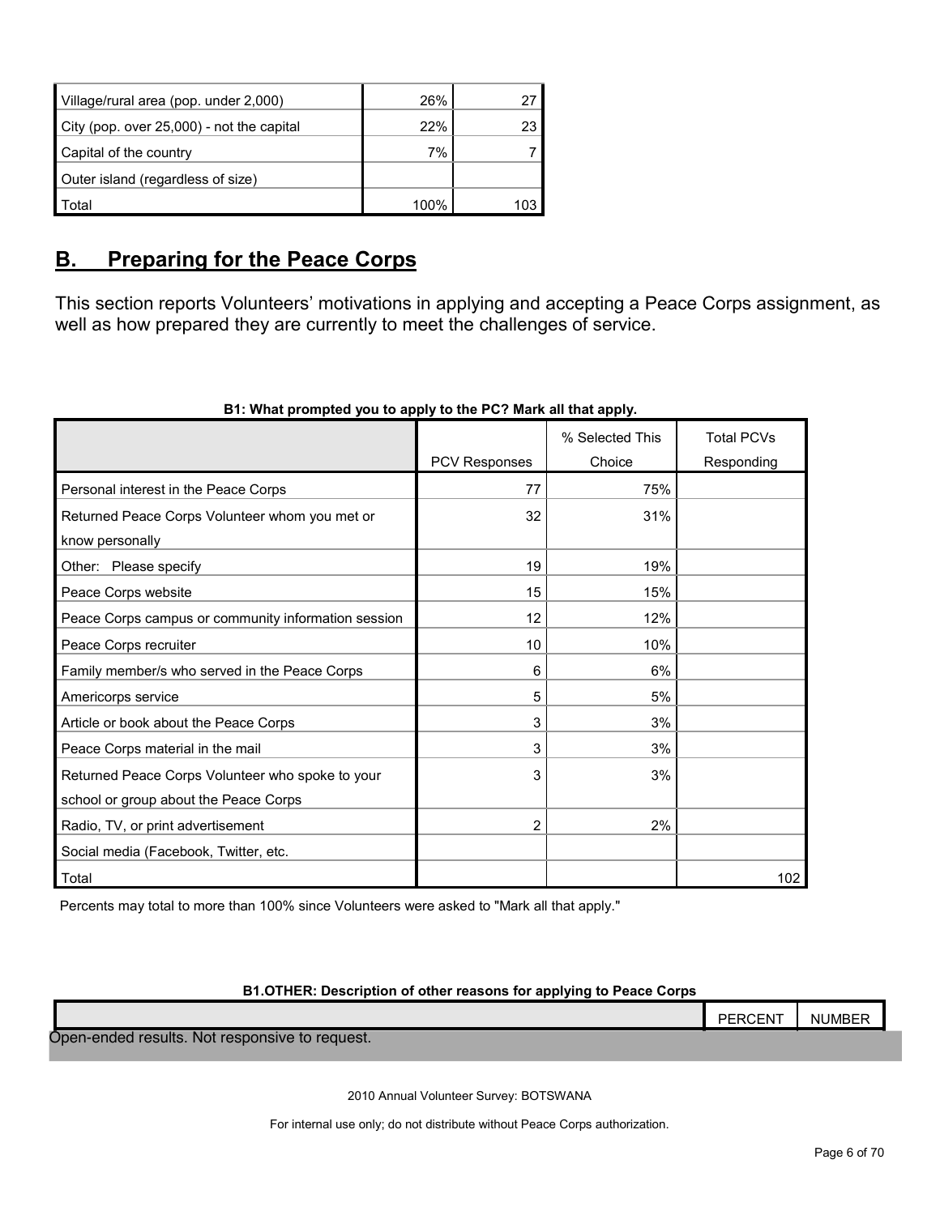| | | |
|---|---|---|
| Village/rural area (pop. under 2,000) | 26% | 27 |
| City (pop. over 25,000) - not the capital | 22% | 23 |
| Capital of the country | 7% | 7 |
| Outer island (regardless of size) | | |
| Total | 100% | 103 |

## B. Preparing for the Peace Corps

This section reports Volunteers' motivations in applying and accepting a Peace Corps assignment, as well as how prepared they are currently to meet the challenges of service.

**B1: What prompted you to apply to the PC? Mark all that apply.**

| | PCV Responses | % Selected This Choice | Total PCVs Responding |
|---|---|---|---|
| Personal interest in the Peace Corps | 77 | 75% | |
| Returned Peace Corps Volunteer whom you met or know personally | 32 | 31% | |
| Other: Please specify | 19 | 19% | |
| Peace Corps website | 15 | 15% | |
| Peace Corps campus or community information session | 12 | 12% | |
| Peace Corps recruiter | 10 | 10% | |
| Family member/s who served in the Peace Corps | 6 | 6% | |
| Americorps service | 5 | 5% | |
| Article or book about the Peace Corps | 3 | 3% | |
| Peace Corps material in the mail | 3 | 3% | |
| Returned Peace Corps Volunteer who spoke to your school or group about the Peace Corps | 3 | 3% | |
| Radio, TV, or print advertisement | 2 | 2% | |
| Social media (Facebook, Twitter, etc. | | | |
| Total | | | 102 |

Percents may total to more than 100% since Volunteers were asked to "Mark all that apply."

**B1.OTHER: Description of other reasons for applying to Peace Corps**

| | PERCENT | NUMBER |
|---|---|---|
| Open-ended results. Not responsive to request. | | |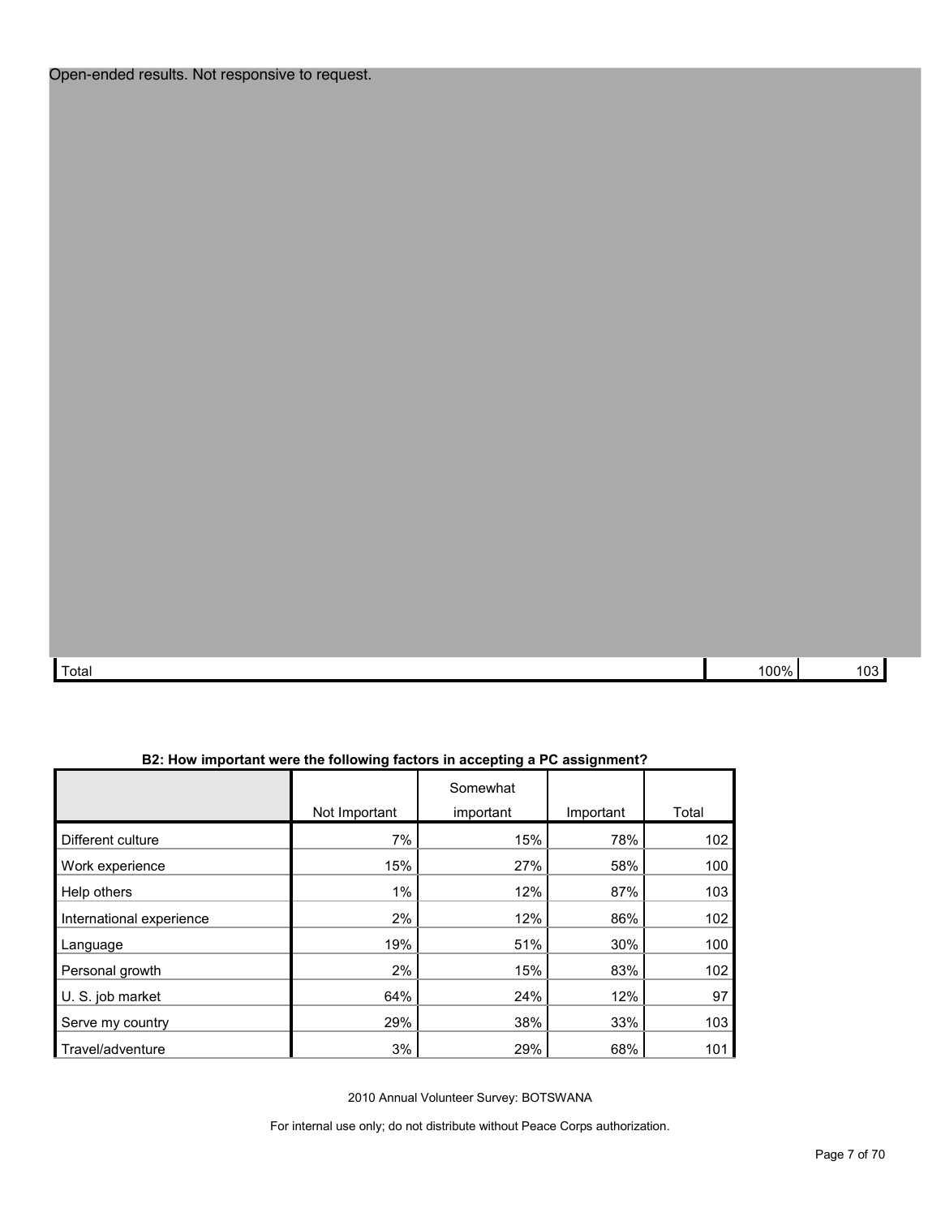Open-ended results. Not responsive to request.

| | | |
|---|---|---|
| Total | 100% | 103 |

**B2: How important were the following factors in accepting a PC assignment?**

| | Not Important | Somewhat important | Important | Total |
|---|---|---|---|---|
| Different culture | 7% | 15% | 78% | 102 |
| Work experience | 15% | 27% | 58% | 100 |
| Help others | 1% | 12% | 87% | 103 |
| International experience | 2% | 12% | 86% | 102 |
| Language | 19% | 51% | 30% | 100 |
| Personal growth | 2% | 15% | 83% | 102 |
| U. S. job market | 64% | 24% | 12% | 97 |
| Serve my country | 29% | 38% | 33% | 103 |
| Travel/adventure | 3% | 29% | 68% | 101 |

2010 Annual Volunteer Survey: BOTSWANA

For internal use only; do not distribute without Peace Corps authorization.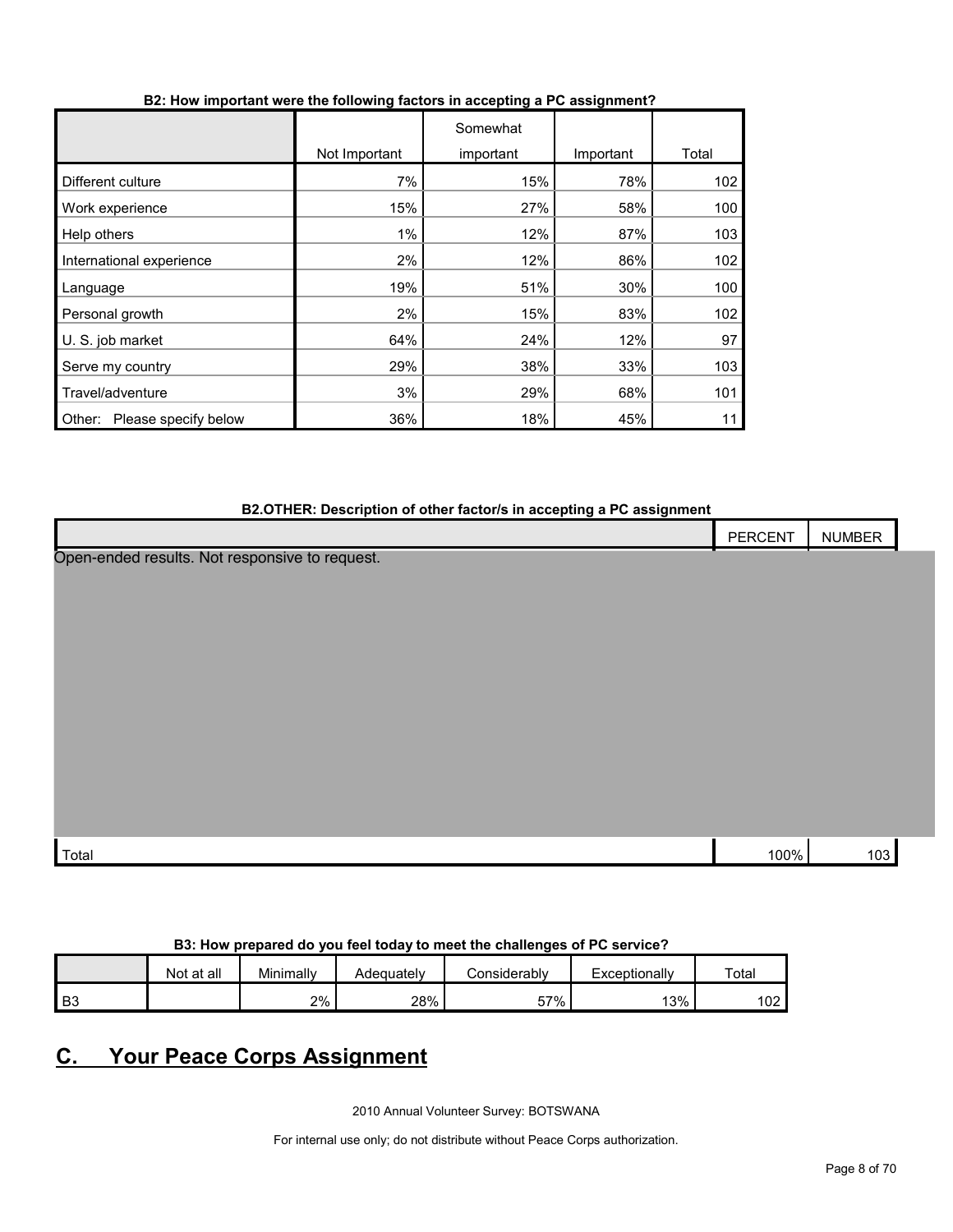**B2: How important were the following factors in accepting a PC assignment?**

| | Not Important | Somewhat important | Important | Total |
|---|---|---|---|---|
| Different culture | 7% | 15% | 78% | 102 |
| Work experience | 15% | 27% | 58% | 100 |
| Help others | 1% | 12% | 87% | 103 |
| International experience | 2% | 12% | 86% | 102 |
| Language | 19% | 51% | 30% | 100 |
| Personal growth | 2% | 15% | 83% | 102 |
| U. S. job market | 64% | 24% | 12% | 97 |
| Serve my country | 29% | 38% | 33% | 103 |
| Travel/adventure | 3% | 29% | 68% | 101 |
| Other: Please specify below | 36% | 18% | 45% | 11 |

**B2.OTHER: Description of other factor/s in accepting a PC assignment**

| | PERCENT | NUMBER |
|---|---|---|
| Open-ended results. Not responsive to request. | | |
| Total | 100% | 103 |

**B3: How prepared do you feel today to meet the challenges of PC service?**

| | Not at all | Minimally | Adequately | Considerably | Exceptionally | Total |
|---|---|---|---|---|---|---|
| B3 | | 2% | 28% | 57% | 13% | 102 |

## C. Your Peace Corps Assignment

2010 Annual Volunteer Survey: BOTSWANA

For internal use only; do not distribute without Peace Corps authorization.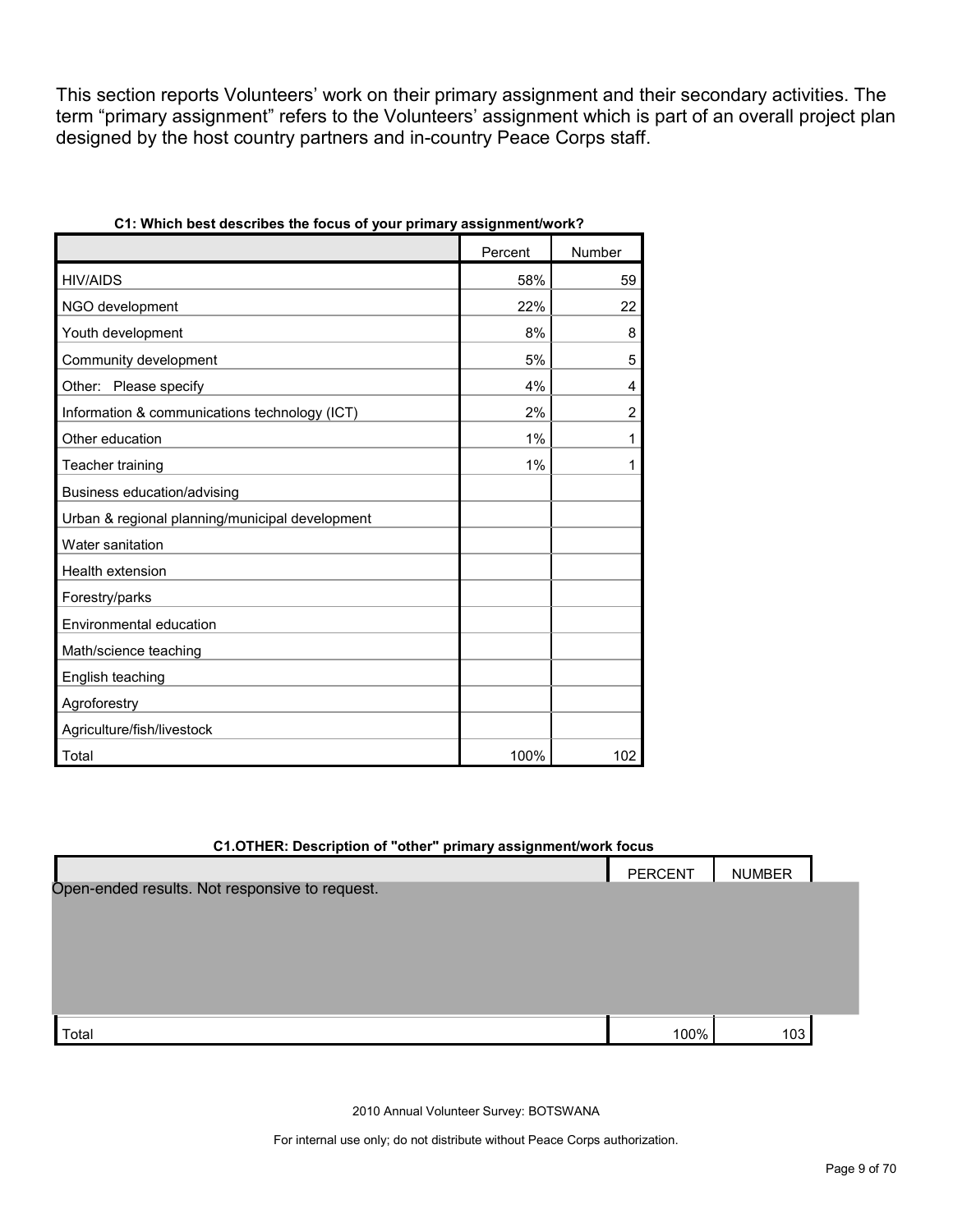This section reports Volunteers' work on their primary assignment and their secondary activities. The term "primary assignment" refers to the Volunteers' assignment which is part of an overall project plan designed by the host country partners and in-country Peace Corps staff.

**C1: Which best describes the focus of your primary assignment/work?**

| | Percent | Number |
|---|---|---|
| HIV/AIDS | 58% | 59 |
| NGO development | 22% | 22 |
| Youth development | 8% | 8 |
| Community development | 5% | 5 |
| Other: Please specify | 4% | 4 |
| Information & communications technology (ICT) | 2% | 2 |
| Other education | 1% | 1 |
| Teacher training | 1% | 1 |
| Business education/advising | | |
| Urban & regional planning/municipal development | | |
| Water sanitation | | |
| Health extension | | |
| Forestry/parks | | |
| Environmental education | | |
| Math/science teaching | | |
| English teaching | | |
| Agroforestry | | |
| Agriculture/fish/livestock | | |
| Total | 100% | 102 |

**C1.OTHER: Description of "other" primary assignment/work focus**

| | PERCENT | NUMBER |
|---|---|---|
| Open-ended results. Not responsive to request. | | |
| Total | 100% | 103 |

2010 Annual Volunteer Survey: BOTSWANA

For internal use only; do not distribute without Peace Corps authorization.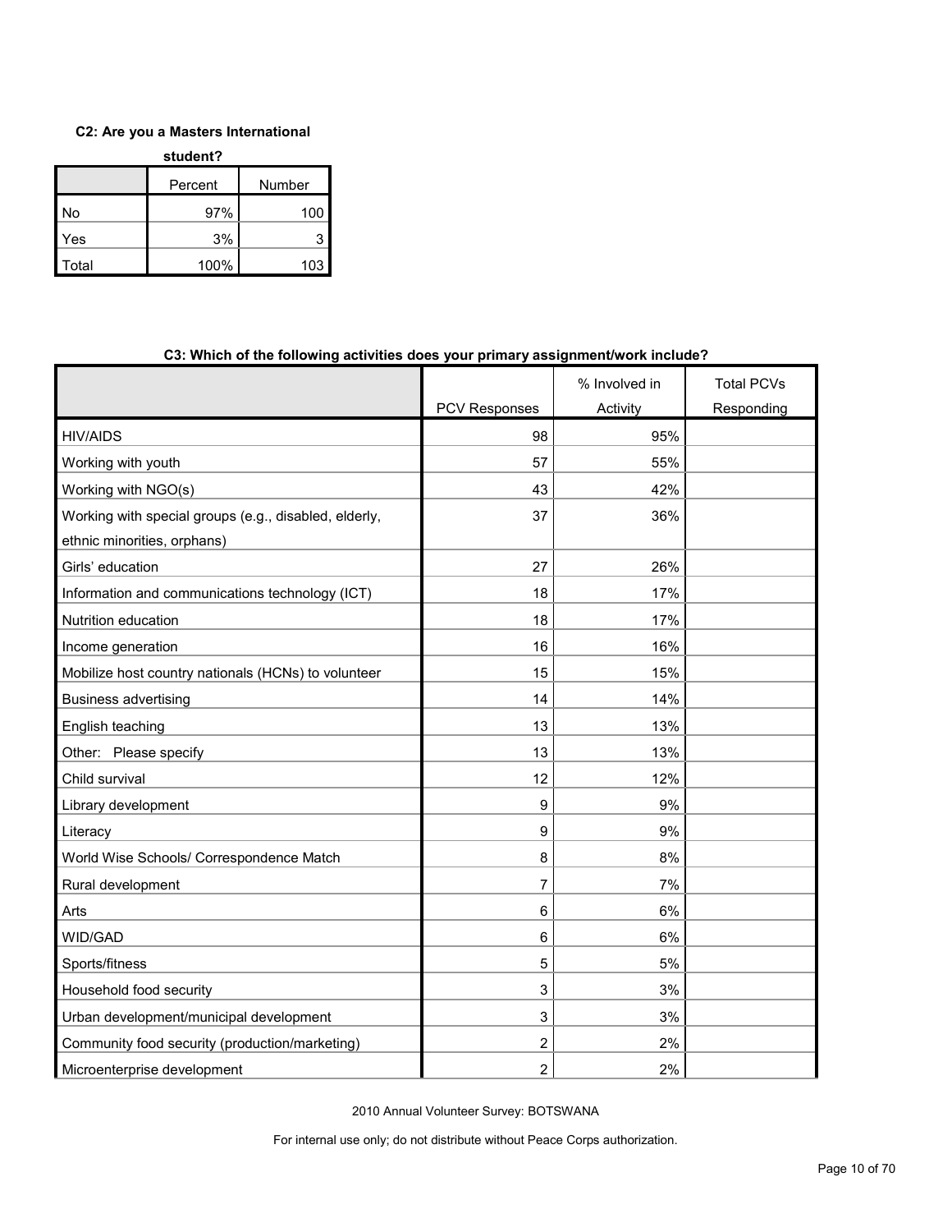**C2: Are you a Masters International student?**

| | Percent | Number |
|---|---|---|
| No | 97% | 100 |
| Yes | 3% | 3 |
| Total | 100% | 103 |

**C3: Which of the following activities does your primary assignment/work include?**

| | PCV Responses | % Involved in Activity | Total PCVs Responding |
|---|---|---|---|
| HIV/AIDS | 98 | 95% | |
| Working with youth | 57 | 55% | |
| Working with NGO(s) | 43 | 42% | |
| Working with special groups (e.g., disabled, elderly, ethnic minorities, orphans) | 37 | 36% | |
| Girls' education | 27 | 26% | |
| Information and communications technology (ICT) | 18 | 17% | |
| Nutrition education | 18 | 17% | |
| Income generation | 16 | 16% | |
| Mobilize host country nationals (HCNs) to volunteer | 15 | 15% | |
| Business advertising | 14 | 14% | |
| English teaching | 13 | 13% | |
| Other: Please specify | 13 | 13% | |
| Child survival | 12 | 12% | |
| Library development | 9 | 9% | |
| Literacy | 9 | 9% | |
| World Wise Schools/ Correspondence Match | 8 | 8% | |
| Rural development | 7 | 7% | |
| Arts | 6 | 6% | |
| WID/GAD | 6 | 6% | |
| Sports/fitness | 5 | 5% | |
| Household food security | 3 | 3% | |
| Urban development/municipal development | 3 | 3% | |
| Community food security (production/marketing) | 2 | 2% | |
| Microenterprise development | 2 | 2% | |

2010 Annual Volunteer Survey: BOTSWANA

For internal use only; do not distribute without Peace Corps authorization.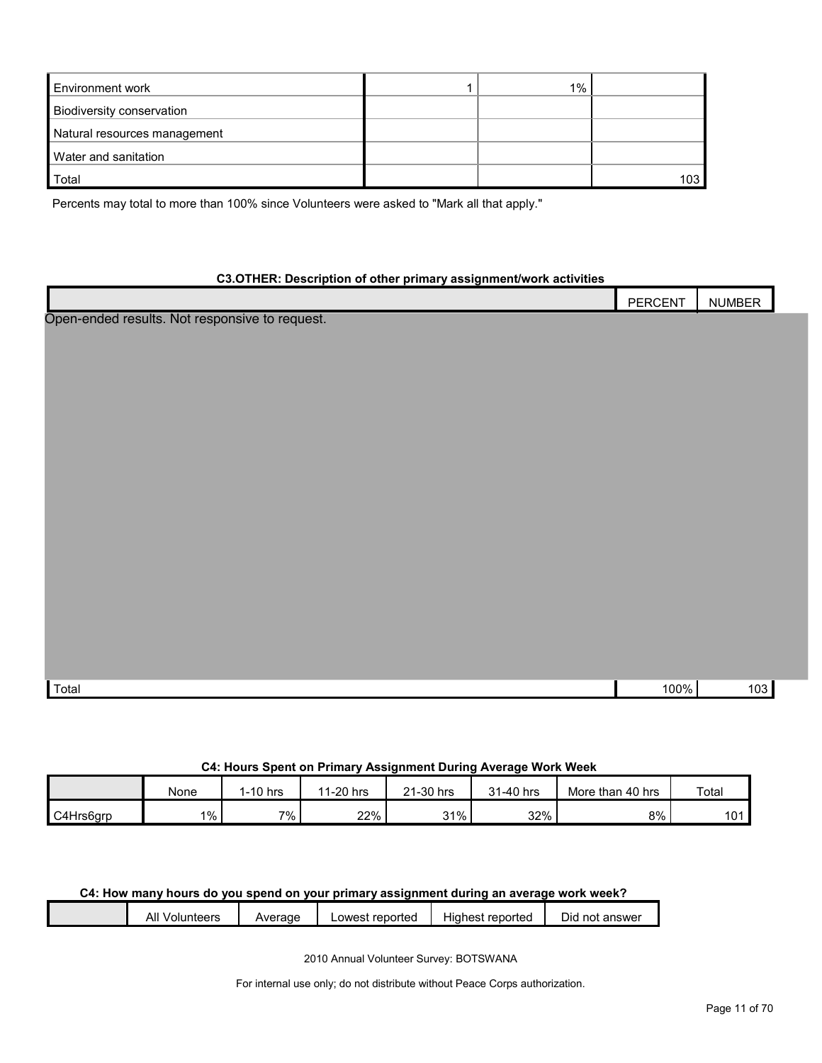| | | | |
|---|---|---|---|
| Environment work | 1 | 1% | |
| Biodiversity conservation | | | |
| Natural resources management | | | |
| Water and sanitation | | | |
| Total | | | 103 |

Percents may total to more than 100% since Volunteers were asked to "Mark all that apply."

**C3.OTHER: Description of other primary assignment/work activities**

| | PERCENT | NUMBER |
|---|---|---|
| Open-ended results. Not responsive to request. | | |
| Total | 100% | 103 |

**C4: Hours Spent on Primary Assignment During Average Work Week**

| | None | 1-10 hrs | 11-20 hrs | 21-30 hrs | 31-40 hrs | More than 40 hrs | Total |
|---|---|---|---|---|---|---|---|
| C4Hrs6grp | 1% | 7% | 22% | 31% | 32% | 8% | 101 |

**C4: How many hours do you spend on your primary assignment during an average work week?**

| | All Volunteers | Average | Lowest reported | Highest reported | Did not answer |
|---|---|---|---|---|---|

2010 Annual Volunteer Survey: BOTSWANA

For internal use only; do not distribute without Peace Corps authorization.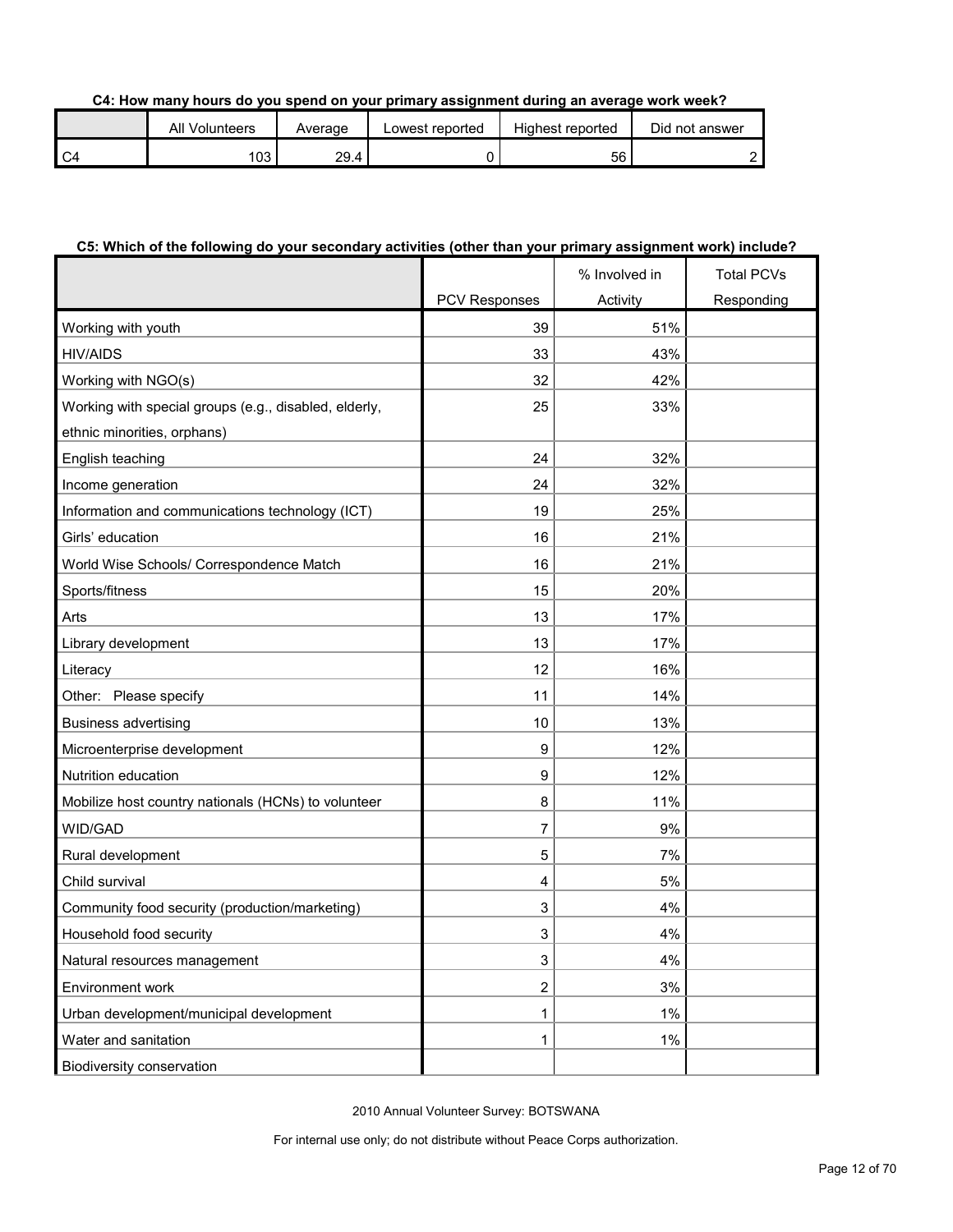**C4: How many hours do you spend on your primary assignment during an average work week?**

| | All Volunteers | Average | Lowest reported | Highest reported | Did not answer |
|---|---|---|---|---|---|
| C4 | 103 | 29.4 | 0 | 56 | 2 |

**C5: Which of the following do your secondary activities (other than your primary assignment work) include?**

| | PCV Responses | % Involved in Activity | Total PCVs Responding |
|---|---|---|---|
| Working with youth | 39 | 51% | |
| HIV/AIDS | 33 | 43% | |
| Working with NGO(s) | 32 | 42% | |
| Working with special groups (e.g., disabled, elderly, ethnic minorities, orphans) | 25 | 33% | |
| English teaching | 24 | 32% | |
| Income generation | 24 | 32% | |
| Information and communications technology (ICT) | 19 | 25% | |
| Girls' education | 16 | 21% | |
| World Wise Schools/ Correspondence Match | 16 | 21% | |
| Sports/fitness | 15 | 20% | |
| Arts | 13 | 17% | |
| Library development | 13 | 17% | |
| Literacy | 12 | 16% | |
| Other: Please specify | 11 | 14% | |
| Business advertising | 10 | 13% | |
| Microenterprise development | 9 | 12% | |
| Nutrition education | 9 | 12% | |
| Mobilize host country nationals (HCNs) to volunteer | 8 | 11% | |
| WID/GAD | 7 | 9% | |
| Rural development | 5 | 7% | |
| Child survival | 4 | 5% | |
| Community food security (production/marketing) | 3 | 4% | |
| Household food security | 3 | 4% | |
| Natural resources management | 3 | 4% | |
| Environment work | 2 | 3% | |
| Urban development/municipal development | 1 | 1% | |
| Water and sanitation | 1 | 1% | |
| Biodiversity conservation | | | |

2010 Annual Volunteer Survey: BOTSWANA

For internal use only; do not distribute without Peace Corps authorization.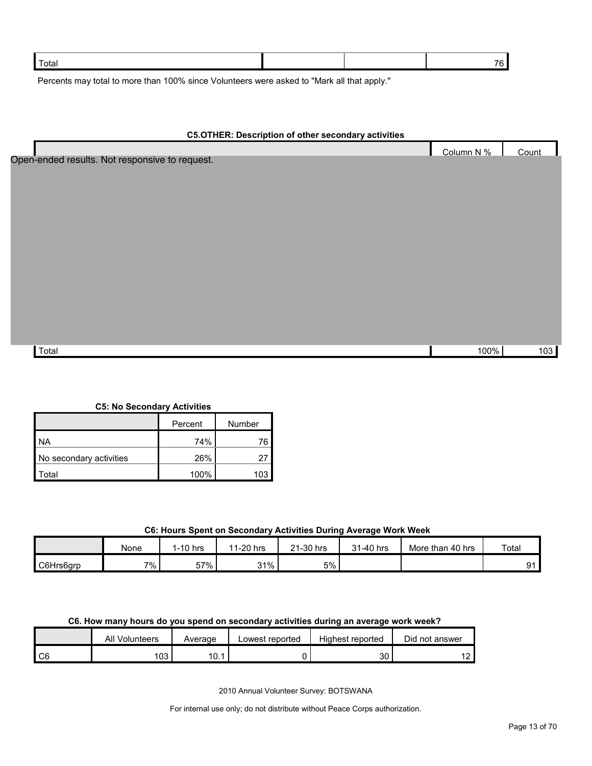| Total | | | 76 |
|---|---|---|---|

Percents may total to more than 100% since Volunteers were asked to "Mark all that apply."

**C5.OTHER: Description of other secondary activities**

| | Column N % | Count |
|---|---|---|
| Open-ended results. Not responsive to request. | | |
| Total | 100% | 103 |

**C5: No Secondary Activities**

| | Percent | Number |
|---|---|---|
| NA | 74% | 76 |
| No secondary activities | 26% | 27 |
| Total | 100% | 103 |

**C6: Hours Spent on Secondary Activities During Average Work Week**

| | None | 1-10 hrs | 11-20 hrs | 21-30 hrs | 31-40 hrs | More than 40 hrs | Total |
|---|---|---|---|---|---|---|---|
| C6Hrs6grp | 7% | 57% | 31% | 5% | | | 91 |

**C6. How many hours do you spend on secondary activities during an average work week?**

| | All Volunteers | Average | Lowest reported | Highest reported | Did not answer |
|---|---|---|---|---|---|
| C6 | 103 | 10.1 | 0 | 30 | 12 |

2010 Annual Volunteer Survey: BOTSWANA

For internal use only; do not distribute without Peace Corps authorization.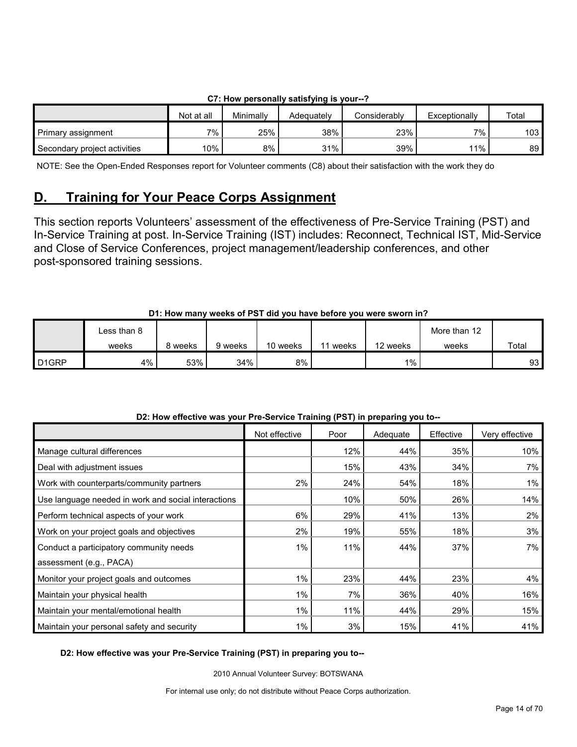**C7: How personally satisfying is your--?**

| | Not at all | Minimally | Adequately | Considerably | Exceptionally | Total |
|---|---|---|---|---|---|---|
| Primary assignment | 7% | 25% | 38% | 23% | 7% | 103 |
| Secondary project activities | 10% | 8% | 31% | 39% | 11% | 89 |

NOTE: See the Open-Ended Responses report for Volunteer comments (C8) about their satisfaction with the work they do

## D. Training for Your Peace Corps Assignment

This section reports Volunteers' assessment of the effectiveness of Pre-Service Training (PST) and In-Service Training at post. In-Service Training (IST) includes: Reconnect, Technical IST, Mid-Service and Close of Service Conferences, project management/leadership conferences, and other post-sponsored training sessions.

**D1: How many weeks of PST did you have before you were sworn in?**

| | Less than 8 weeks | 8 weeks | 9 weeks | 10 weeks | 11 weeks | 12 weeks | More than 12 weeks | Total |
|---|---|---|---|---|---|---|---|---|
| D1GRP | 4% | 53% | 34% | 8% | | 1% | | 93 |

**D2: How effective was your Pre-Service Training (PST) in preparing you to--**

| | Not effective | Poor | Adequate | Effective | Very effective |
|---|---|---|---|---|---|
| Manage cultural differences | | 12% | 44% | 35% | 10% |
| Deal with adjustment issues | | 15% | 43% | 34% | 7% |
| Work with counterparts/community partners | 2% | 24% | 54% | 18% | 1% |
| Use language needed in work and social interactions | | 10% | 50% | 26% | 14% |
| Perform technical aspects of your work | 6% | 29% | 41% | 13% | 2% |
| Work on your project goals and objectives | 2% | 19% | 55% | 18% | 3% |
| Conduct a participatory community needs assessment (e.g., PACA) | 1% | 11% | 44% | 37% | 7% |
| Monitor your project goals and outcomes | 1% | 23% | 44% | 23% | 4% |
| Maintain your physical health | 1% | 7% | 36% | 40% | 16% |
| Maintain your mental/emotional health | 1% | 11% | 44% | 29% | 15% |
| Maintain your personal safety and security | 1% | 3% | 15% | 41% | 41% |

**D2: How effective was your Pre-Service Training (PST) in preparing you to--**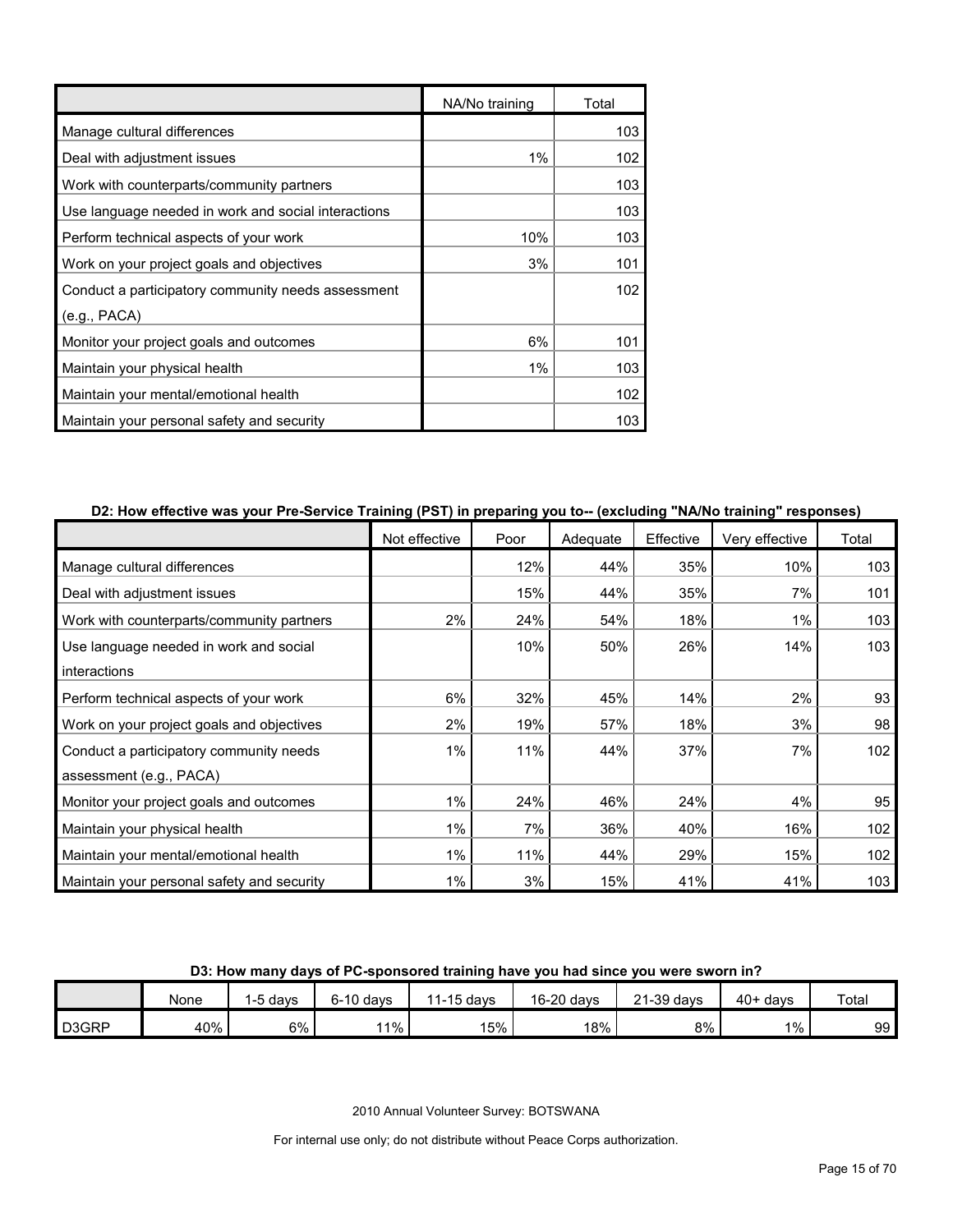| | NA/No training | Total |
|---|---|---|
| Manage cultural differences | | 103 |
| Deal with adjustment issues | 1% | 102 |
| Work with counterparts/community partners | | 103 |
| Use language needed in work and social interactions | | 103 |
| Perform technical aspects of your work | 10% | 103 |
| Work on your project goals and objectives | 3% | 101 |
| Conduct a participatory community needs assessment (e.g., PACA) | | 102 |
| Monitor your project goals and outcomes | 6% | 101 |
| Maintain your physical health | 1% | 103 |
| Maintain your mental/emotional health | | 102 |
| Maintain your personal safety and security | | 103 |

**D2: How effective was your Pre-Service Training (PST) in preparing you to-- (excluding "NA/No training" responses)**

| | Not effective | Poor | Adequate | Effective | Very effective | Total |
|---|---|---|---|---|---|---|
| Manage cultural differences | | 12% | 44% | 35% | 10% | 103 |
| Deal with adjustment issues | | 15% | 44% | 35% | 7% | 101 |
| Work with counterparts/community partners | 2% | 24% | 54% | 18% | 1% | 103 |
| Use language needed in work and social interactions | | 10% | 50% | 26% | 14% | 103 |
| Perform technical aspects of your work | 6% | 32% | 45% | 14% | 2% | 93 |
| Work on your project goals and objectives | 2% | 19% | 57% | 18% | 3% | 98 |
| Conduct a participatory community needs assessment (e.g., PACA) | 1% | 11% | 44% | 37% | 7% | 102 |
| Monitor your project goals and outcomes | 1% | 24% | 46% | 24% | 4% | 95 |
| Maintain your physical health | 1% | 7% | 36% | 40% | 16% | 102 |
| Maintain your mental/emotional health | 1% | 11% | 44% | 29% | 15% | 102 |
| Maintain your personal safety and security | 1% | 3% | 15% | 41% | 41% | 103 |

**D3: How many days of PC-sponsored training have you had since you were sworn in?**

| | None | 1-5 days | 6-10 days | 11-15 days | 16-20 days | 21-39 days | 40+ days | Total |
|---|---|---|---|---|---|---|---|---|
| D3GRP | 40% | 6% | 11% | 15% | 18% | 8% | 1% | 99 |

2010 Annual Volunteer Survey: BOTSWANA

For internal use only; do not distribute without Peace Corps authorization.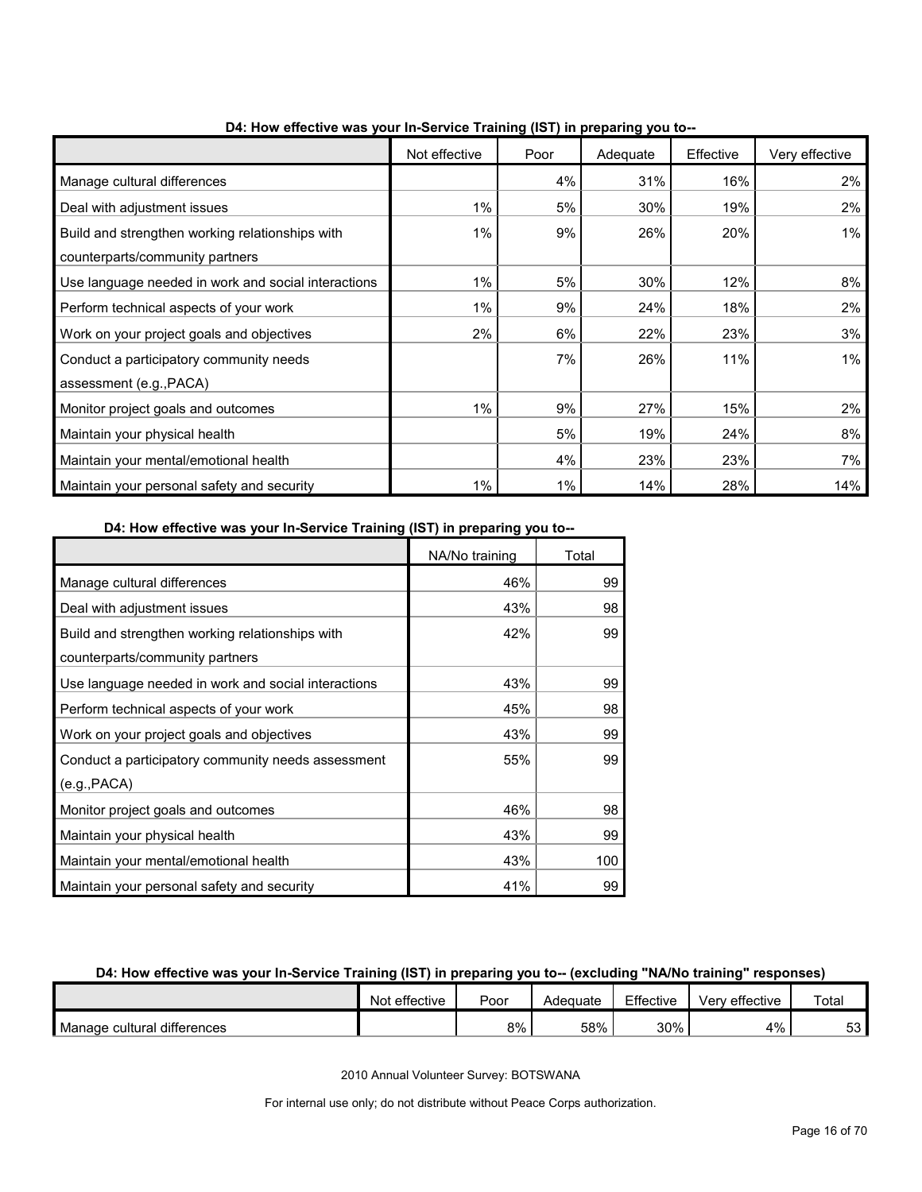**D4: How effective was your In-Service Training (IST) in preparing you to--**

| | Not effective | Poor | Adequate | Effective | Very effective |
|---|---|---|---|---|---|
| Manage cultural differences | | 4% | 31% | 16% | 2% |
| Deal with adjustment issues | 1% | 5% | 30% | 19% | 2% |
| Build and strengthen working relationships with counterparts/community partners | 1% | 9% | 26% | 20% | 1% |
| Use language needed in work and social interactions | 1% | 5% | 30% | 12% | 8% |
| Perform technical aspects of your work | 1% | 9% | 24% | 18% | 2% |
| Work on your project goals and objectives | 2% | 6% | 22% | 23% | 3% |
| Conduct a participatory community needs assessment (e.g.,PACA) | | 7% | 26% | 11% | 1% |
| Monitor project goals and outcomes | 1% | 9% | 27% | 15% | 2% |
| Maintain your physical health | | 5% | 19% | 24% | 8% |
| Maintain your mental/emotional health | | 4% | 23% | 23% | 7% |
| Maintain your personal safety and security | 1% | 1% | 14% | 28% | 14% |

**D4: How effective was your In-Service Training (IST) in preparing you to--**

| | NA/No training | Total |
|---|---|---|
| Manage cultural differences | 46% | 99 |
| Deal with adjustment issues | 43% | 98 |
| Build and strengthen working relationships with counterparts/community partners | 42% | 99 |
| Use language needed in work and social interactions | 43% | 99 |
| Perform technical aspects of your work | 45% | 98 |
| Work on your project goals and objectives | 43% | 99 |
| Conduct a participatory community needs assessment (e.g.,PACA) | 55% | 99 |
| Monitor project goals and outcomes | 46% | 98 |
| Maintain your physical health | 43% | 99 |
| Maintain your mental/emotional health | 43% | 100 |
| Maintain your personal safety and security | 41% | 99 |

**D4: How effective was your In-Service Training (IST) in preparing you to-- (excluding "NA/No training" responses)**

| | Not effective | Poor | Adequate | Effective | Very effective | Total |
|---|---|---|---|---|---|---|
| Manage cultural differences | | 8% | 58% | 30% | 4% | 53 |

2010 Annual Volunteer Survey: BOTSWANA

For internal use only; do not distribute without Peace Corps authorization.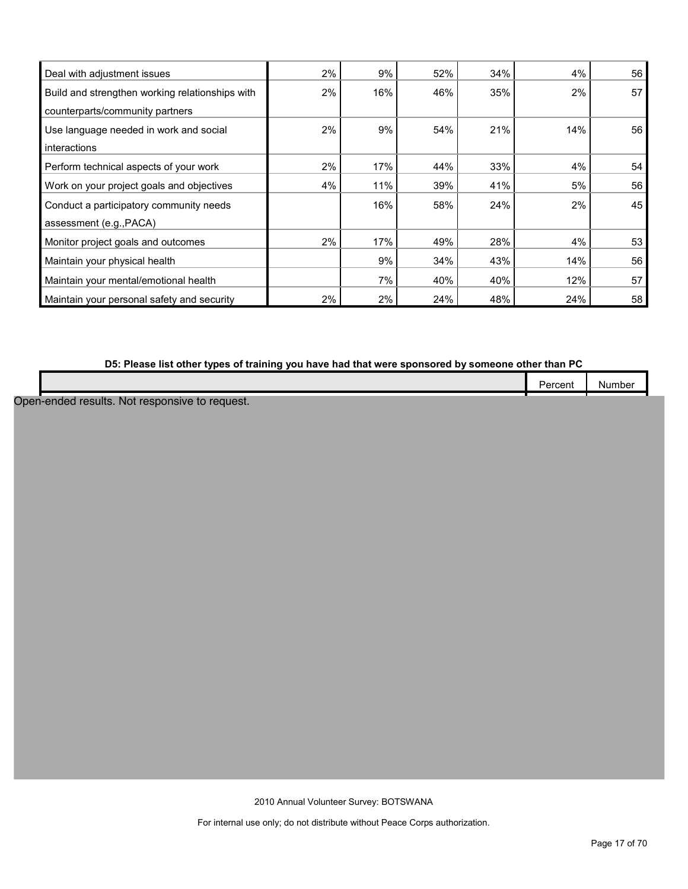| | | | | | | |
|---|---|---|---|---|---|---|
| Deal with adjustment issues | 2% | 9% | 52% | 34% | 4% | 56 |
| Build and strengthen working relationships with counterparts/community partners | 2% | 16% | 46% | 35% | 2% | 57 |
| Use language needed in work and social interactions | 2% | 9% | 54% | 21% | 14% | 56 |
| Perform technical aspects of your work | 2% | 17% | 44% | 33% | 4% | 54 |
| Work on your project goals and objectives | 4% | 11% | 39% | 41% | 5% | 56 |
| Conduct a participatory community needs assessment (e.g.,PACA) | | 16% | 58% | 24% | 2% | 45 |
| Monitor project goals and outcomes | 2% | 17% | 49% | 28% | 4% | 53 |
| Maintain your physical health | | 9% | 34% | 43% | 14% | 56 |
| Maintain your mental/emotional health | | 7% | 40% | 40% | 12% | 57 |
| Maintain your personal safety and security | 2% | 2% | 24% | 48% | 24% | 58 |

**D5: Please list other types of training you have had that were sponsored by someone other than PC**

| | Percent | Number |
|---|---|---|

Open-ended results. Not responsive to request.

2010 Annual Volunteer Survey: BOTSWANA

For internal use only; do not distribute without Peace Corps authorization.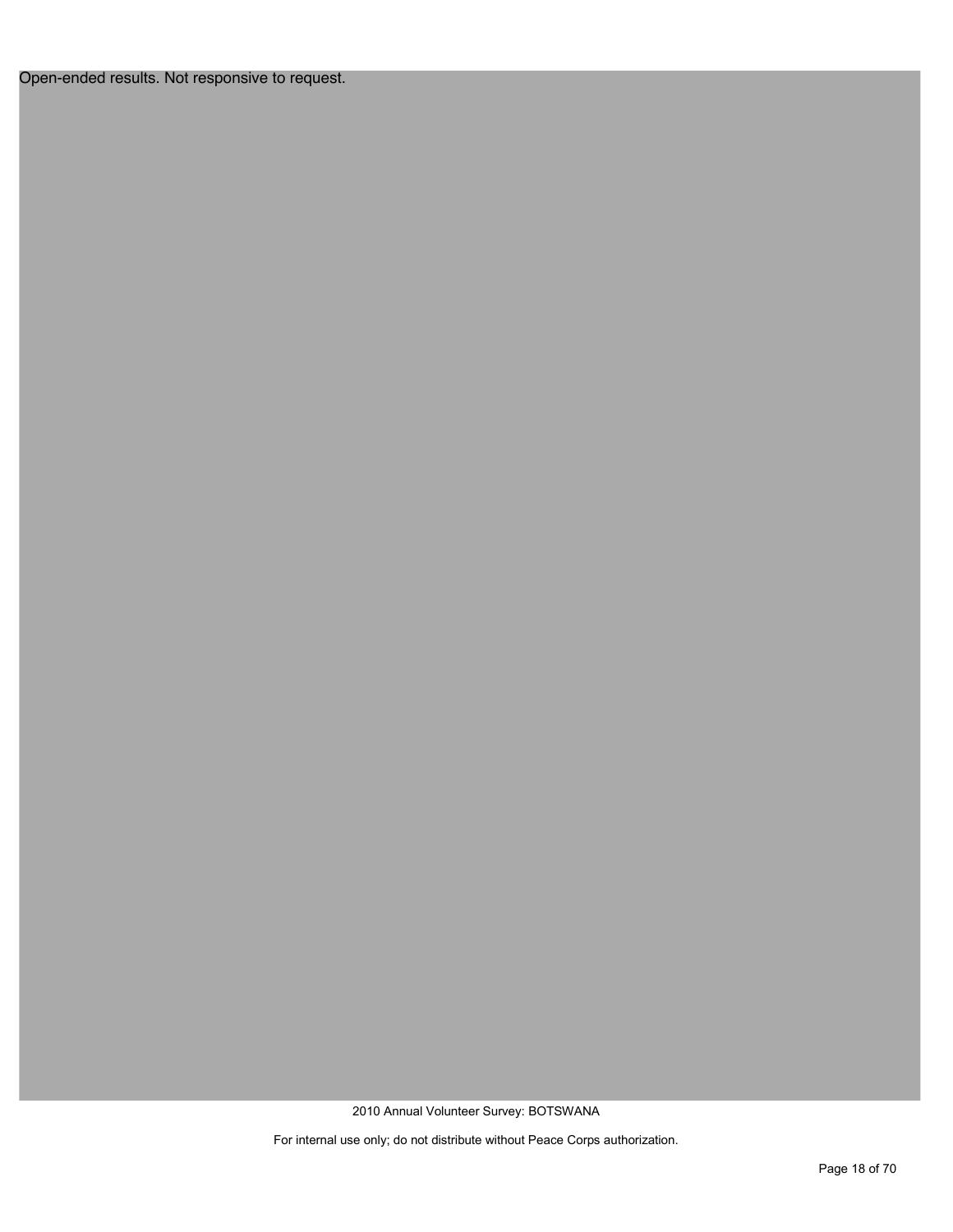Open-ended results. Not responsive to request.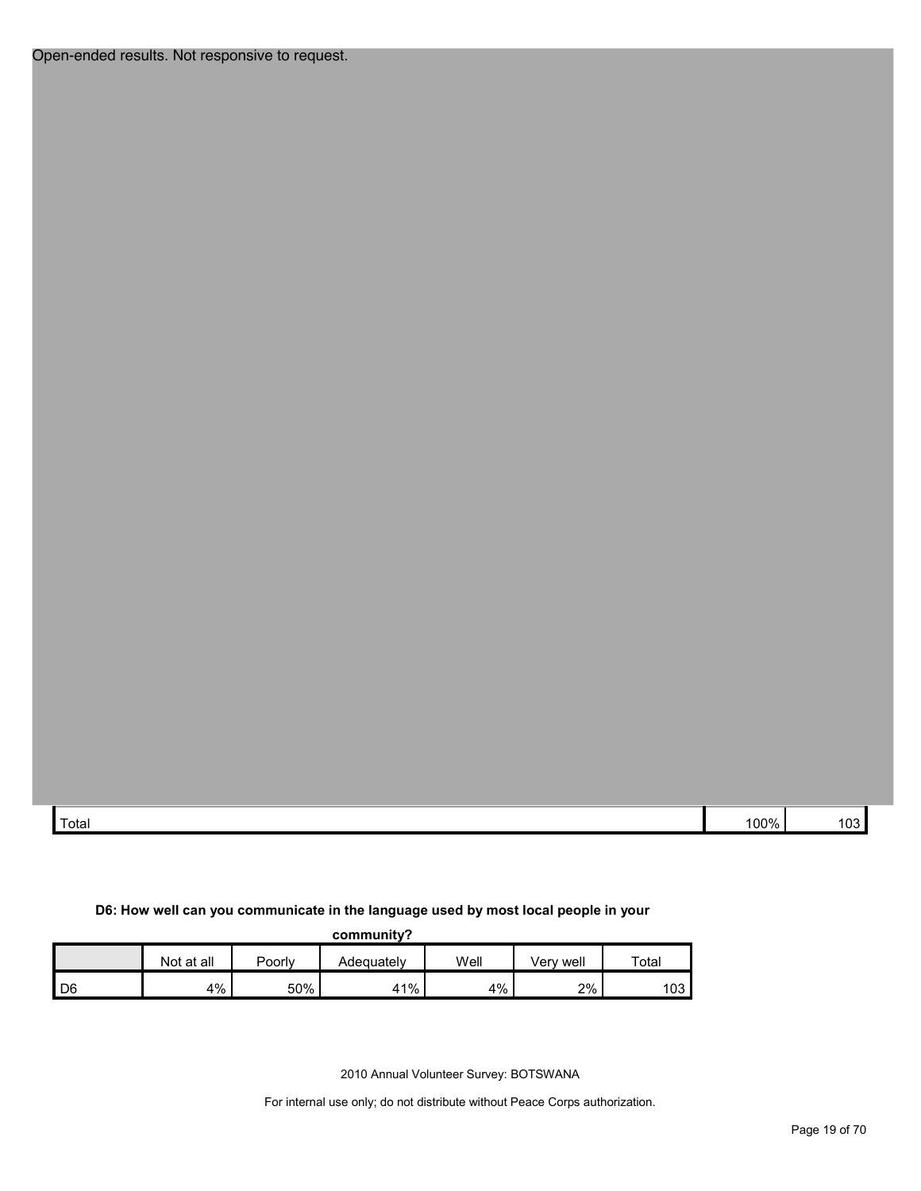Open-ended results. Not responsive to request.

| Total | 100% | 103 |
|---|---|---|

**D6: How well can you communicate in the language used by most local people in your community?**

| | Not at all | Poorly | Adequately | Well | Very well | Total |
|---|---|---|---|---|---|---|
| D6 | 4% | 50% | 41% | 4% | 2% | 103 |

2010 Annual Volunteer Survey: BOTSWANA

For internal use only; do not distribute without Peace Corps authorization.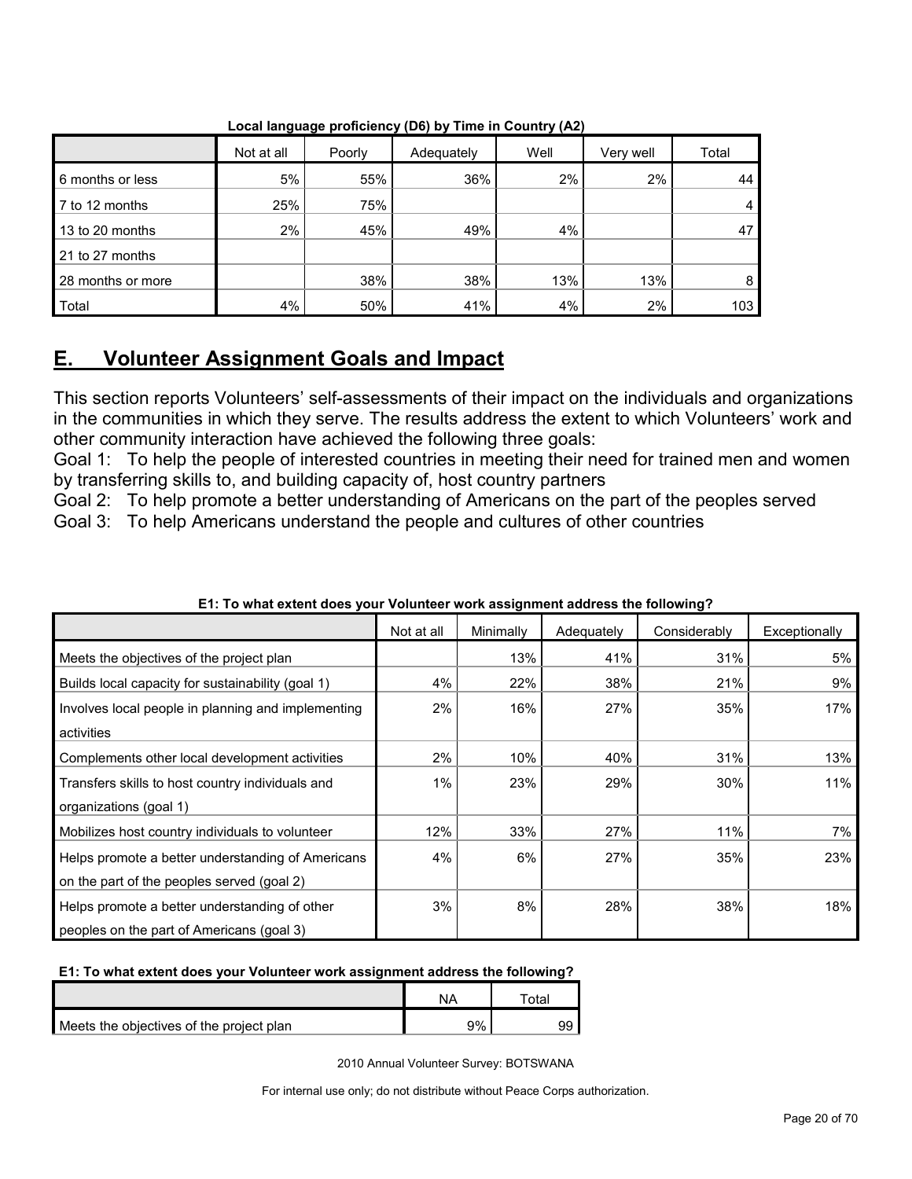**Local language proficiency (D6) by Time in Country (A2)**

| | Not at all | Poorly | Adequately | Well | Very well | Total |
|---|---|---|---|---|---|---|
| 6 months or less | 5% | 55% | 36% | 2% | 2% | 44 |
| 7 to 12 months | 25% | 75% | | | | 4 |
| 13 to 20 months | 2% | 45% | 49% | 4% | | 47 |
| 21 to 27 months | | | | | | |
| 28 months or more | | 38% | 38% | 13% | 13% | 8 |
| Total | 4% | 50% | 41% | 4% | 2% | 103 |

## E. Volunteer Assignment Goals and Impact

This section reports Volunteers' self-assessments of their impact on the individuals and organizations in the communities in which they serve. The results address the extent to which Volunteers' work and other community interaction have achieved the following three goals:

Goal 1: To help the people of interested countries in meeting their need for trained men and women by transferring skills to, and building capacity of, host country partners

Goal 2: To help promote a better understanding of Americans on the part of the peoples served

Goal 3: To help Americans understand the people and cultures of other countries

**E1: To what extent does your Volunteer work assignment address the following?**

| | Not at all | Minimally | Adequately | Considerably | Exceptionally |
|---|---|---|---|---|---|
| Meets the objectives of the project plan | | 13% | 41% | 31% | 5% |
| Builds local capacity for sustainability (goal 1) | 4% | 22% | 38% | 21% | 9% |
| Involves local people in planning and implementing activities | 2% | 16% | 27% | 35% | 17% |
| Complements other local development activities | 2% | 10% | 40% | 31% | 13% |
| Transfers skills to host country individuals and organizations (goal 1) | 1% | 23% | 29% | 30% | 11% |
| Mobilizes host country individuals to volunteer | 12% | 33% | 27% | 11% | 7% |
| Helps promote a better understanding of Americans on the part of the peoples served (goal 2) | 4% | 6% | 27% | 35% | 23% |
| Helps promote a better understanding of other peoples on the part of Americans (goal 3) | 3% | 8% | 28% | 38% | 18% |

**E1: To what extent does your Volunteer work assignment address the following?**

| | NA | Total |
|---|---|---|
| Meets the objectives of the project plan | 9% | 99 |

2010 Annual Volunteer Survey: BOTSWANA

For internal use only; do not distribute without Peace Corps authorization.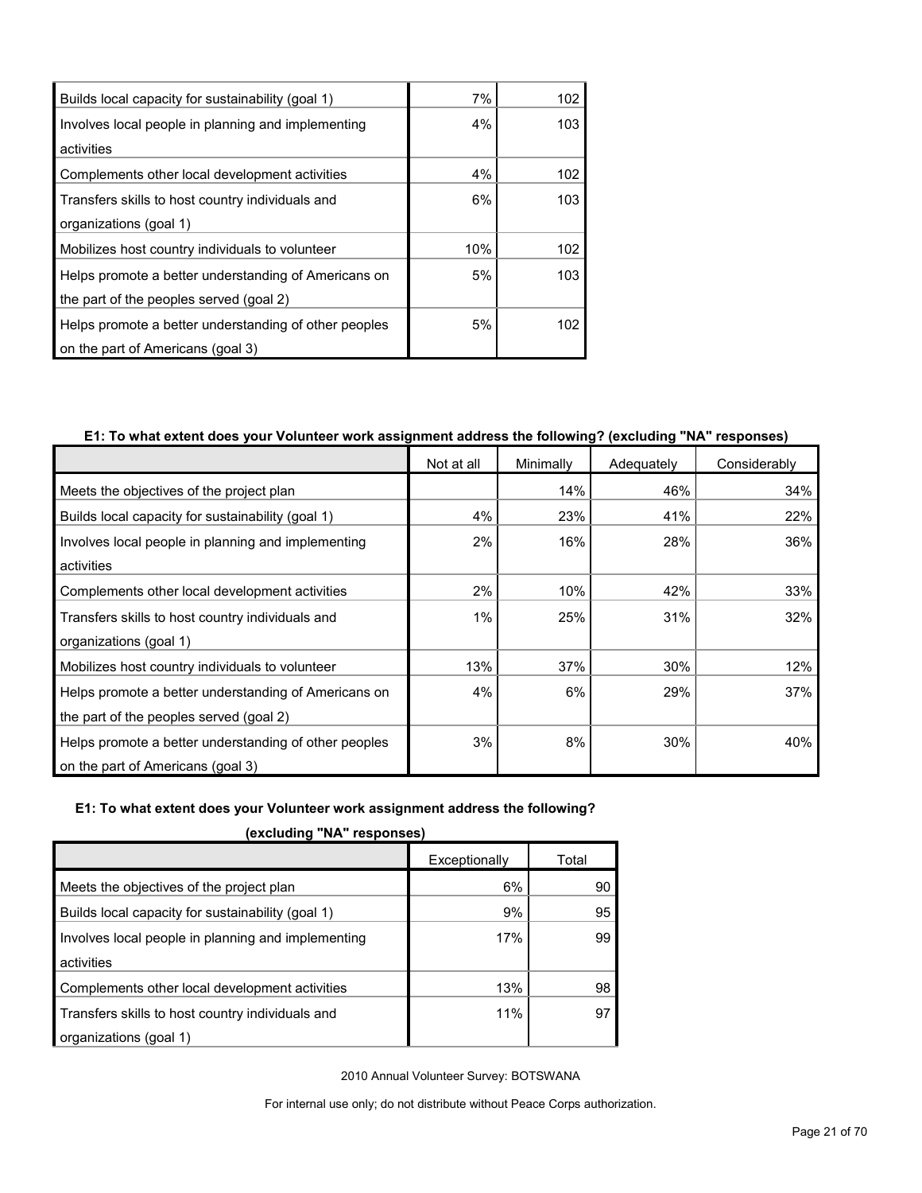| | | |
|---|---|---|
| Builds local capacity for sustainability (goal 1) | 7% | 102 |
| Involves local people in planning and implementing activities | 4% | 103 |
| Complements other local development activities | 4% | 102 |
| Transfers skills to host country individuals and organizations (goal 1) | 6% | 103 |
| Mobilizes host country individuals to volunteer | 10% | 102 |
| Helps promote a better understanding of Americans on the part of the peoples served (goal 2) | 5% | 103 |
| Helps promote a better understanding of other peoples on the part of Americans (goal 3) | 5% | 102 |

**E1: To what extent does your Volunteer work assignment address the following? (excluding "NA" responses)**

| | Not at all | Minimally | Adequately | Considerably |
|---|---|---|---|---|
| Meets the objectives of the project plan | | 14% | 46% | 34% |
| Builds local capacity for sustainability (goal 1) | 4% | 23% | 41% | 22% |
| Involves local people in planning and implementing activities | 2% | 16% | 28% | 36% |
| Complements other local development activities | 2% | 10% | 42% | 33% |
| Transfers skills to host country individuals and organizations (goal 1) | 1% | 25% | 31% | 32% |
| Mobilizes host country individuals to volunteer | 13% | 37% | 30% | 12% |
| Helps promote a better understanding of Americans on the part of the peoples served (goal 2) | 4% | 6% | 29% | 37% |
| Helps promote a better understanding of other peoples on the part of Americans (goal 3) | 3% | 8% | 30% | 40% |

**E1: To what extent does your Volunteer work assignment address the following? (excluding "NA" responses)**

| | Exceptionally | Total |
|---|---|---|
| Meets the objectives of the project plan | 6% | 90 |
| Builds local capacity for sustainability (goal 1) | 9% | 95 |
| Involves local people in planning and implementing activities | 17% | 99 |
| Complements other local development activities | 13% | 98 |
| Transfers skills to host country individuals and organizations (goal 1) | 11% | 97 |

2010 Annual Volunteer Survey: BOTSWANA

For internal use only; do not distribute without Peace Corps authorization.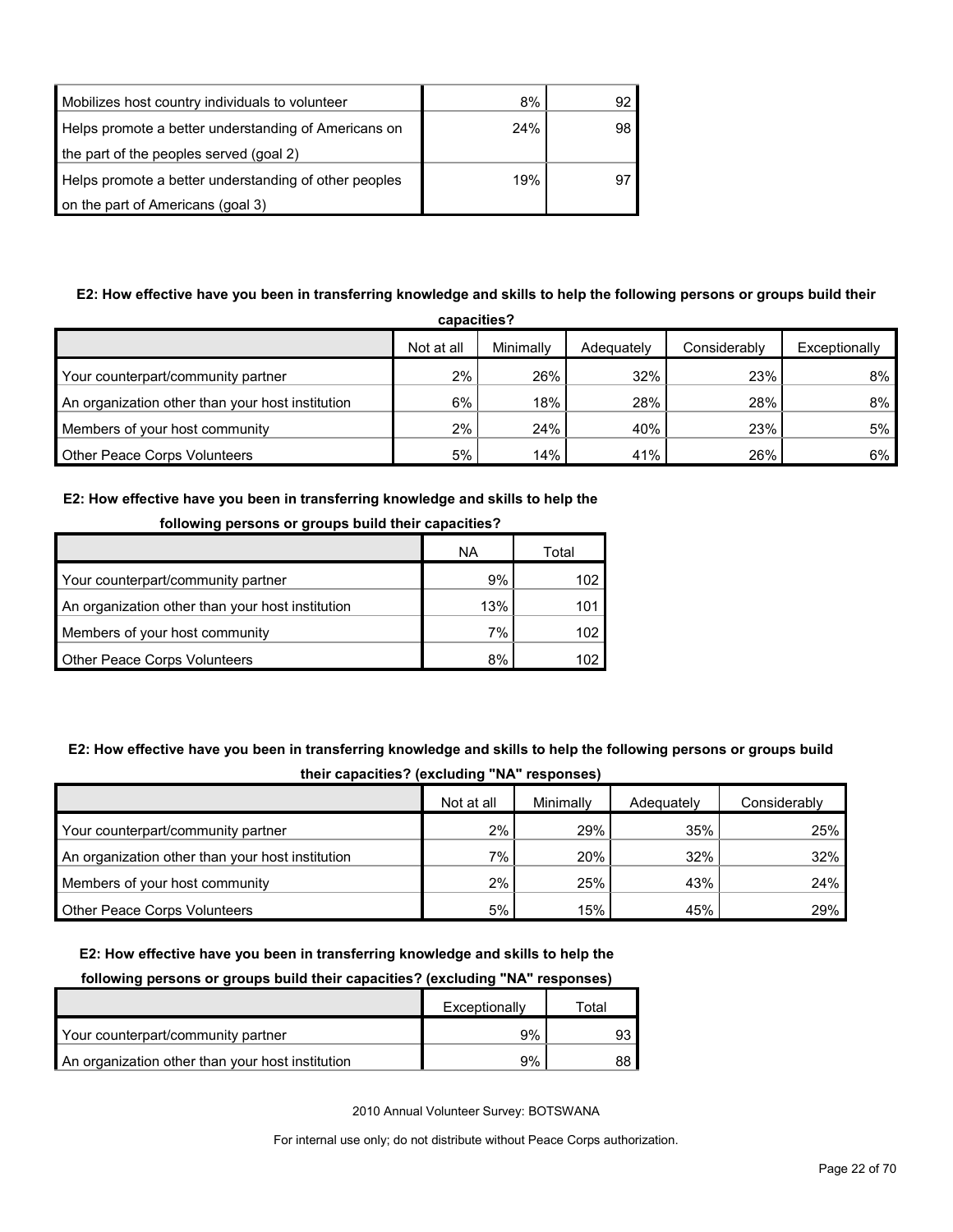| | | |
|---|---|---|
| Mobilizes host country individuals to volunteer | 8% | 92 |
| Helps promote a better understanding of Americans on the part of the peoples served (goal 2) | 24% | 98 |
| Helps promote a better understanding of other peoples on the part of Americans (goal 3) | 19% | 97 |

**E2: How effective have you been in transferring knowledge and skills to help the following persons or groups build their capacities?**

| | Not at all | Minimally | Adequately | Considerably | Exceptionally |
|---|---|---|---|---|---|
| Your counterpart/community partner | 2% | 26% | 32% | 23% | 8% |
| An organization other than your host institution | 6% | 18% | 28% | 28% | 8% |
| Members of your host community | 2% | 24% | 40% | 23% | 5% |
| Other Peace Corps Volunteers | 5% | 14% | 41% | 26% | 6% |

**E2: How effective have you been in transferring knowledge and skills to help the following persons or groups build their capacities?**

| | NA | Total |
|---|---|---|
| Your counterpart/community partner | 9% | 102 |
| An organization other than your host institution | 13% | 101 |
| Members of your host community | 7% | 102 |
| Other Peace Corps Volunteers | 8% | 102 |

**E2: How effective have you been in transferring knowledge and skills to help the following persons or groups build their capacities? (excluding "NA" responses)**

| | Not at all | Minimally | Adequately | Considerably |
|---|---|---|---|---|
| Your counterpart/community partner | 2% | 29% | 35% | 25% |
| An organization other than your host institution | 7% | 20% | 32% | 32% |
| Members of your host community | 2% | 25% | 43% | 24% |
| Other Peace Corps Volunteers | 5% | 15% | 45% | 29% |

**E2: How effective have you been in transferring knowledge and skills to help the following persons or groups build their capacities? (excluding "NA" responses)**

| | Exceptionally | Total |
|---|---|---|
| Your counterpart/community partner | 9% | 93 |
| An organization other than your host institution | 9% | 88 |

2010 Annual Volunteer Survey: BOTSWANA

For internal use only; do not distribute without Peace Corps authorization.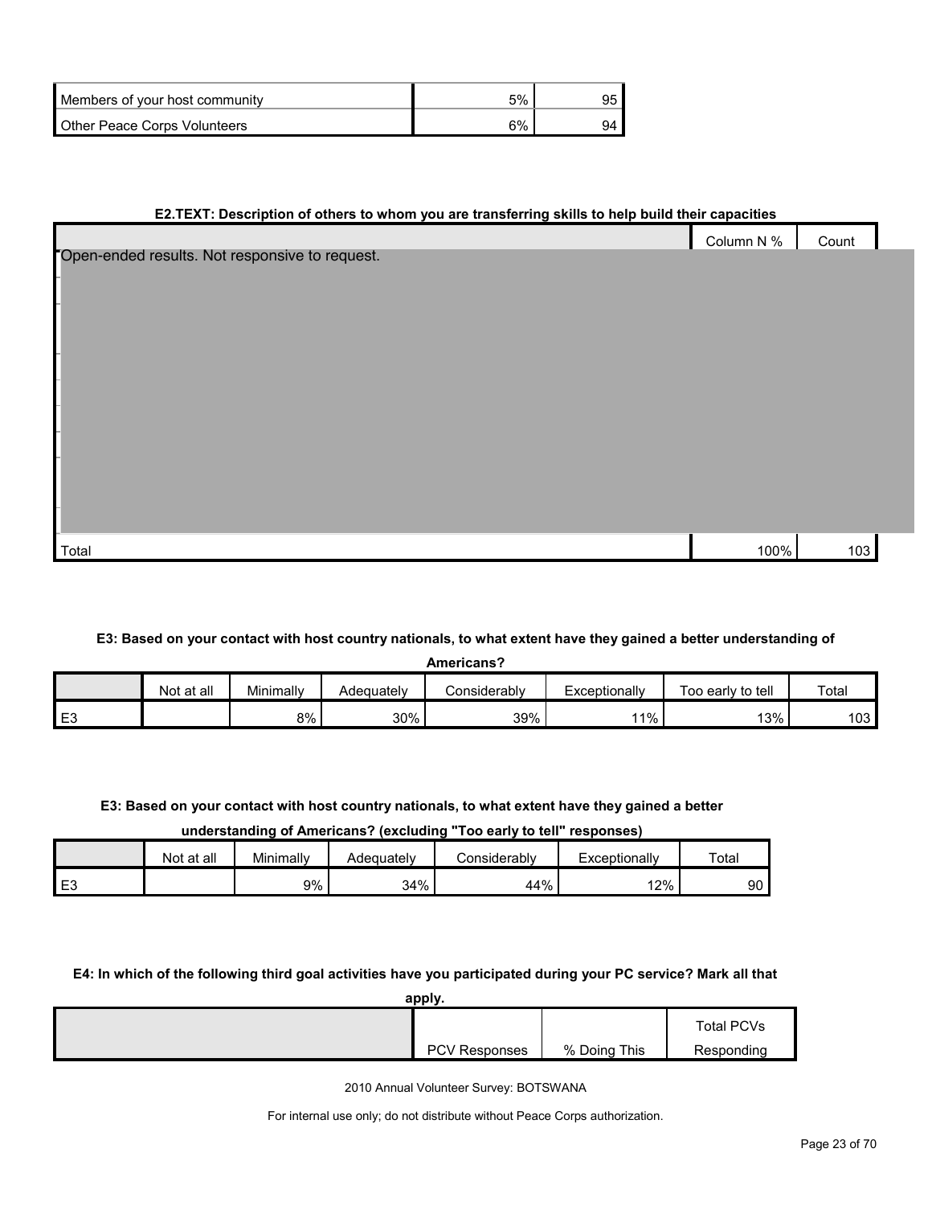| | | |
|---|---|---|
| Members of your host community | 5% | 95 |
| Other Peace Corps Volunteers | 6% | 94 |

**E2.TEXT: Description of others to whom you are transferring skills to help build their capacities**

| | Column N % | Count |
|---|---|---|
| Open-ended results. Not responsive to request. | | |
| Total | 100% | 103 |

**E3: Based on your contact with host country nationals, to what extent have they gained a better understanding of Americans?**

| | Not at all | Minimally | Adequately | Considerably | Exceptionally | Too early to tell | Total |
|---|---|---|---|---|---|---|---|
| E3 | | 8% | 30% | 39% | 11% | 13% | 103 |

**E3: Based on your contact with host country nationals, to what extent have they gained a better understanding of Americans? (excluding "Too early to tell" responses)**

| | Not at all | Minimally | Adequately | Considerably | Exceptionally | Total |
|---|---|---|---|---|---|---|
| E3 | | 9% | 34% | 44% | 12% | 90 |

**E4: In which of the following third goal activities have you participated during your PC service? Mark all that apply.**

| | PCV Responses | % Doing This | Total PCVs Responding |
|---|---|---|---|

2010 Annual Volunteer Survey: BOTSWANA

For internal use only; do not distribute without Peace Corps authorization.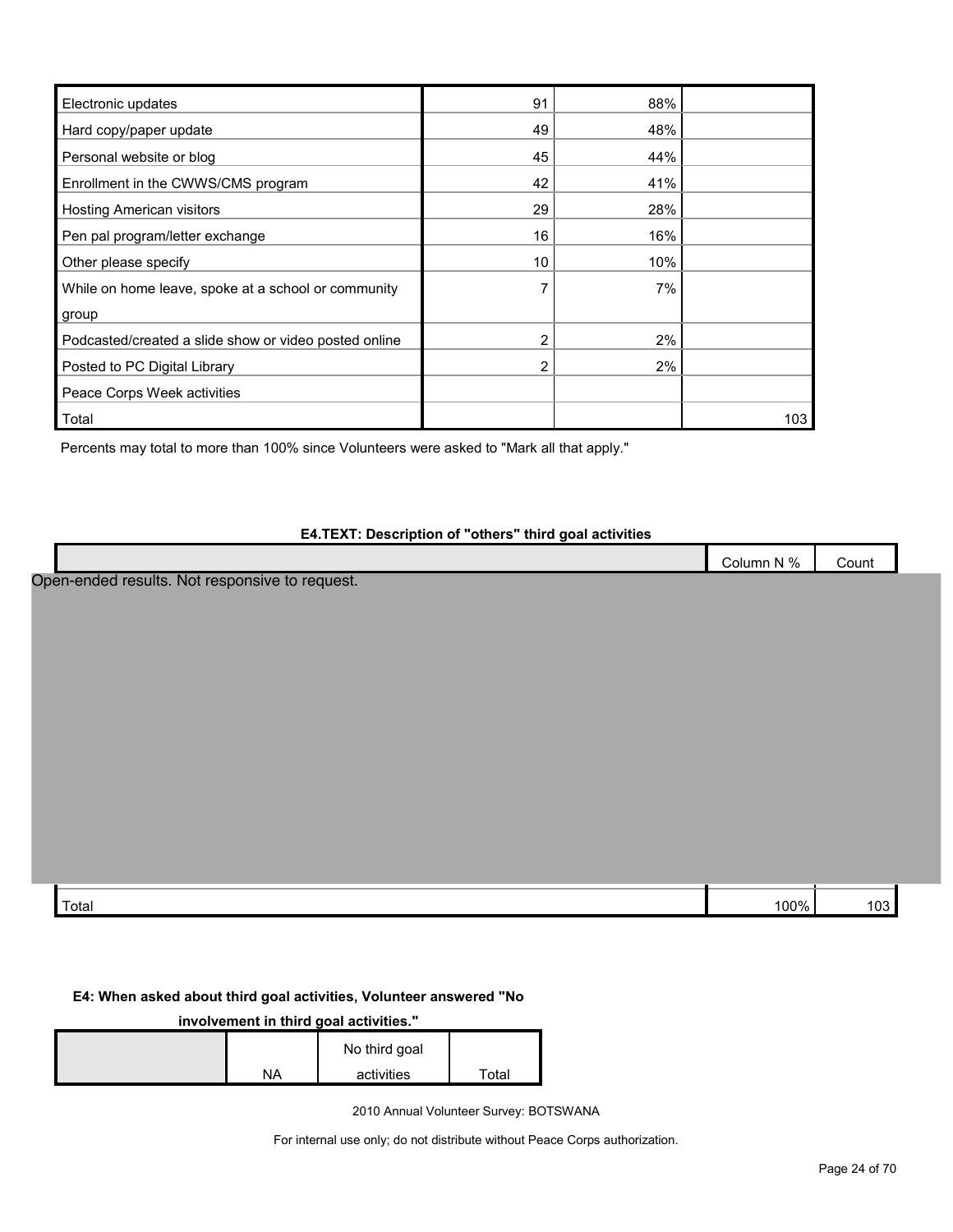| | | | |
|---|---|---|---|
| Electronic updates | 91 | 88% | |
| Hard copy/paper update | 49 | 48% | |
| Personal website or blog | 45 | 44% | |
| Enrollment in the CWWS/CMS program | 42 | 41% | |
| Hosting American visitors | 29 | 28% | |
| Pen pal program/letter exchange | 16 | 16% | |
| Other please specify | 10 | 10% | |
| While on home leave, spoke at a school or community group | 7 | 7% | |
| Podcasted/created a slide show or video posted online | 2 | 2% | |
| Posted to PC Digital Library | 2 | 2% | |
| Peace Corps Week activities | | | |
| Total | | | 103 |

Percents may total to more than 100% since Volunteers were asked to "Mark all that apply."

**E4.TEXT: Description of "others" third goal activities**

| | Column N % | Count |
|---|---|---|
| Open-ended results. Not responsive to request. | | |
| Total | 100% | 103 |

**E4: When asked about third goal activities, Volunteer answered "No involvement in third goal activities."**

| | NA | No third goal activities | Total |
|---|---|---|---|

2010 Annual Volunteer Survey: BOTSWANA

For internal use only; do not distribute without Peace Corps authorization.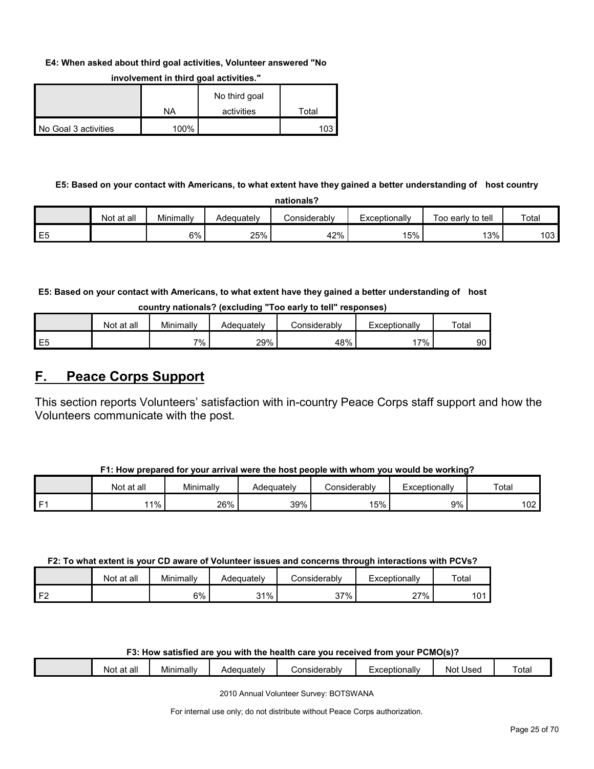**E4: When asked about third goal activities, Volunteer answered "No involvement in third goal activities."**

| | NA | No third goal activities | Total |
|---|---|---|---|
| No Goal 3 activities | 100% | | 103 |

**E5: Based on your contact with Americans, to what extent have they gained a better understanding of host country nationals?**

| | Not at all | Minimally | Adequately | Considerably | Exceptionally | Too early to tell | Total |
|---|---|---|---|---|---|---|---|
| E5 | | 6% | 25% | 42% | 15% | 13% | 103 |

**E5: Based on your contact with Americans, to what extent have they gained a better understanding of host country nationals? (excluding "Too early to tell" responses)**

| | Not at all | Minimally | Adequately | Considerably | Exceptionally | Total |
|---|---|---|---|---|---|---|
| E5 | | 7% | 29% | 48% | 17% | 90 |

## F. Peace Corps Support

This section reports Volunteers' satisfaction with in-country Peace Corps staff support and how the Volunteers communicate with the post.

**F1: How prepared for your arrival were the host people with whom you would be working?**

| | Not at all | Minimally | Adequately | Considerably | Exceptionally | Total |
|---|---|---|---|---|---|---|
| F1 | 11% | 26% | 39% | 15% | 9% | 102 |

**F2: To what extent is your CD aware of Volunteer issues and concerns through interactions with PCVs?**

| | Not at all | Minimally | Adequately | Considerably | Exceptionally | Total |
|---|---|---|---|---|---|---|
| F2 | | 6% | 31% | 37% | 27% | 101 |

**F3: How satisfied are you with the health care you received from your PCMO(s)?**

| | Not at all | Minimally | Adequately | Considerably | Exceptionally | Not Used | Total |
|---|---|---|---|---|---|---|---|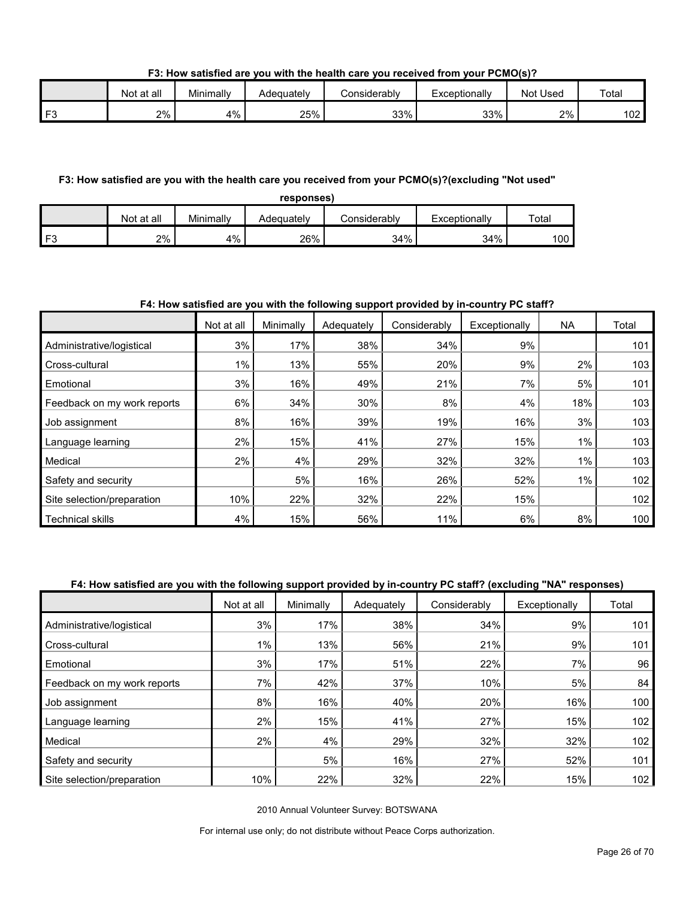**F3: How satisfied are you with the health care you received from your PCMO(s)?**

| | Not at all | Minimally | Adequately | Considerably | Exceptionally | Not Used | Total |
|---|---|---|---|---|---|---|---|
| F3 | 2% | 4% | 25% | 33% | 33% | 2% | 102 |

**F3: How satisfied are you with the health care you received from your PCMO(s)?(excluding "Not used" responses)**

| | Not at all | Minimally | Adequately | Considerably | Exceptionally | Total |
|---|---|---|---|---|---|---|
| F3 | 2% | 4% | 26% | 34% | 34% | 100 |

**F4: How satisfied are you with the following support provided by in-country PC staff?**

| | Not at all | Minimally | Adequately | Considerably | Exceptionally | NA | Total |
|---|---|---|---|---|---|---|---|
| Administrative/logistical | 3% | 17% | 38% | 34% | 9% | | 101 |
| Cross-cultural | 1% | 13% | 55% | 20% | 9% | 2% | 103 |
| Emotional | 3% | 16% | 49% | 21% | 7% | 5% | 101 |
| Feedback on my work reports | 6% | 34% | 30% | 8% | 4% | 18% | 103 |
| Job assignment | 8% | 16% | 39% | 19% | 16% | 3% | 103 |
| Language learning | 2% | 15% | 41% | 27% | 15% | 1% | 103 |
| Medical | 2% | 4% | 29% | 32% | 32% | 1% | 103 |
| Safety and security | | 5% | 16% | 26% | 52% | 1% | 102 |
| Site selection/preparation | 10% | 22% | 32% | 22% | 15% | | 102 |
| Technical skills | 4% | 15% | 56% | 11% | 6% | 8% | 100 |

**F4: How satisfied are you with the following support provided by in-country PC staff? (excluding "NA" responses)**

| | Not at all | Minimally | Adequately | Considerably | Exceptionally | Total |
|---|---|---|---|---|---|---|
| Administrative/logistical | 3% | 17% | 38% | 34% | 9% | 101 |
| Cross-cultural | 1% | 13% | 56% | 21% | 9% | 101 |
| Emotional | 3% | 17% | 51% | 22% | 7% | 96 |
| Feedback on my work reports | 7% | 42% | 37% | 10% | 5% | 84 |
| Job assignment | 8% | 16% | 40% | 20% | 16% | 100 |
| Language learning | 2% | 15% | 41% | 27% | 15% | 102 |
| Medical | 2% | 4% | 29% | 32% | 32% | 102 |
| Safety and security | | 5% | 16% | 27% | 52% | 101 |
| Site selection/preparation | 10% | 22% | 32% | 22% | 15% | 102 |

2010 Annual Volunteer Survey: BOTSWANA

For internal use only; do not distribute without Peace Corps authorization.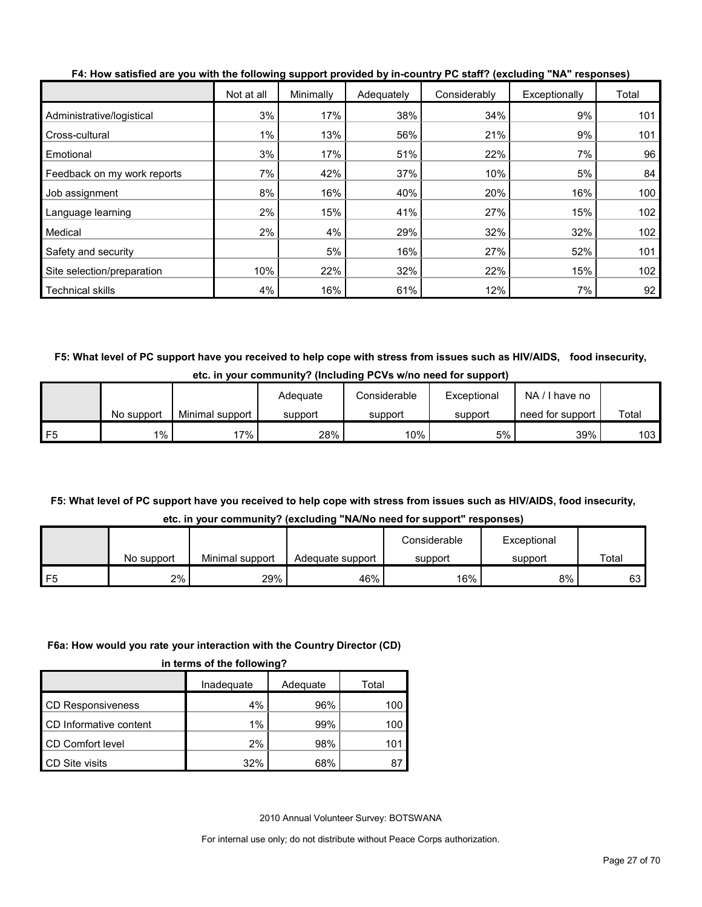**F4: How satisfied are you with the following support provided by in-country PC staff? (excluding "NA" responses)**

| | Not at all | Minimally | Adequately | Considerably | Exceptionally | Total |
|---|---|---|---|---|---|---|
| Administrative/logistical | 3% | 17% | 38% | 34% | 9% | 101 |
| Cross-cultural | 1% | 13% | 56% | 21% | 9% | 101 |
| Emotional | 3% | 17% | 51% | 22% | 7% | 96 |
| Feedback on my work reports | 7% | 42% | 37% | 10% | 5% | 84 |
| Job assignment | 8% | 16% | 40% | 20% | 16% | 100 |
| Language learning | 2% | 15% | 41% | 27% | 15% | 102 |
| Medical | 2% | 4% | 29% | 32% | 32% | 102 |
| Safety and security | | 5% | 16% | 27% | 52% | 101 |
| Site selection/preparation | 10% | 22% | 32% | 22% | 15% | 102 |
| Technical skills | 4% | 16% | 61% | 12% | 7% | 92 |

**F5: What level of PC support have you received to help cope with stress from issues such as HIV/AIDS, food insecurity, etc. in your community? (Including PCVs w/no need for support)**

| | No support | Minimal support | Adequate support | Considerable support | Exceptional support | NA / I have no need for support | Total |
|---|---|---|---|---|---|---|---|
| F5 | 1% | 17% | 28% | 10% | 5% | 39% | 103 |

**F5: What level of PC support have you received to help cope with stress from issues such as HIV/AIDS, food insecurity, etc. in your community? (excluding "NA/No need for support" responses)**

| | No support | Minimal support | Adequate support | Considerable support | Exceptional support | Total |
|---|---|---|---|---|---|---|
| F5 | 2% | 29% | 46% | 16% | 8% | 63 |

**F6a: How would you rate your interaction with the Country Director (CD) in terms of the following?**

| | Inadequate | Adequate | Total |
|---|---|---|---|
| CD Responsiveness | 4% | 96% | 100 |
| CD Informative content | 1% | 99% | 100 |
| CD Comfort level | 2% | 98% | 101 |
| CD Site visits | 32% | 68% | 87 |

2010 Annual Volunteer Survey: BOTSWANA

For internal use only; do not distribute without Peace Corps authorization.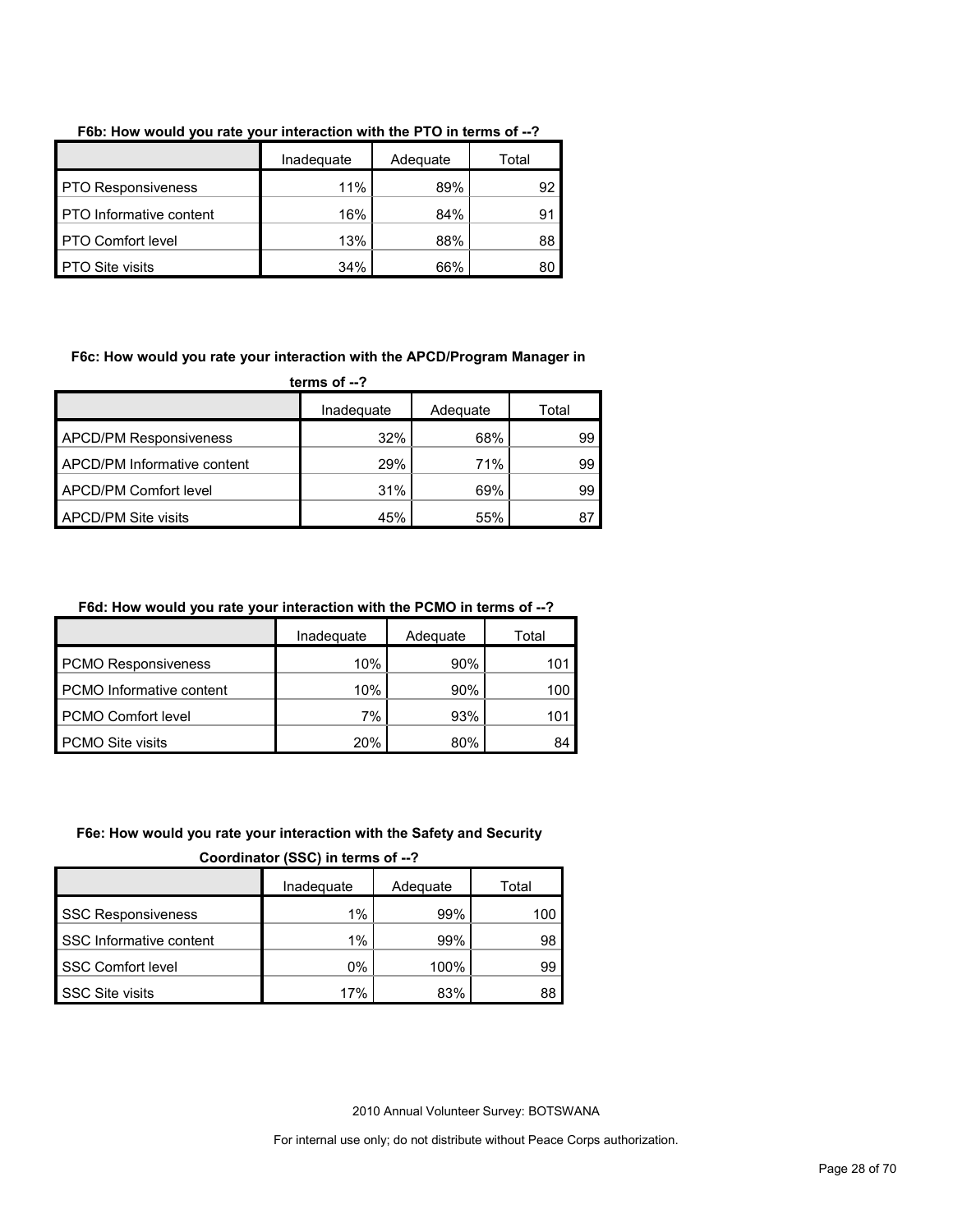**F6b: How would you rate your interaction with the PTO in terms of --?**

| | Inadequate | Adequate | Total |
|---|---|---|---|
| PTO Responsiveness | 11% | 89% | 92 |
| PTO Informative content | 16% | 84% | 91 |
| PTO Comfort level | 13% | 88% | 88 |
| PTO Site visits | 34% | 66% | 80 |

**F6c: How would you rate your interaction with the APCD/Program Manager in terms of --?**

| | Inadequate | Adequate | Total |
|---|---|---|---|
| APCD/PM Responsiveness | 32% | 68% | 99 |
| APCD/PM Informative content | 29% | 71% | 99 |
| APCD/PM Comfort level | 31% | 69% | 99 |
| APCD/PM Site visits | 45% | 55% | 87 |

**F6d: How would you rate your interaction with the PCMO in terms of --?**

| | Inadequate | Adequate | Total |
|---|---|---|---|
| PCMO Responsiveness | 10% | 90% | 101 |
| PCMO Informative content | 10% | 90% | 100 |
| PCMO Comfort level | 7% | 93% | 101 |
| PCMO Site visits | 20% | 80% | 84 |

**F6e: How would you rate your interaction with the Safety and Security Coordinator (SSC) in terms of --?**

| | Inadequate | Adequate | Total |
|---|---|---|---|
| SSC Responsiveness | 1% | 99% | 100 |
| SSC Informative content | 1% | 99% | 98 |
| SSC Comfort level | 0% | 100% | 99 |
| SSC Site visits | 17% | 83% | 88 |

2010 Annual Volunteer Survey: BOTSWANA

For internal use only; do not distribute without Peace Corps authorization.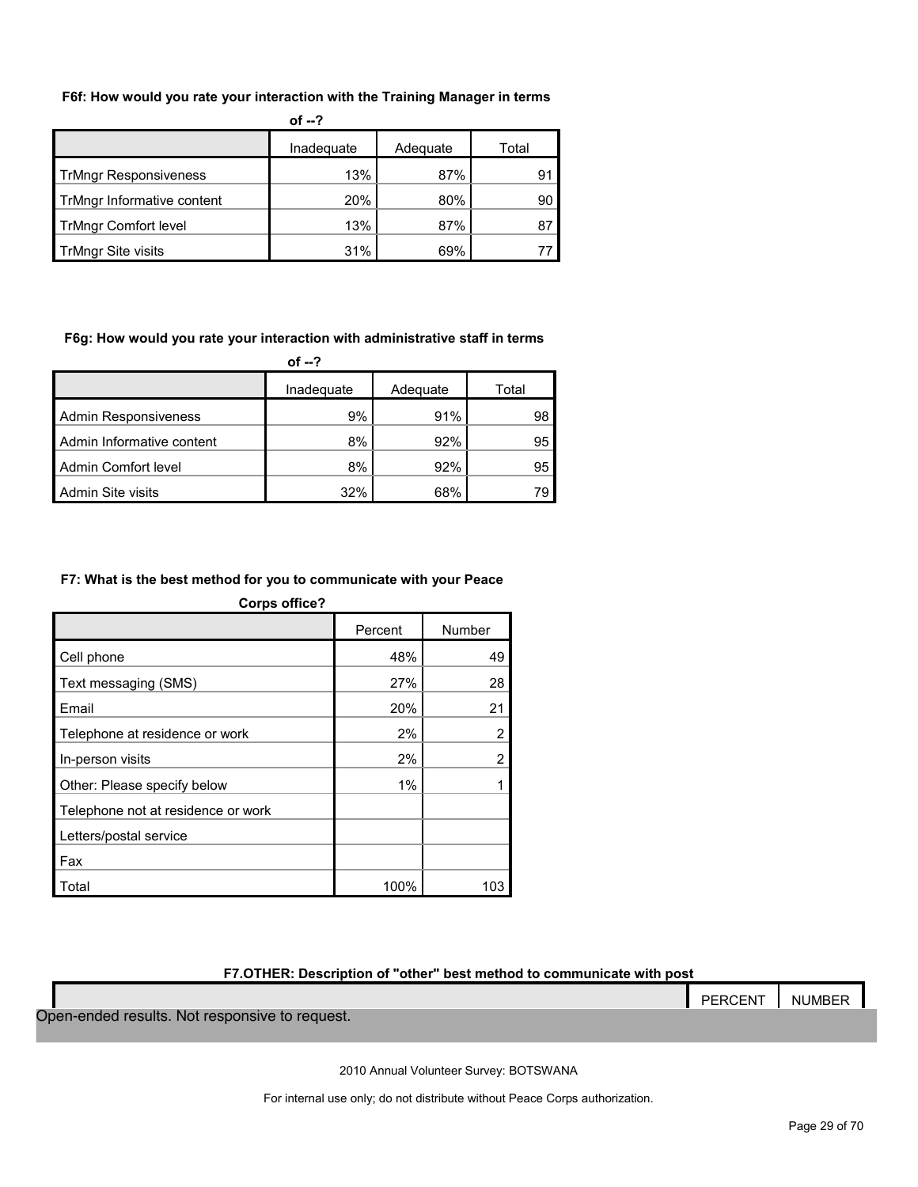**F6f: How would you rate your interaction with the Training Manager in terms of --?**

| | Inadequate | Adequate | Total |
|---|---|---|---|
| TrMngr Responsiveness | 13% | 87% | 91 |
| TrMngr Informative content | 20% | 80% | 90 |
| TrMngr Comfort level | 13% | 87% | 87 |
| TrMngr Site visits | 31% | 69% | 77 |

**F6g: How would you rate your interaction with administrative staff in terms of --?**

| | Inadequate | Adequate | Total |
|---|---|---|---|
| Admin Responsiveness | 9% | 91% | 98 |
| Admin Informative content | 8% | 92% | 95 |
| Admin Comfort level | 8% | 92% | 95 |
| Admin Site visits | 32% | 68% | 79 |

**F7: What is the best method for you to communicate with your Peace Corps office?**

| | Percent | Number |
|---|---|---|
| Cell phone | 48% | 49 |
| Text messaging (SMS) | 27% | 28 |
| Email | 20% | 21 |
| Telephone at residence or work | 2% | 2 |
| In-person visits | 2% | 2 |
| Other: Please specify below | 1% | 1 |
| Telephone not at residence or work | | |
| Letters/postal service | | |
| Fax | | |
| Total | 100% | 103 |

**F7.OTHER: Description of "other" best method to communicate with post**

| | PERCENT | NUMBER |
|---|---|---|
| Open-ended results. Not responsive to request. | | |

2010 Annual Volunteer Survey: BOTSWANA

For internal use only; do not distribute without Peace Corps authorization.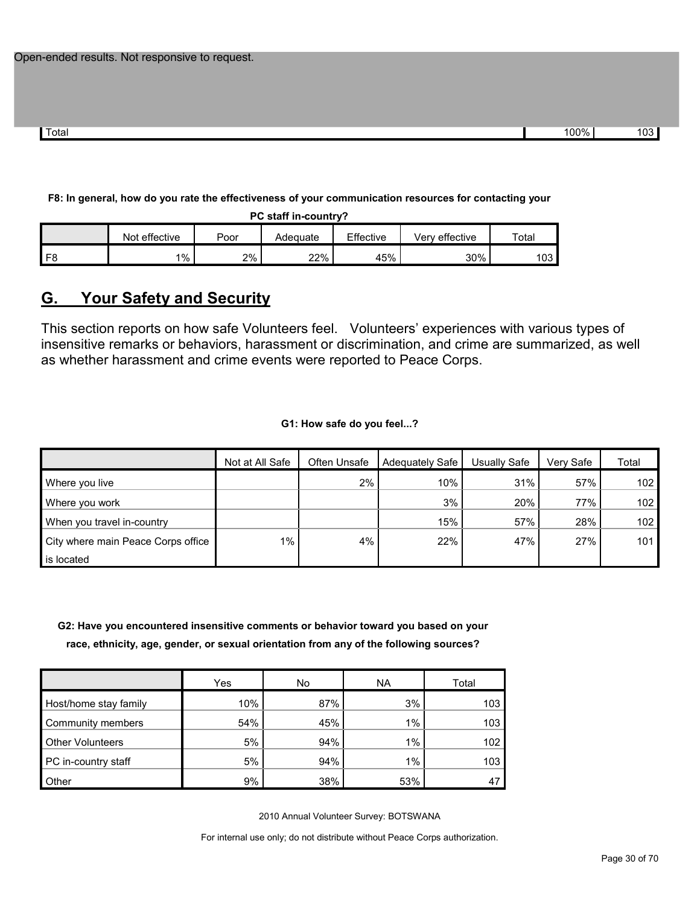Open-ended results. Not responsive to request.

| | | |
|---|---|---|
| Total | 100% | 103 |

**F8: In general, how do you rate the effectiveness of your communication resources for contacting your PC staff in-country?**

| | Not effective | Poor | Adequate | Effective | Very effective | Total |
|---|---|---|---|---|---|---|
| F8 | 1% | 2% | 22% | 45% | 30% | 103 |

## G. Your Safety and Security

This section reports on how safe Volunteers feel. Volunteers' experiences with various types of insensitive remarks or behaviors, harassment or discrimination, and crime are summarized, as well as whether harassment and crime events were reported to Peace Corps.

**G1: How safe do you feel...?**

| | Not at All Safe | Often Unsafe | Adequately Safe | Usually Safe | Very Safe | Total |
|---|---|---|---|---|---|---|
| Where you live | | 2% | 10% | 31% | 57% | 102 |
| Where you work | | | 3% | 20% | 77% | 102 |
| When you travel in-country | | | 15% | 57% | 28% | 102 |
| City where main Peace Corps office is located | 1% | 4% | 22% | 47% | 27% | 101 |

**G2: Have you encountered insensitive comments or behavior toward you based on your race, ethnicity, age, gender, or sexual orientation from any of the following sources?**

| | Yes | No | NA | Total |
|---|---|---|---|---|
| Host/home stay family | 10% | 87% | 3% | 103 |
| Community members | 54% | 45% | 1% | 103 |
| Other Volunteers | 5% | 94% | 1% | 102 |
| PC in-country staff | 5% | 94% | 1% | 103 |
| Other | 9% | 38% | 53% | 47 |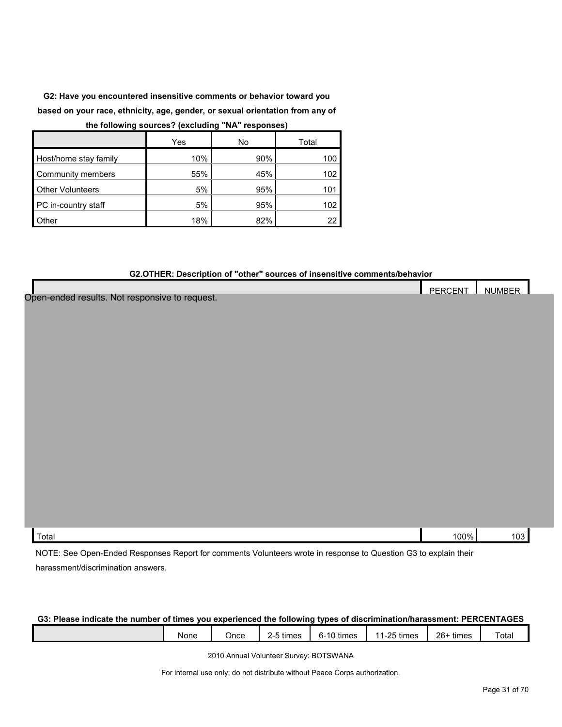**G2: Have you encountered insensitive comments or behavior toward you based on your race, ethnicity, age, gender, or sexual orientation from any of the following sources? (excluding "NA" responses)**

| | Yes | No | Total |
|---|---|---|---|
| Host/home stay family | 10% | 90% | 100 |
| Community members | 55% | 45% | 102 |
| Other Volunteers | 5% | 95% | 101 |
| PC in-country staff | 5% | 95% | 102 |
| Other | 18% | 82% | 22 |

**G2.OTHER: Description of "other" sources of insensitive comments/behavior**

| | PERCENT | NUMBER |
|---|---|---|
| Open-ended results. Not responsive to request. | | |
| Total | 100% | 103 |

NOTE: See Open-Ended Responses Report for comments Volunteers wrote in response to Question G3 to explain their harassment/discrimination answers.

**G3: Please indicate the number of times you experienced the following types of discrimination/harassment: PERCENTAGES**

| | None | Once | 2-5 times | 6-10 times | 11-25 times | 26+ times | Total |
|---|---|---|---|---|---|---|---|

2010 Annual Volunteer Survey: BOTSWANA

For internal use only; do not distribute without Peace Corps authorization.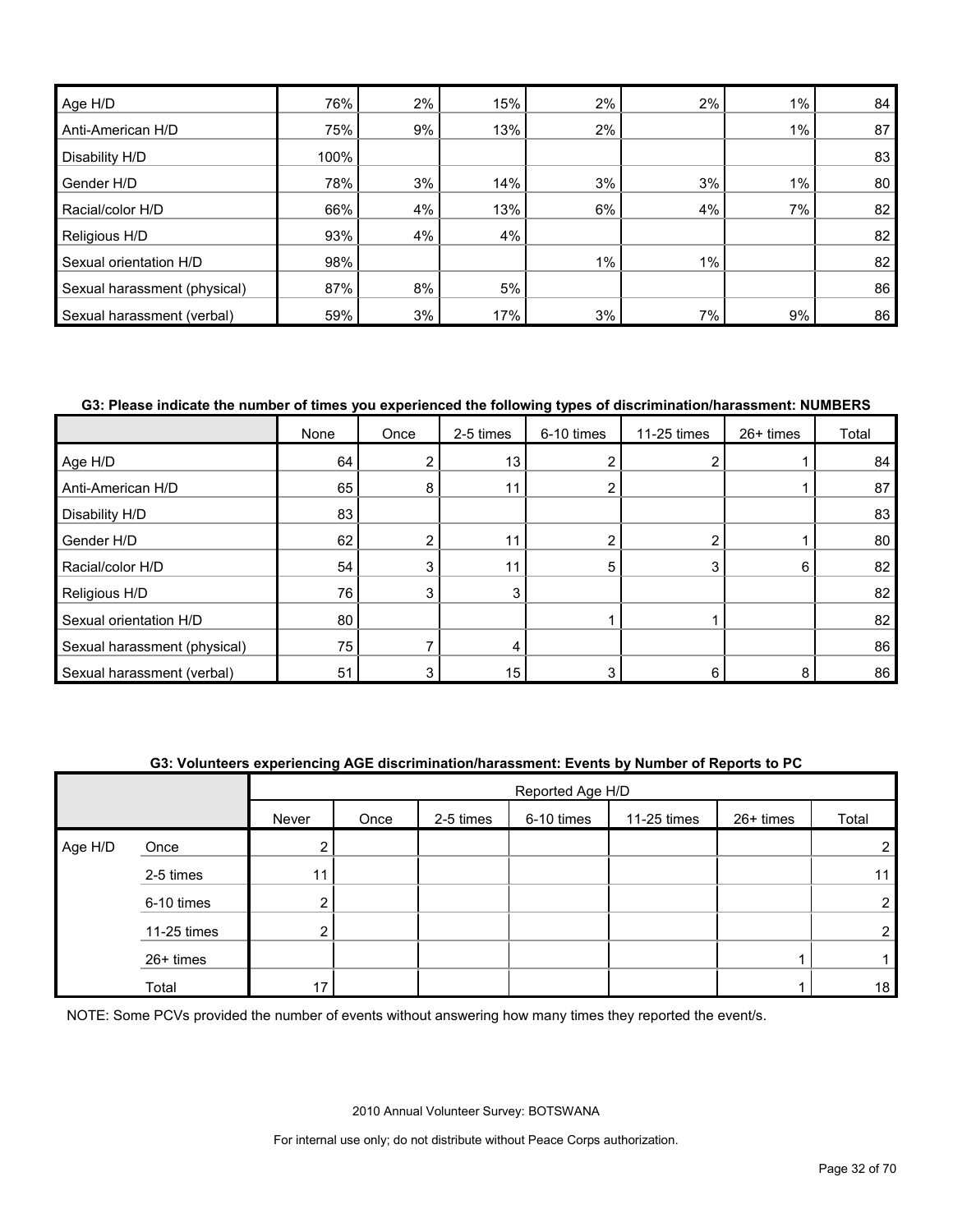| | | | | | | | |
|---|---|---|---|---|---|---|---|
| Age H/D | 76% | 2% | 15% | 2% | 2% | 1% | 84 |
| Anti-American H/D | 75% | 9% | 13% | 2% | | 1% | 87 |
| Disability H/D | 100% | | | | | | 83 |
| Gender H/D | 78% | 3% | 14% | 3% | 3% | 1% | 80 |
| Racial/color H/D | 66% | 4% | 13% | 6% | 4% | 7% | 82 |
| Religious H/D | 93% | 4% | 4% | | | | 82 |
| Sexual orientation H/D | 98% | | | 1% | 1% | | 82 |
| Sexual harassment (physical) | 87% | 8% | 5% | | | | 86 |
| Sexual harassment (verbal) | 59% | 3% | 17% | 3% | 7% | 9% | 86 |

**G3: Please indicate the number of times you experienced the following types of discrimination/harassment: NUMBERS**

| | None | Once | 2-5 times | 6-10 times | 11-25 times | 26+ times | Total |
|---|---|---|---|---|---|---|---|
| Age H/D | 64 | 2 | 13 | 2 | 2 | 1 | 84 |
| Anti-American H/D | 65 | 8 | 11 | 2 | | 1 | 87 |
| Disability H/D | 83 | | | | | | 83 |
| Gender H/D | 62 | 2 | 11 | 2 | 2 | 1 | 80 |
| Racial/color H/D | 54 | 3 | 11 | 5 | 3 | 6 | 82 |
| Religious H/D | 76 | 3 | 3 | | | | 82 |
| Sexual orientation H/D | 80 | | | 1 | 1 | | 82 |
| Sexual harassment (physical) | 75 | 7 | 4 | | | | 86 |
| Sexual harassment (verbal) | 51 | 3 | 15 | 3 | 6 | 8 | 86 |

**G3: Volunteers experiencing AGE discrimination/harassment: Events by Number of Reports to PC**

| | | Reported Age H/D | | | | | | |
|---|---|---|---|---|---|---|---|---|
| | | Never | Once | 2-5 times | 6-10 times | 11-25 times | 26+ times | Total |
| Age H/D | Once | 2 | | | | | | 2 |
| | 2-5 times | 11 | | | | | | 11 |
| | 6-10 times | 2 | | | | | | 2 |
| | 11-25 times | 2 | | | | | | 2 |
| | 26+ times | | | | | | 1 | 1 |
| | Total | 17 | | | | | 1 | 18 |

NOTE: Some PCVs provided the number of events without answering how many times they reported the event/s.

2010 Annual Volunteer Survey: BOTSWANA

For internal use only; do not distribute without Peace Corps authorization.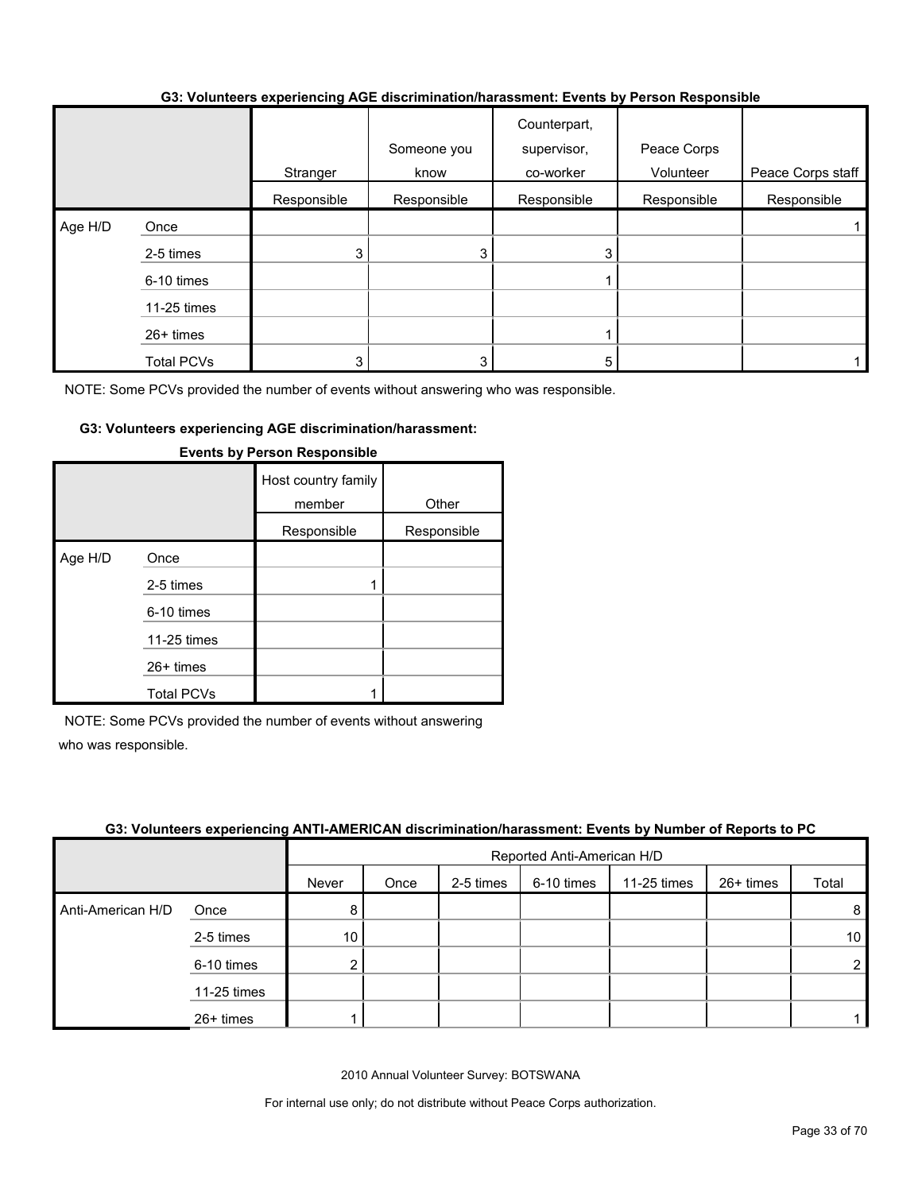### G3: Volunteers experiencing AGE discrimination/harassment: Events by Person Responsible

| | | Stranger | Someone you know | Counterpart, supervisor, co-worker | Peace Corps Volunteer | Peace Corps staff |
|---|---|---|---|---|---|---|
| | | Responsible | Responsible | Responsible | Responsible | Responsible |
| Age H/D | Once | | | | | 1 |
| | 2-5 times | 3 | 3 | 3 | | |
| | 6-10 times | | | 1 | | |
| | 11-25 times | | | | | |
| | 26+ times | | | 1 | | |
| | Total PCVs | 3 | 3 | 5 | | 1 |

NOTE: Some PCVs provided the number of events without answering who was responsible.

### G3: Volunteers experiencing AGE discrimination/harassment: Events by Person Responsible

| | | Host country family member | Other |
|---|---|---|---|
| | | Responsible | Responsible |
| Age H/D | Once | | |
| | 2-5 times | 1 | |
| | 6-10 times | | |
| | 11-25 times | | |
| | 26+ times | | |
| | Total PCVs | 1 | |

NOTE: Some PCVs provided the number of events without answering who was responsible.

### G3: Volunteers experiencing ANTI-AMERICAN discrimination/harassment: Events by Number of Reports to PC

| | | Reported Anti-American H/D | | | | | | |
|---|---|---|---|---|---|---|---|---|
| | | Never | Once | 2-5 times | 6-10 times | 11-25 times | 26+ times | Total |
| Anti-American H/D | Once | 8 | | | | | | 8 |
| | 2-5 times | 10 | | | | | | 10 |
| | 6-10 times | 2 | | | | | | 2 |
| | 11-25 times | | | | | | | |
| | 26+ times | 1 | | | | | | 1 |

2010 Annual Volunteer Survey: BOTSWANA

For internal use only; do not distribute without Peace Corps authorization.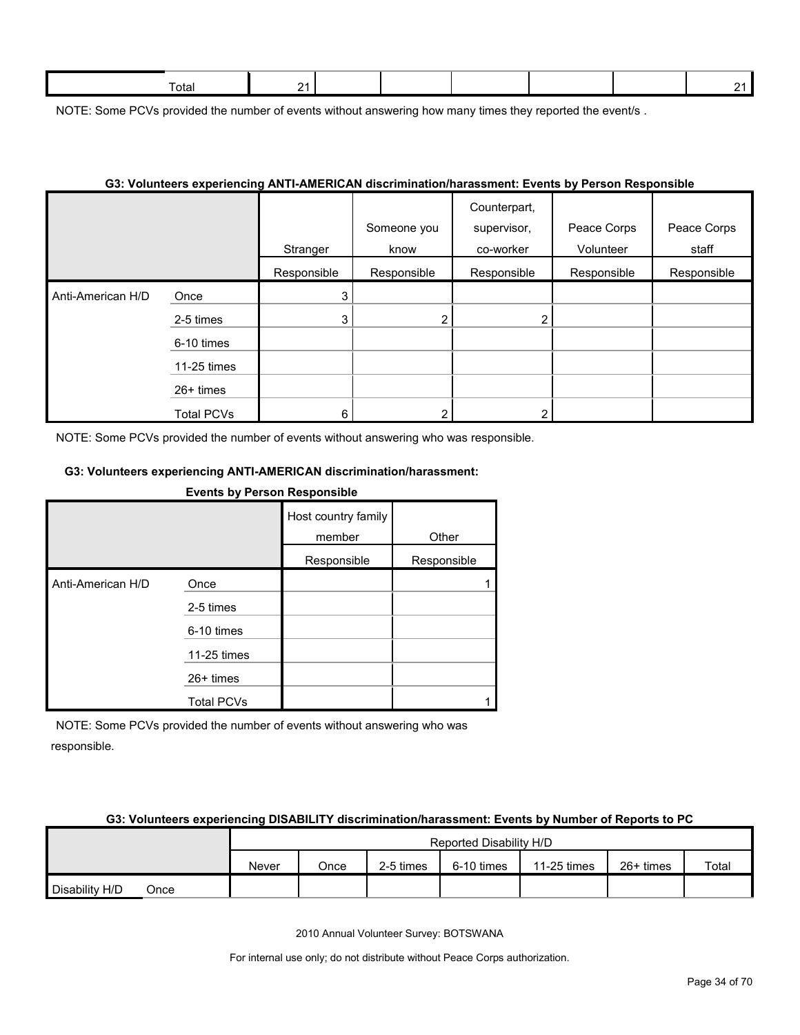| | Total | 21 | | | | | | 21 |
|---|---|---|---|---|---|---|---|---|

NOTE: Some PCVs provided the number of events without answering how many times they reported the event/s .

**G3: Volunteers experiencing ANTI-AMERICAN discrimination/harassment: Events by Person Responsible**

| | | Stranger | Someone you know | Counterpart, supervisor, co-worker | Peace Corps Volunteer | Peace Corps staff |
|---|---|---|---|---|---|---|
| | | Responsible | Responsible | Responsible | Responsible | Responsible |
| Anti-American H/D | Once | 3 | | | | |
| | 2-5 times | 3 | 2 | 2 | | |
| | 6-10 times | | | | | |
| | 11-25 times | | | | | |
| | 26+ times | | | | | |
| | Total PCVs | 6 | 2 | 2 | | |

NOTE: Some PCVs provided the number of events without answering who was responsible.

**G3: Volunteers experiencing ANTI-AMERICAN discrimination/harassment: Events by Person Responsible**

| | | Host country family member | Other |
|---|---|---|---|
| | | Responsible | Responsible |
| Anti-American H/D | Once | | 1 |
| | 2-5 times | | |
| | 6-10 times | | |
| | 11-25 times | | |
| | 26+ times | | |
| | Total PCVs | | 1 |

NOTE: Some PCVs provided the number of events without answering who was responsible.

**G3: Volunteers experiencing DISABILITY discrimination/harassment: Events by Number of Reports to PC**

| | | Reported Disability H/D | | | | | | |
|---|---|---|---|---|---|---|---|---|
| | | Never | Once | 2-5 times | 6-10 times | 11-25 times | 26+ times | Total |
| Disability H/D | Once | | | | | | | |

2010 Annual Volunteer Survey: BOTSWANA

For internal use only; do not distribute without Peace Corps authorization.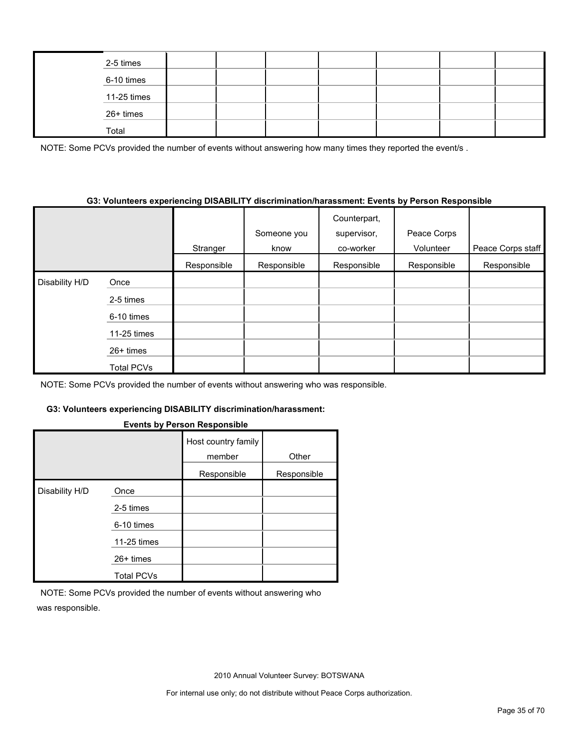| | | | | | | | | |
|---|---|---|---|---|---|---|---|---|
| | 2-5 times | | | | | | | |
| | 6-10 times | | | | | | | |
| | 11-25 times | | | | | | | |
| | 26+ times | | | | | | | |
| | Total | | | | | | | |

NOTE: Some PCVs provided the number of events without answering how many times they reported the event/s .

**G3: Volunteers experiencing DISABILITY discrimination/harassment: Events by Person Responsible**

| | | Stranger | Someone you know | Counterpart, supervisor, co-worker | Peace Corps Volunteer | Peace Corps staff |
|---|---|---|---|---|---|---|
| | | Responsible | Responsible | Responsible | Responsible | Responsible |
| Disability H/D | Once | | | | | |
| | 2-5 times | | | | | |
| | 6-10 times | | | | | |
| | 11-25 times | | | | | |
| | 26+ times | | | | | |
| | Total PCVs | | | | | |

NOTE: Some PCVs provided the number of events without answering who was responsible.

**G3: Volunteers experiencing DISABILITY discrimination/harassment: Events by Person Responsible**

| | | Host country family member | Other |
|---|---|---|---|
| | | Responsible | Responsible |
| Disability H/D | Once | | |
| | 2-5 times | | |
| | 6-10 times | | |
| | 11-25 times | | |
| | 26+ times | | |
| | Total PCVs | | |

NOTE: Some PCVs provided the number of events without answering who was responsible.

2010 Annual Volunteer Survey: BOTSWANA

For internal use only; do not distribute without Peace Corps authorization.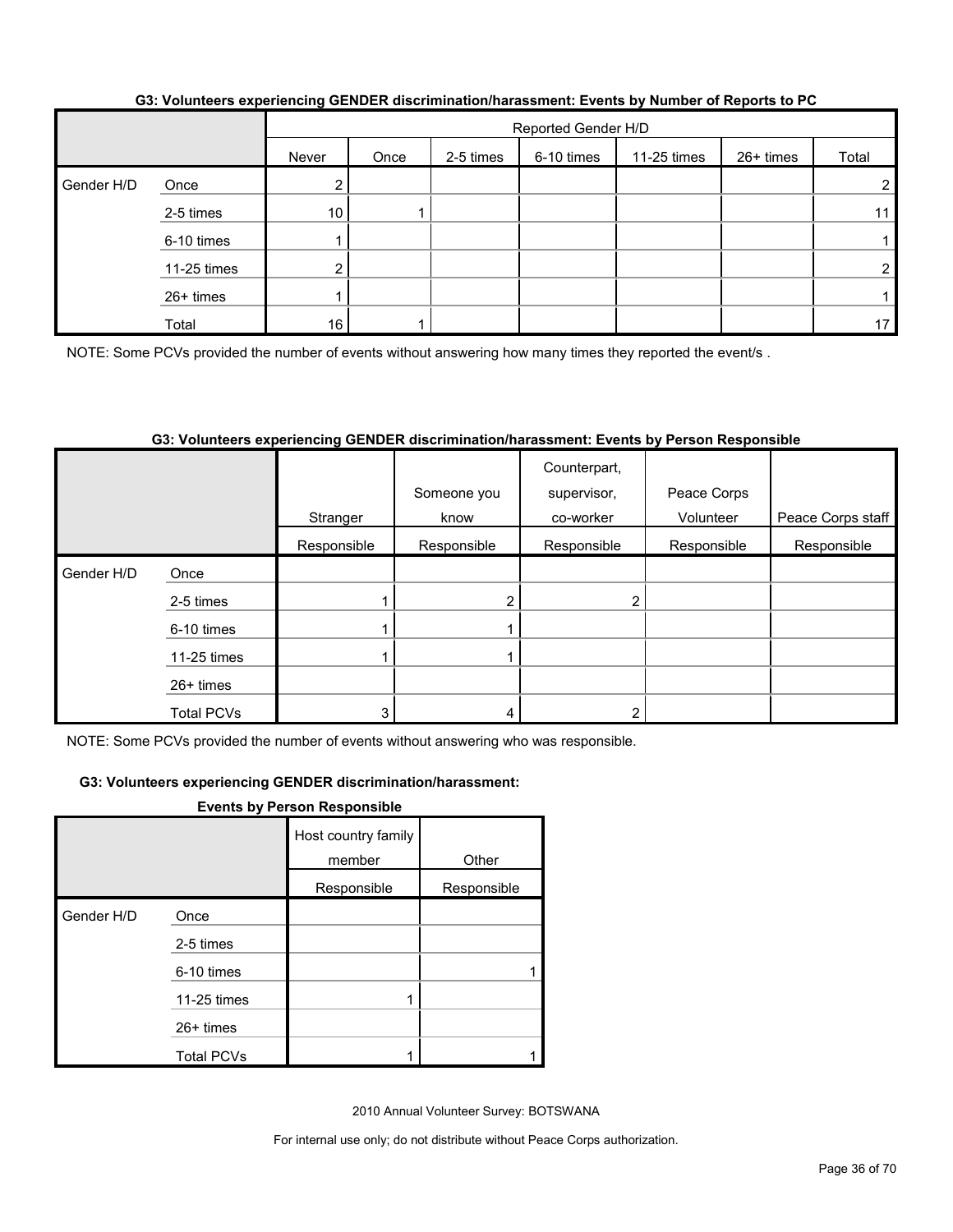**G3: Volunteers experiencing GENDER discrimination/harassment: Events by Number of Reports to PC**

| | | Reported Gender H/D | | | | | | |
|---|---|---|---|---|---|---|---|---|
| | | Never | Once | 2-5 times | 6-10 times | 11-25 times | 26+ times | Total |
| Gender H/D | Once | 2 | | | | | | 2 |
| | 2-5 times | 10 | 1 | | | | | 11 |
| | 6-10 times | 1 | | | | | | 1 |
| | 11-25 times | 2 | | | | | | 2 |
| | 26+ times | 1 | | | | | | 1 |
| | Total | 16 | 1 | | | | | 17 |

NOTE: Some PCVs provided the number of events without answering how many times they reported the event/s .

**G3: Volunteers experiencing GENDER discrimination/harassment: Events by Person Responsible**

| | | Stranger | Someone you know | Counterpart, supervisor, co-worker | Peace Corps Volunteer | Peace Corps staff |
|---|---|---|---|---|---|---|
| | | Responsible | Responsible | Responsible | Responsible | Responsible |
| Gender H/D | Once | | | | | |
| | 2-5 times | 1 | 2 | 2 | | |
| | 6-10 times | 1 | 1 | | | |
| | 11-25 times | 1 | 1 | | | |
| | 26+ times | | | | | |
| | Total PCVs | 3 | 4 | 2 | | |

NOTE: Some PCVs provided the number of events without answering who was responsible.

**G3: Volunteers experiencing GENDER discrimination/harassment: Events by Person Responsible**

| | | Host country family member | Other |
|---|---|---|---|
| | | Responsible | Responsible |
| Gender H/D | Once | | |
| | 2-5 times | | |
| | 6-10 times | | 1 |
| | 11-25 times | 1 | |
| | 26+ times | | |
| | Total PCVs | 1 | 1 |

2010 Annual Volunteer Survey: BOTSWANA

For internal use only; do not distribute without Peace Corps authorization.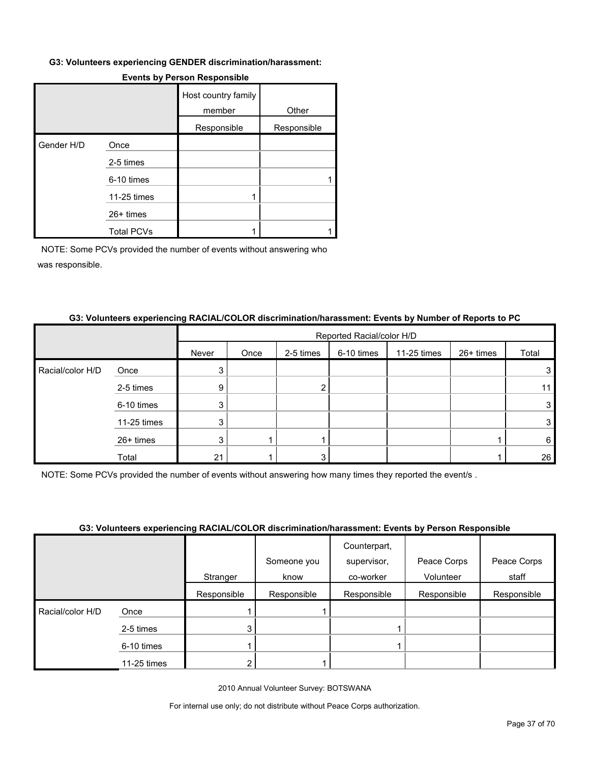**G3: Volunteers experiencing GENDER discrimination/harassment:**

**Events by Person Responsible**

| | | Host country family member | Other |
|---|---|---|---|
| | | Responsible | Responsible |
| Gender H/D | Once | | |
| | 2-5 times | | |
| | 6-10 times | | 1 |
| | 11-25 times | 1 | |
| | 26+ times | | |
| | Total PCVs | 1 | 1 |

NOTE: Some PCVs provided the number of events without answering who was responsible.

**G3: Volunteers experiencing RACIAL/COLOR discrimination/harassment: Events by Number of Reports to PC**

| | | Reported Racial/color H/D | | | | | | |
|---|---|---|---|---|---|---|---|---|
| | | Never | Once | 2-5 times | 6-10 times | 11-25 times | 26+ times | Total |
| Racial/color H/D | Once | 3 | | | | | | 3 |
| | 2-5 times | 9 | | 2 | | | | 11 |
| | 6-10 times | 3 | | | | | | 3 |
| | 11-25 times | 3 | | | | | | 3 |
| | 26+ times | 3 | 1 | 1 | | | 1 | 6 |
| | Total | 21 | 1 | 3 | | | 1 | 26 |

NOTE: Some PCVs provided the number of events without answering how many times they reported the event/s .

**G3: Volunteers experiencing RACIAL/COLOR discrimination/harassment: Events by Person Responsible**

| | | Stranger | Someone you know | Counterpart, supervisor, co-worker | Peace Corps Volunteer | Peace Corps staff |
|---|---|---|---|---|---|---|
| | | Responsible | Responsible | Responsible | Responsible | Responsible |
| Racial/color H/D | Once | 1 | 1 | | | |
| | 2-5 times | 3 | | 1 | | |
| | 6-10 times | 1 | | 1 | | |
| | 11-25 times | 2 | 1 | | | |

2010 Annual Volunteer Survey: BOTSWANA

For internal use only; do not distribute without Peace Corps authorization.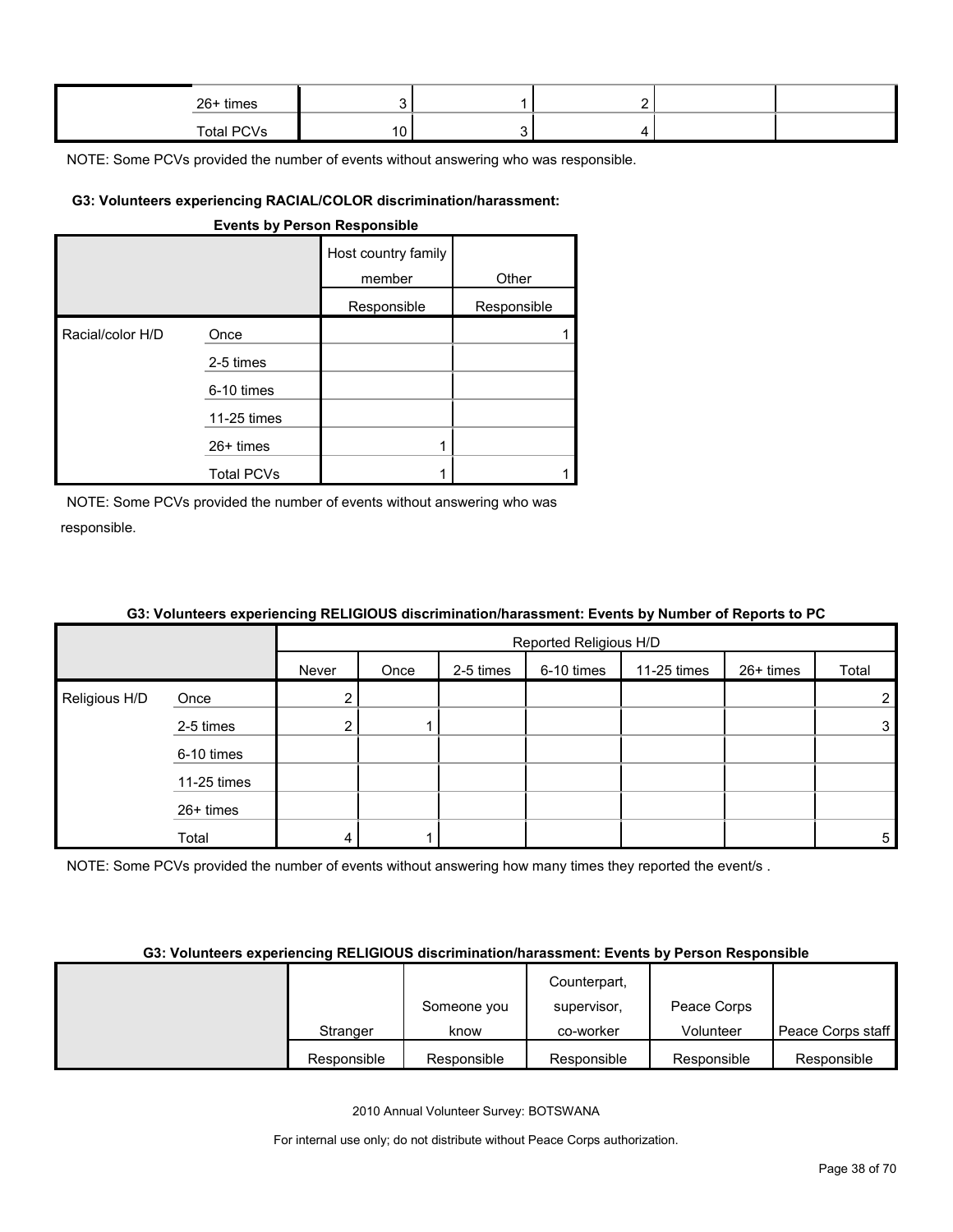| | | | | | | |
|---|---|---|---|---|---|---|
| | 26+ times | 3 | 1 | 2 | | |
| | Total PCVs | 10 | 3 | 4 | | |

NOTE: Some PCVs provided the number of events without answering who was responsible.

#### G3: Volunteers experiencing RACIAL/COLOR discrimination/harassment: Events by Person Responsible

| | | Host country family member | Other |
|---|---|---|---|
| | | Responsible | Responsible |
| Racial/color H/D | Once | | 1 |
| | 2-5 times | | |
| | 6-10 times | | |
| | 11-25 times | | |
| | 26+ times | 1 | |
| | Total PCVs | 1 | 1 |

NOTE: Some PCVs provided the number of events without answering who was responsible.

#### G3: Volunteers experiencing RELIGIOUS discrimination/harassment: Events by Number of Reports to PC

| | | Reported Religious H/D | | | | | | |
|---|---|---|---|---|---|---|---|---|
| | | Never | Once | 2-5 times | 6-10 times | 11-25 times | 26+ times | Total |
| Religious H/D | Once | 2 | | | | | | 2 |
| | 2-5 times | 2 | 1 | | | | | 3 |
| | 6-10 times | | | | | | | |
| | 11-25 times | | | | | | | |
| | 26+ times | | | | | | | |
| | Total | 4 | 1 | | | | | 5 |

NOTE: Some PCVs provided the number of events without answering how many times they reported the event/s .

#### G3: Volunteers experiencing RELIGIOUS discrimination/harassment: Events by Person Responsible

| | Stranger | Someone you know | Counterpart, supervisor, co-worker | Peace Corps Volunteer | Peace Corps staff |
|---|---|---|---|---|---|
| | Responsible | Responsible | Responsible | Responsible | Responsible |

2010 Annual Volunteer Survey: BOTSWANA

For internal use only; do not distribute without Peace Corps authorization.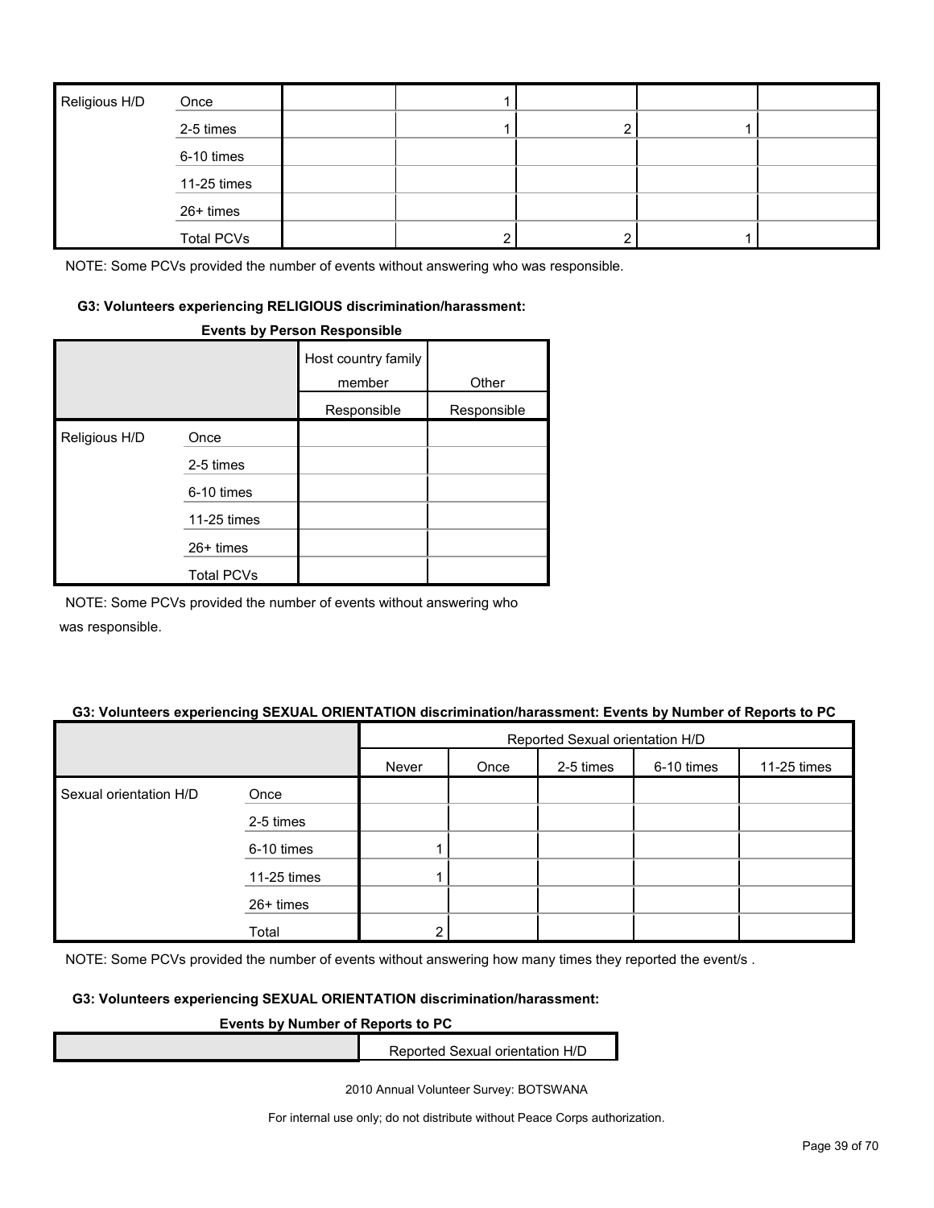| Religious H/D | | | | | | |
|---|---|---|---|---|---|---|
| | Once | | 1 | | | |
| | 2-5 times | | 1 | 2 | 1 | |
| | 6-10 times | | | | | |
| | 11-25 times | | | | | |
| | 26+ times | | | | | |
| | Total PCVs | | 2 | 2 | 1 | |

NOTE: Some PCVs provided the number of events without answering who was responsible.

#### G3: Volunteers experiencing RELIGIOUS discrimination/harassment:

**Events by Person Responsible**

| | | Host country family member | Other |
|---|---|---|---|
| | | Responsible | Responsible |
| Religious H/D | Once | | |
| | 2-5 times | | |
| | 6-10 times | | |
| | 11-25 times | | |
| | 26+ times | | |
| | Total PCVs | | |

NOTE: Some PCVs provided the number of events without answering who was responsible.

#### G3: Volunteers experiencing SEXUAL ORIENTATION discrimination/harassment: Events by Number of Reports to PC

| | | Reported Sexual orientation H/D | | | | |
|---|---|---|---|---|---|---|
| | | Never | Once | 2-5 times | 6-10 times | 11-25 times |
| Sexual orientation H/D | Once | | | | | |
| | 2-5 times | | | | | |
| | 6-10 times | 1 | | | | |
| | 11-25 times | 1 | | | | |
| | 26+ times | | | | | |
| | Total | 2 | | | | |

NOTE: Some PCVs provided the number of events without answering how many times they reported the event/s .

#### G3: Volunteers experiencing SEXUAL ORIENTATION discrimination/harassment:

**Events by Number of Reports to PC**

| | Reported Sexual orientation H/D |
|---|---|

2010 Annual Volunteer Survey: BOTSWANA

For internal use only; do not distribute without Peace Corps authorization.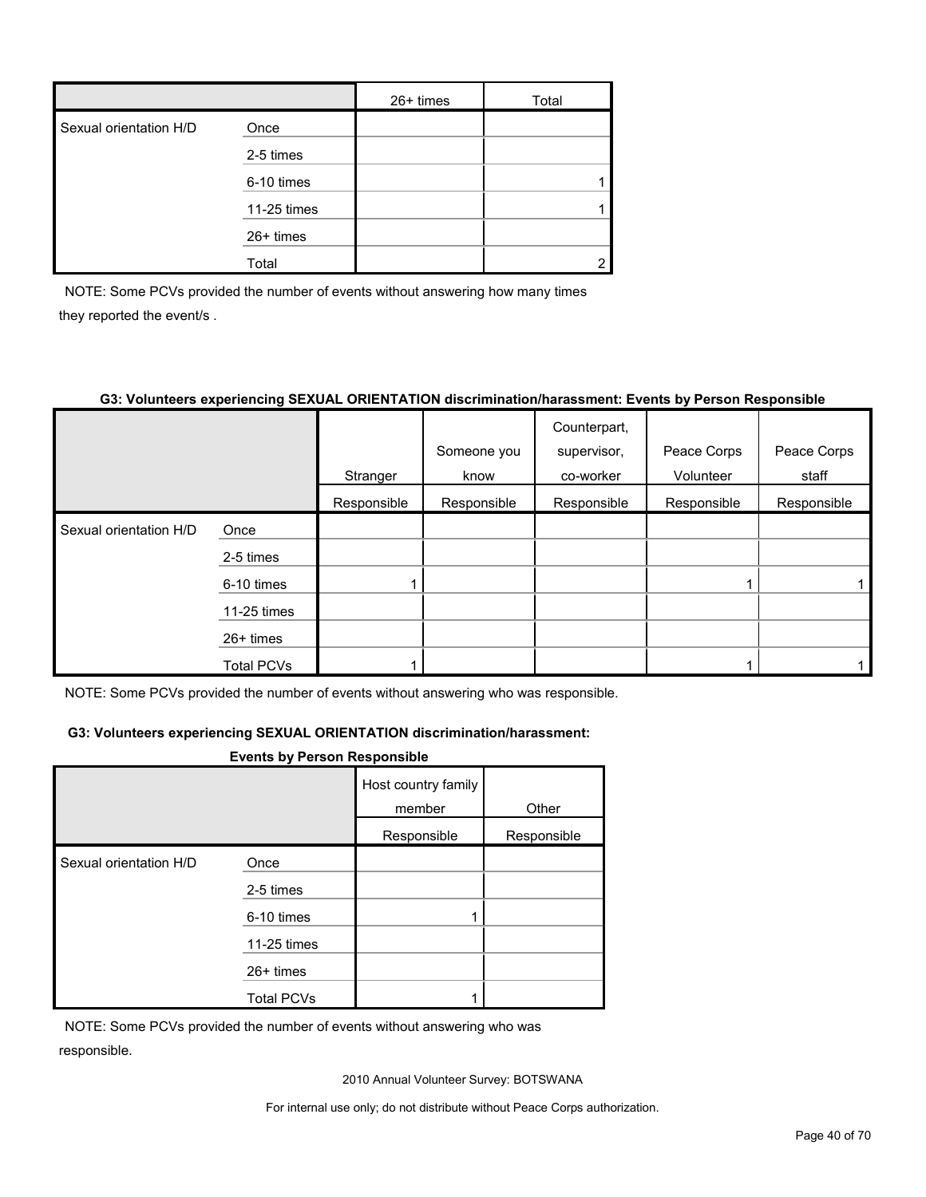| | | 26+ times | Total |
|---|---|---|---|
| Sexual orientation H/D | Once | | |
| | 2-5 times | | |
| | 6-10 times | | 1 |
| | 11-25 times | | 1 |
| | 26+ times | | |
| | Total | | 2 |

NOTE: Some PCVs provided the number of events without answering how many times they reported the event/s .

**G3: Volunteers experiencing SEXUAL ORIENTATION discrimination/harassment: Events by Person Responsible**

| | | Stranger | Someone you know | Counterpart, supervisor, co-worker | Peace Corps Volunteer | Peace Corps staff |
|---|---|---|---|---|---|---|
| | | Responsible | Responsible | Responsible | Responsible | Responsible |
| Sexual orientation H/D | Once | | | | | |
| | 2-5 times | | | | | |
| | 6-10 times | 1 | | | 1 | 1 |
| | 11-25 times | | | | | |
| | 26+ times | | | | | |
| | Total PCVs | 1 | | | 1 | 1 |

NOTE: Some PCVs provided the number of events without answering who was responsible.

**G3: Volunteers experiencing SEXUAL ORIENTATION discrimination/harassment: Events by Person Responsible**

| | | Host country family member | Other |
|---|---|---|---|
| | | Responsible | Responsible |
| Sexual orientation H/D | Once | | |
| | 2-5 times | | |
| | 6-10 times | 1 | |
| | 11-25 times | | |
| | 26+ times | | |
| | Total PCVs | 1 | |

NOTE: Some PCVs provided the number of events without answering who was responsible.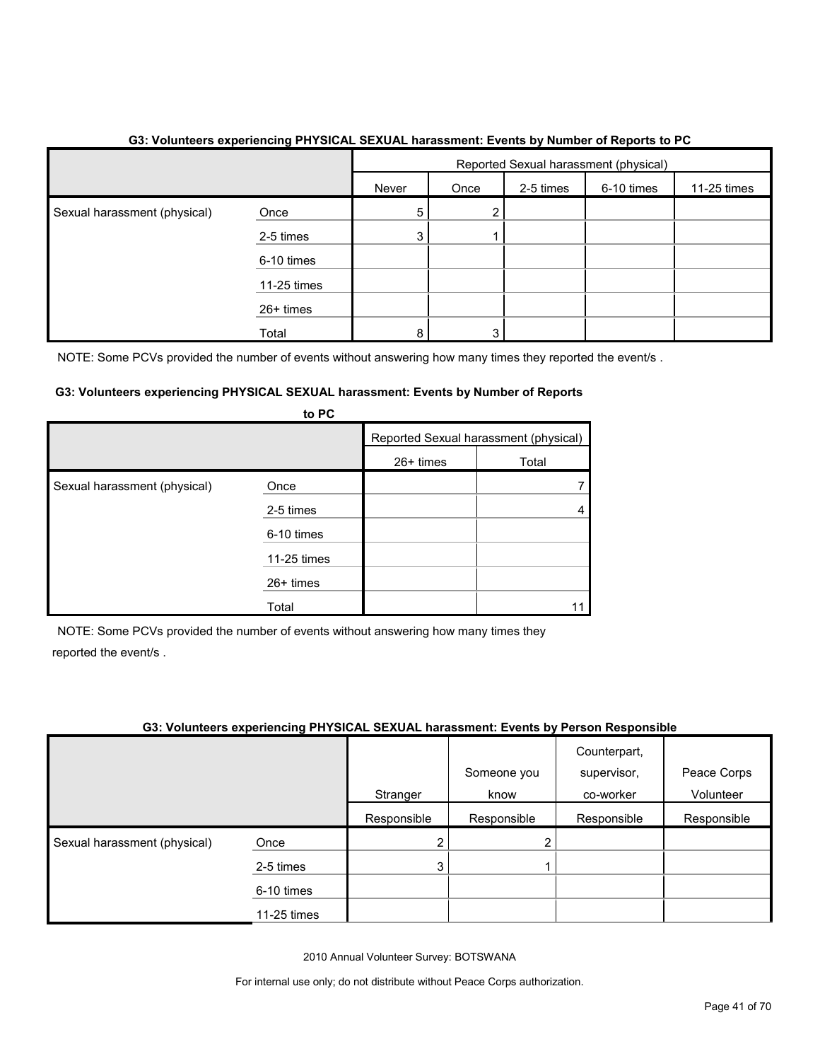**G3: Volunteers experiencing PHYSICAL SEXUAL harassment: Events by Number of Reports to PC**

| | | Reported Sexual harassment (physical) | | | | |
|---|---|---|---|---|---|---|
| | | Never | Once | 2-5 times | 6-10 times | 11-25 times |
| Sexual harassment (physical) | Once | 5 | 2 | | | |
| | 2-5 times | 3 | 1 | | | |
| | 6-10 times | | | | | |
| | 11-25 times | | | | | |
| | 26+ times | | | | | |
| | Total | 8 | 3 | | | |

NOTE: Some PCVs provided the number of events without answering how many times they reported the event/s .

**G3: Volunteers experiencing PHYSICAL SEXUAL harassment: Events by Number of Reports to PC**

| | | Reported Sexual harassment (physical) | |
|---|---|---|---|
| | | 26+ times | Total |
| Sexual harassment (physical) | Once | | 7 |
| | 2-5 times | | 4 |
| | 6-10 times | | |
| | 11-25 times | | |
| | 26+ times | | |
| | Total | | 11 |

NOTE: Some PCVs provided the number of events without answering how many times they reported the event/s .

**G3: Volunteers experiencing PHYSICAL SEXUAL harassment: Events by Person Responsible**

| | | Stranger | Someone you know | Counterpart, supervisor, co-worker | Peace Corps Volunteer |
|---|---|---|---|---|---|
| | | Responsible | Responsible | Responsible | Responsible |
| Sexual harassment (physical) | Once | 2 | 2 | | |
| | 2-5 times | 3 | 1 | | |
| | 6-10 times | | | | |
| | 11-25 times | | | | |

2010 Annual Volunteer Survey: BOTSWANA

For internal use only; do not distribute without Peace Corps authorization.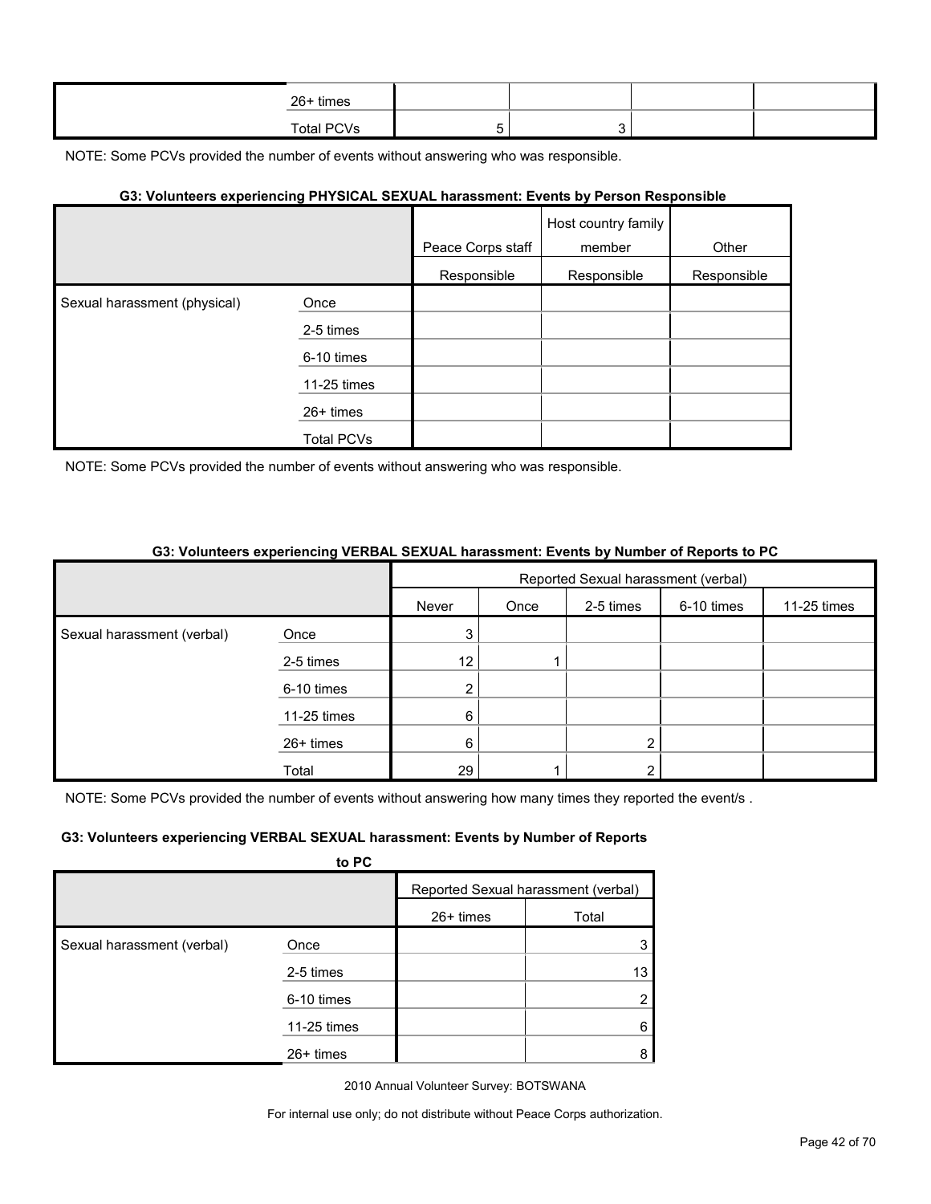| | | | | | |
|---|---|---|---|---|---|
| | 26+ times | | | | |
| | Total PCVs | 5 | 3 | | |

NOTE: Some PCVs provided the number of events without answering who was responsible.

#### G3: Volunteers experiencing PHYSICAL SEXUAL harassment: Events by Person Responsible

| | | Peace Corps staff | Host country family member | Other |
|---|---|---|---|---|
| | | Responsible | Responsible | Responsible |
| Sexual harassment (physical) | Once | | | |
| | 2-5 times | | | |
| | 6-10 times | | | |
| | 11-25 times | | | |
| | 26+ times | | | |
| | Total PCVs | | | |

NOTE: Some PCVs provided the number of events without answering who was responsible.

#### G3: Volunteers experiencing VERBAL SEXUAL harassment: Events by Number of Reports to PC

| | | Reported Sexual harassment (verbal) | | | | |
|---|---|---|---|---|---|---|
| | | Never | Once | 2-5 times | 6-10 times | 11-25 times |
| Sexual harassment (verbal) | Once | 3 | | | | |
| | 2-5 times | 12 | 1 | | | |
| | 6-10 times | 2 | | | | |
| | 11-25 times | 6 | | | | |
| | 26+ times | 6 | | 2 | | |
| | Total | 29 | 1 | 2 | | |

NOTE: Some PCVs provided the number of events without answering how many times they reported the event/s .

#### G3: Volunteers experiencing VERBAL SEXUAL harassment: Events by Number of Reports to PC

| | | Reported Sexual harassment (verbal) | |
|---|---|---|---|
| | | 26+ times | Total |
| Sexual harassment (verbal) | Once | | 3 |
| | 2-5 times | | 13 |
| | 6-10 times | | 2 |
| | 11-25 times | | 6 |
| | 26+ times | | 8 |

2010 Annual Volunteer Survey: BOTSWANA

For internal use only; do not distribute without Peace Corps authorization.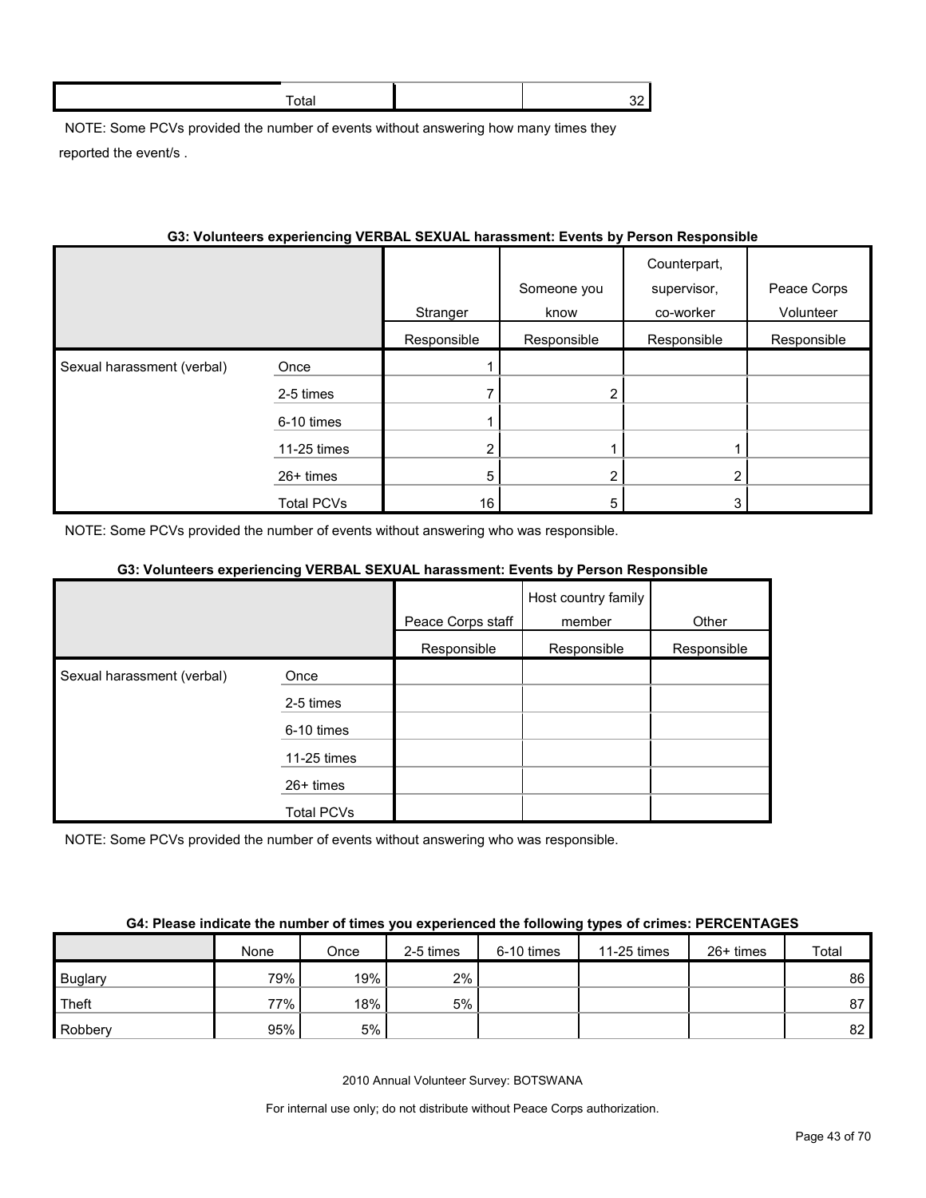| Total | | 32 |
|---|---|---|

NOTE: Some PCVs provided the number of events without answering how many times they reported the event/s .

**G3: Volunteers experiencing VERBAL SEXUAL harassment: Events by Person Responsible**

| | | Stranger | Someone you know | Counterpart, supervisor, co-worker | Peace Corps Volunteer |
|---|---|---|---|---|---|
| | | Responsible | Responsible | Responsible | Responsible |
| Sexual harassment (verbal) | Once | 1 | | | |
| | 2-5 times | 7 | 2 | | |
| | 6-10 times | 1 | | | |
| | 11-25 times | 2 | 1 | 1 | |
| | 26+ times | 5 | 2 | 2 | |
| | Total PCVs | 16 | 5 | 3 | |

NOTE: Some PCVs provided the number of events without answering who was responsible.

**G3: Volunteers experiencing VERBAL SEXUAL harassment: Events by Person Responsible**

| | | Peace Corps staff | Host country family member | Other |
|---|---|---|---|---|
| | | Responsible | Responsible | Responsible |
| Sexual harassment (verbal) | Once | | | |
| | 2-5 times | | | |
| | 6-10 times | | | |
| | 11-25 times | | | |
| | 26+ times | | | |
| | Total PCVs | | | |

NOTE: Some PCVs provided the number of events without answering who was responsible.

**G4: Please indicate the number of times you experienced the following types of crimes: PERCENTAGES**

| | None | Once | 2-5 times | 6-10 times | 11-25 times | 26+ times | Total |
|---|---|---|---|---|---|---|---|
| Buglary | 79% | 19% | 2% | | | | 86 |
| Theft | 77% | 18% | 5% | | | | 87 |
| Robbery | 95% | 5% | | | | | 82 |

2010 Annual Volunteer Survey: BOTSWANA

For internal use only; do not distribute without Peace Corps authorization.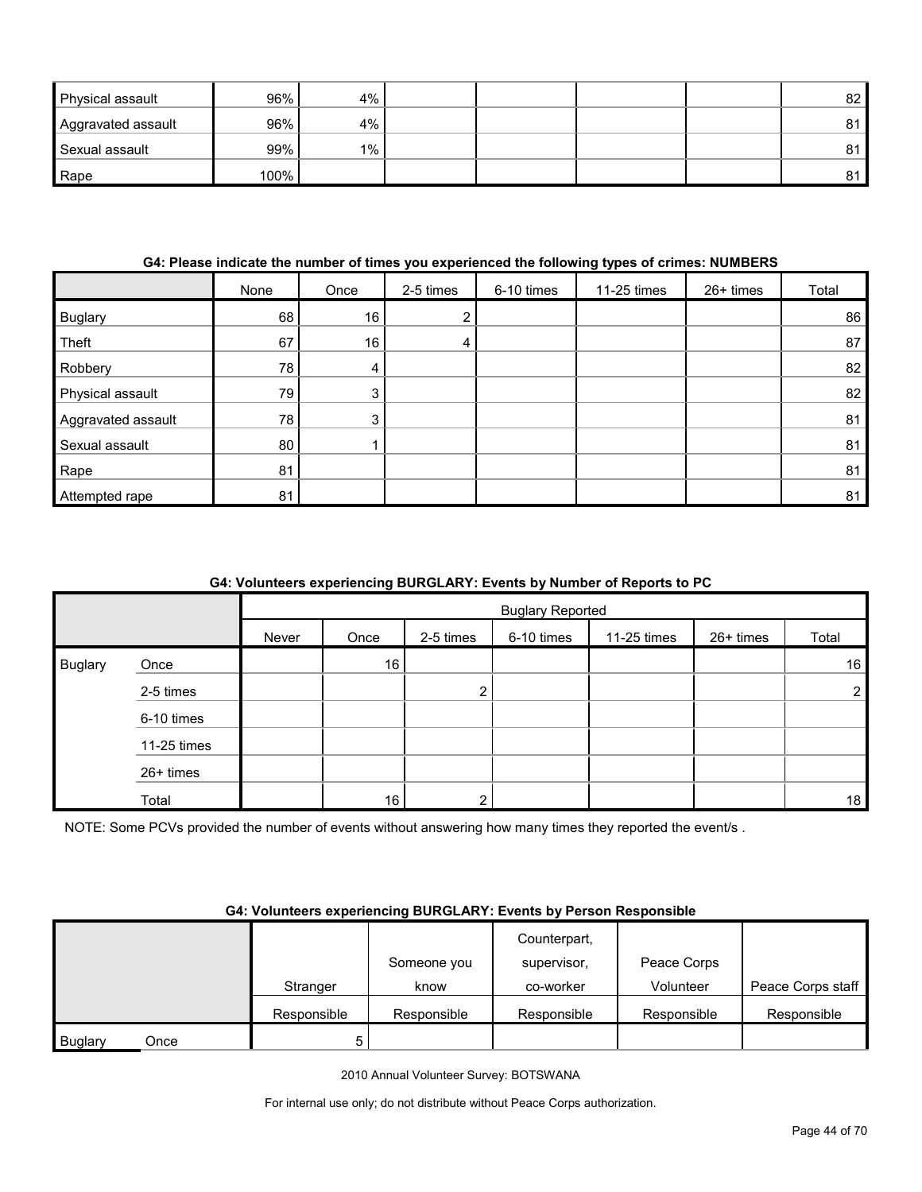| | | | | | | | |
|---|---|---|---|---|---|---|---|
| Physical assault | 96% | 4% | | | | | 82 |
| Aggravated assault | 96% | 4% | | | | | 81 |
| Sexual assault | 99% | 1% | | | | | 81 |
| Rape | 100% | | | | | | 81 |

**G4: Please indicate the number of times you experienced the following types of crimes: NUMBERS**

| | None | Once | 2-5 times | 6-10 times | 11-25 times | 26+ times | Total |
|---|---|---|---|---|---|---|---|
| Buglary | 68 | 16 | 2 | | | | 86 |
| Theft | 67 | 16 | 4 | | | | 87 |
| Robbery | 78 | 4 | | | | | 82 |
| Physical assault | 79 | 3 | | | | | 82 |
| Aggravated assault | 78 | 3 | | | | | 81 |
| Sexual assault | 80 | 1 | | | | | 81 |
| Rape | 81 | | | | | | 81 |
| Attempted rape | 81 | | | | | | 81 |

**G4: Volunteers experiencing BURGLARY: Events by Number of Reports to PC**

| | | Buglary Reported | | | | | | |
|---|---|---|---|---|---|---|---|---|
| | | Never | Once | 2-5 times | 6-10 times | 11-25 times | 26+ times | Total |
| Buglary | Once | | 16 | | | | | 16 |
| | 2-5 times | | | 2 | | | | 2 |
| | 6-10 times | | | | | | | |
| | 11-25 times | | | | | | | |
| | 26+ times | | | | | | | |
| | Total | | 16 | 2 | | | | 18 |

NOTE: Some PCVs provided the number of events without answering how many times they reported the event/s .

**G4: Volunteers experiencing BURGLARY: Events by Person Responsible**

| | | Stranger | Someone you know | Counterpart, supervisor, co-worker | Peace Corps Volunteer | Peace Corps staff |
|---|---|---|---|---|---|---|
| | | Responsible | Responsible | Responsible | Responsible | Responsible |
| Buglary | Once | 5 | | | | |

2010 Annual Volunteer Survey: BOTSWANA

For internal use only; do not distribute without Peace Corps authorization.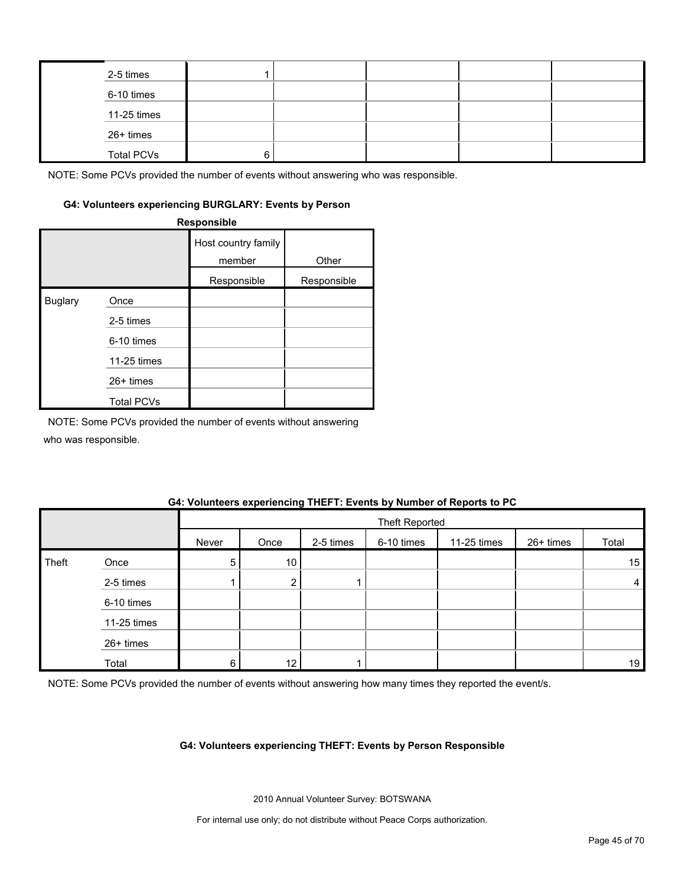| | | | | | | |
|---|---|---|---|---|---|---|
| | 2-5 times | 1 | | | | |
| | 6-10 times | | | | | |
| | 11-25 times | | | | | |
| | 26+ times | | | | | |
| | Total PCVs | 6 | | | | |

NOTE: Some PCVs provided the number of events without answering who was responsible.

#### G4: Volunteers experiencing BURGLARY: Events by Person Responsible

| | | Host country family member | Other |
|---|---|---|---|
| | | Responsible | Responsible |
| Buglary | Once | | |
| | 2-5 times | | |
| | 6-10 times | | |
| | 11-25 times | | |
| | 26+ times | | |
| | Total PCVs | | |

NOTE: Some PCVs provided the number of events without answering who was responsible.

#### G4: Volunteers experiencing THEFT: Events by Number of Reports to PC

| | | Theft Reported | | | | | | |
|---|---|---|---|---|---|---|---|---|
| | | Never | Once | 2-5 times | 6-10 times | 11-25 times | 26+ times | Total |
| Theft | Once | 5 | 10 | | | | | 15 |
| | 2-5 times | 1 | 2 | 1 | | | | 4 |
| | 6-10 times | | | | | | | |
| | 11-25 times | | | | | | | |
| | 26+ times | | | | | | | |
| | Total | 6 | 12 | 1 | | | | 19 |

NOTE: Some PCVs provided the number of events without answering how many times they reported the event/s.

#### G4: Volunteers experiencing THEFT: Events by Person Responsible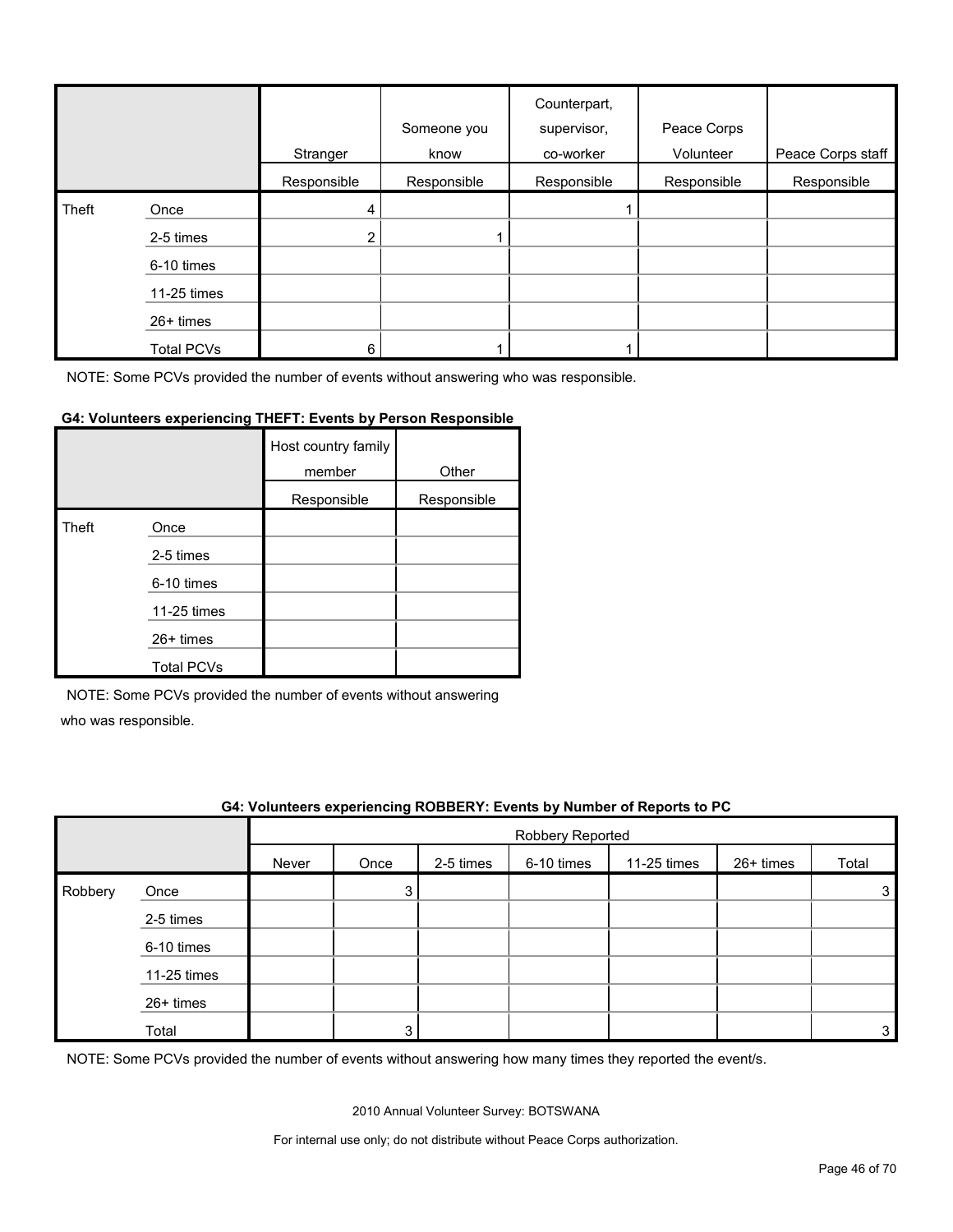| | | Stranger | Someone you know | Counterpart, supervisor, co-worker | Peace Corps Volunteer | Peace Corps staff |
|---|---|---|---|---|---|---|
| | | Responsible | Responsible | Responsible | Responsible | Responsible |
| Theft | Once | 4 | | 1 | | |
| | 2-5 times | 2 | 1 | | | |
| | 6-10 times | | | | | |
| | 11-25 times | | | | | |
| | 26+ times | | | | | |
| | Total PCVs | 6 | 1 | 1 | | |

NOTE: Some PCVs provided the number of events without answering who was responsible.

**G4: Volunteers experiencing THEFT: Events by Person Responsible**

| | | Host country family member | Other |
|---|---|---|---|
| | | Responsible | Responsible |
| Theft | Once | | |
| | 2-5 times | | |
| | 6-10 times | | |
| | 11-25 times | | |
| | 26+ times | | |
| | Total PCVs | | |

NOTE: Some PCVs provided the number of events without answering who was responsible.

**G4: Volunteers experiencing ROBBERY: Events by Number of Reports to PC**

| | | Robbery Reported | | | | | | |
|---|---|---|---|---|---|---|---|---|
| | | Never | Once | 2-5 times | 6-10 times | 11-25 times | 26+ times | Total |
| Robbery | Once | | 3 | | | | | 3 |
| | 2-5 times | | | | | | | |
| | 6-10 times | | | | | | | |
| | 11-25 times | | | | | | | |
| | 26+ times | | | | | | | |
| | Total | | 3 | | | | | 3 |

NOTE: Some PCVs provided the number of events without answering how many times they reported the event/s.

2010 Annual Volunteer Survey: BOTSWANA

For internal use only; do not distribute without Peace Corps authorization.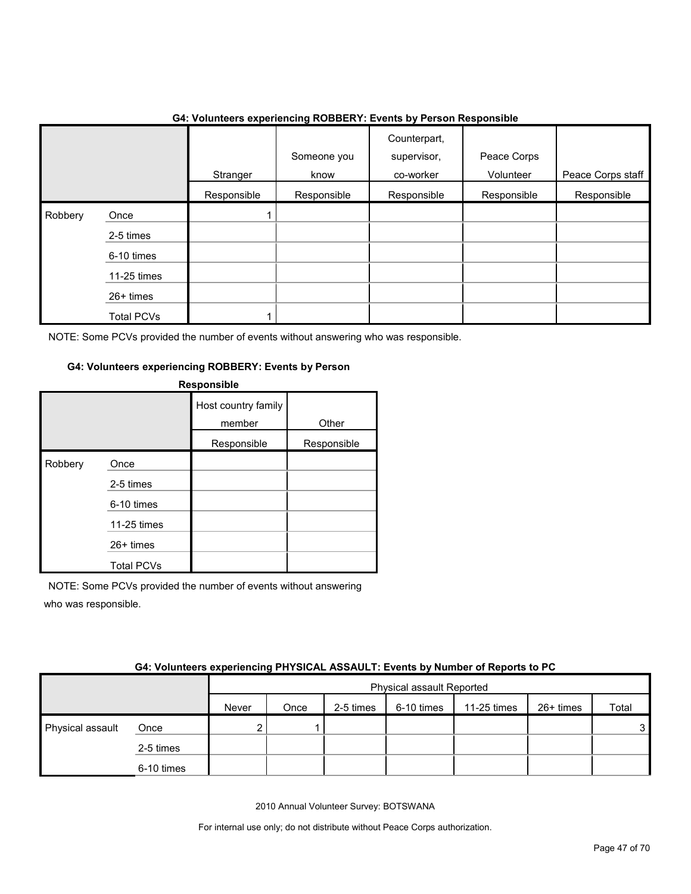#### G4: Volunteers experiencing ROBBERY: Events by Person Responsible

| | | Stranger | Someone you know | Counterpart, supervisor, co-worker | Peace Corps Volunteer | Peace Corps staff |
|---|---|---|---|---|---|---|
| | | Responsible | Responsible | Responsible | Responsible | Responsible |
| Robbery | Once | 1 | | | | |
| | 2-5 times | | | | | |
| | 6-10 times | | | | | |
| | 11-25 times | | | | | |
| | 26+ times | | | | | |
| | Total PCVs | 1 | | | | |

NOTE: Some PCVs provided the number of events without answering who was responsible.

#### G4: Volunteers experiencing ROBBERY: Events by Person Responsible

| | | Host country family member | Other |
|---|---|---|---|
| | | Responsible | Responsible |
| Robbery | Once | | |
| | 2-5 times | | |
| | 6-10 times | | |
| | 11-25 times | | |
| | 26+ times | | |
| | Total PCVs | | |

NOTE: Some PCVs provided the number of events without answering who was responsible.

#### G4: Volunteers experiencing PHYSICAL ASSAULT: Events by Number of Reports to PC

| | | Physical assault Reported | | | | | | |
|---|---|---|---|---|---|---|---|---|
| | | Never | Once | 2-5 times | 6-10 times | 11-25 times | 26+ times | Total |
| Physical assault | Once | 2 | 1 | | | | | 3 |
| | 2-5 times | | | | | | | |
| | 6-10 times | | | | | | | |

2010 Annual Volunteer Survey: BOTSWANA

For internal use only; do not distribute without Peace Corps authorization.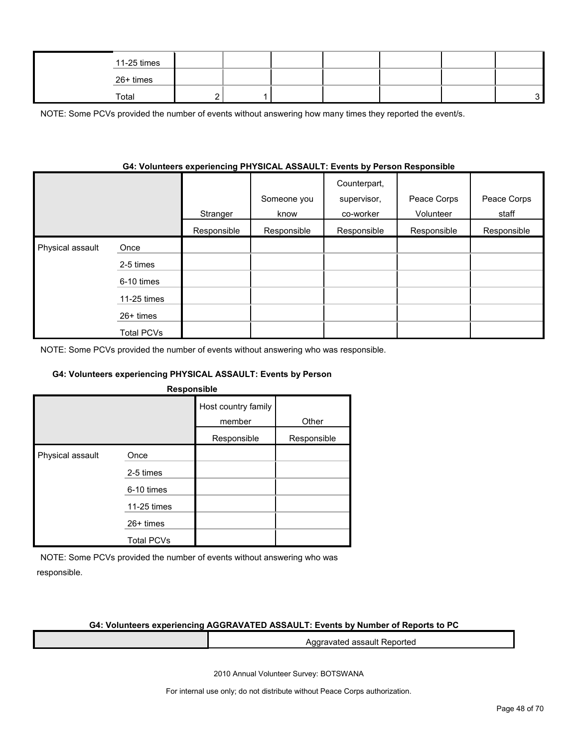| | | | | | | | | |
|---|---|---|---|---|---|---|---|---|
| | 11-25 times | | | | | | | |
| | 26+ times | | | | | | | |
| | Total | 2 | 1 | | | | | 3 |

NOTE: Some PCVs provided the number of events without answering how many times they reported the event/s.

**G4: Volunteers experiencing PHYSICAL ASSAULT: Events by Person Responsible**

| | | Stranger | Someone you know | Counterpart, supervisor, co-worker | Peace Corps Volunteer | Peace Corps staff |
|---|---|---|---|---|---|---|
| | | Responsible | Responsible | Responsible | Responsible | Responsible |
| Physical assault | Once | | | | | |
| | 2-5 times | | | | | |
| | 6-10 times | | | | | |
| | 11-25 times | | | | | |
| | 26+ times | | | | | |
| | Total PCVs | | | | | |

NOTE: Some PCVs provided the number of events without answering who was responsible.

**G4: Volunteers experiencing PHYSICAL ASSAULT: Events by Person Responsible**

| | | Host country family member | Other |
|---|---|---|---|
| | | Responsible | Responsible |
| Physical assault | Once | | |
| | 2-5 times | | |
| | 6-10 times | | |
| | 11-25 times | | |
| | 26+ times | | |
| | Total PCVs | | |

NOTE: Some PCVs provided the number of events without answering who was responsible.

**G4: Volunteers experiencing AGGRAVATED ASSAULT: Events by Number of Reports to PC**

| | Aggravated assault Reported |
|---|---|

2010 Annual Volunteer Survey: BOTSWANA

For internal use only; do not distribute without Peace Corps authorization.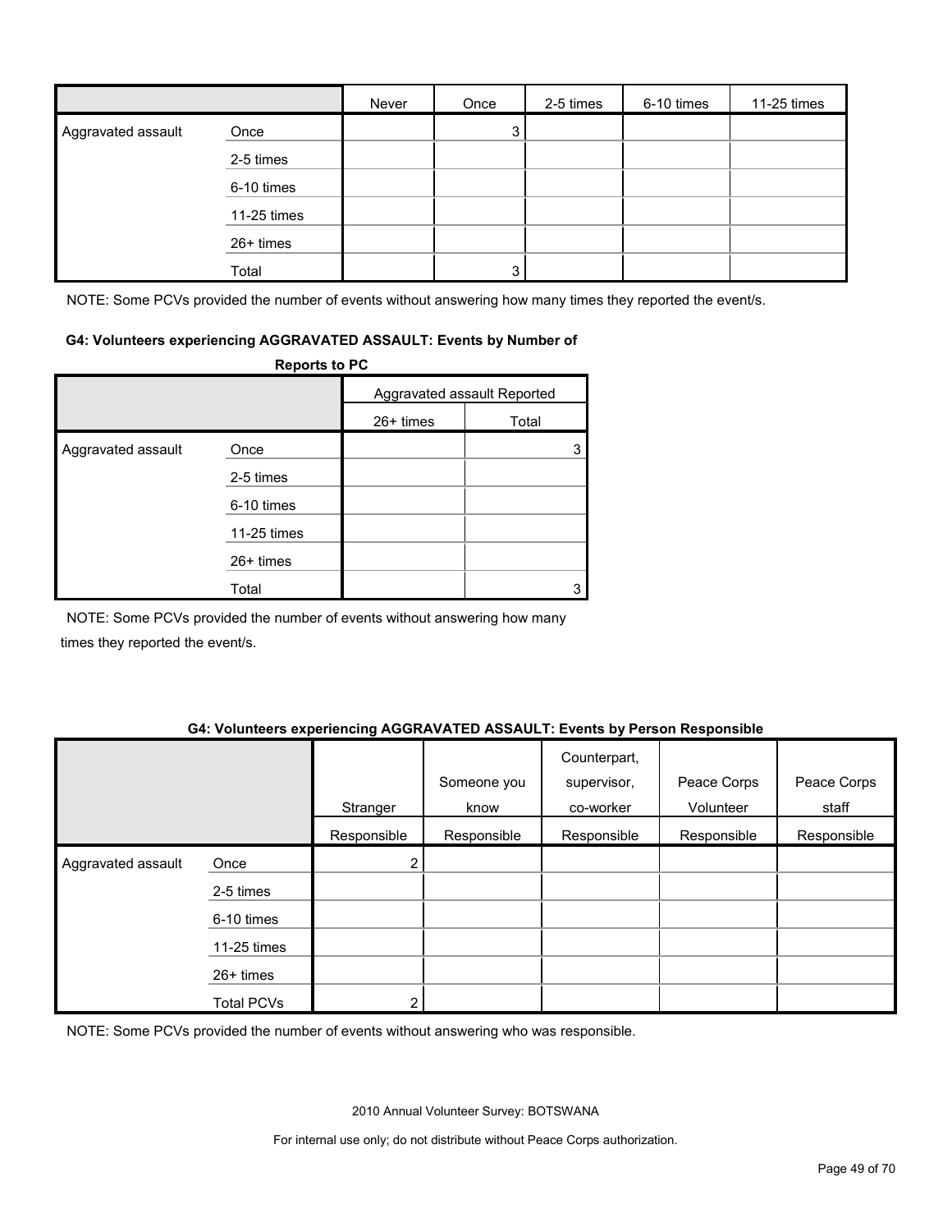| | | Never | Once | 2-5 times | 6-10 times | 11-25 times |
|---|---|---|---|---|---|---|
| Aggravated assault | Once | | 3 | | | |
| | 2-5 times | | | | | |
| | 6-10 times | | | | | |
| | 11-25 times | | | | | |
| | 26+ times | | | | | |
| | Total | | 3 | | | |

NOTE: Some PCVs provided the number of events without answering how many times they reported the event/s.

**G4: Volunteers experiencing AGGRAVATED ASSAULT: Events by Number of Reports to PC**

| | | Aggravated assault Reported | |
|---|---|---|---|
| | | 26+ times | Total |
| Aggravated assault | Once | | 3 |
| | 2-5 times | | |
| | 6-10 times | | |
| | 11-25 times | | |
| | 26+ times | | |
| | Total | | 3 |

NOTE: Some PCVs provided the number of events without answering how many times they reported the event/s.

**G4: Volunteers experiencing AGGRAVATED ASSAULT: Events by Person Responsible**

| | | Stranger | Someone you know | Counterpart, supervisor, co-worker | Peace Corps Volunteer | Peace Corps staff |
|---|---|---|---|---|---|---|
| | | Responsible | Responsible | Responsible | Responsible | Responsible |
| Aggravated assault | Once | 2 | | | | |
| | 2-5 times | | | | | |
| | 6-10 times | | | | | |
| | 11-25 times | | | | | |
| | 26+ times | | | | | |
| | Total PCVs | 2 | | | | |

NOTE: Some PCVs provided the number of events without answering who was responsible.

2010 Annual Volunteer Survey: BOTSWANA

For internal use only; do not distribute without Peace Corps authorization.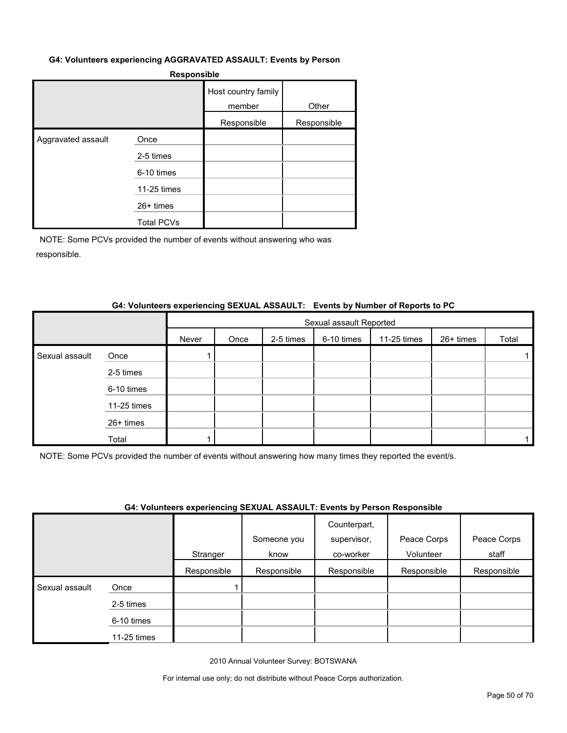**G4: Volunteers experiencing AGGRAVATED ASSAULT: Events by Person Responsible**

| | | Host country family member | Other |
|---|---|---|---|
| | | Responsible | Responsible |
| Aggravated assault | Once | | |
| | 2-5 times | | |
| | 6-10 times | | |
| | 11-25 times | | |
| | 26+ times | | |
| | Total PCVs | | |

NOTE: Some PCVs provided the number of events without answering who was responsible.

**G4: Volunteers experiencing SEXUAL ASSAULT: Events by Number of Reports to PC**

| | | Sexual assault Reported | | | | | | |
|---|---|---|---|---|---|---|---|---|
| | | Never | Once | 2-5 times | 6-10 times | 11-25 times | 26+ times | Total |
| Sexual assault | Once | 1 | | | | | | 1 |
| | 2-5 times | | | | | | | |
| | 6-10 times | | | | | | | |
| | 11-25 times | | | | | | | |
| | 26+ times | | | | | | | |
| | Total | 1 | | | | | | 1 |

NOTE: Some PCVs provided the number of events without answering how many times they reported the event/s.

**G4: Volunteers experiencing SEXUAL ASSAULT: Events by Person Responsible**

| | | Stranger | Someone you know | Counterpart, supervisor, co-worker | Peace Corps Volunteer | Peace Corps staff |
|---|---|---|---|---|---|---|
| | | Responsible | Responsible | Responsible | Responsible | Responsible |
| Sexual assault | Once | 1 | | | | |
| | 2-5 times | | | | | |
| | 6-10 times | | | | | |
| | 11-25 times | | | | | |

2010 Annual Volunteer Survey: BOTSWANA

For internal use only; do not distribute without Peace Corps authorization.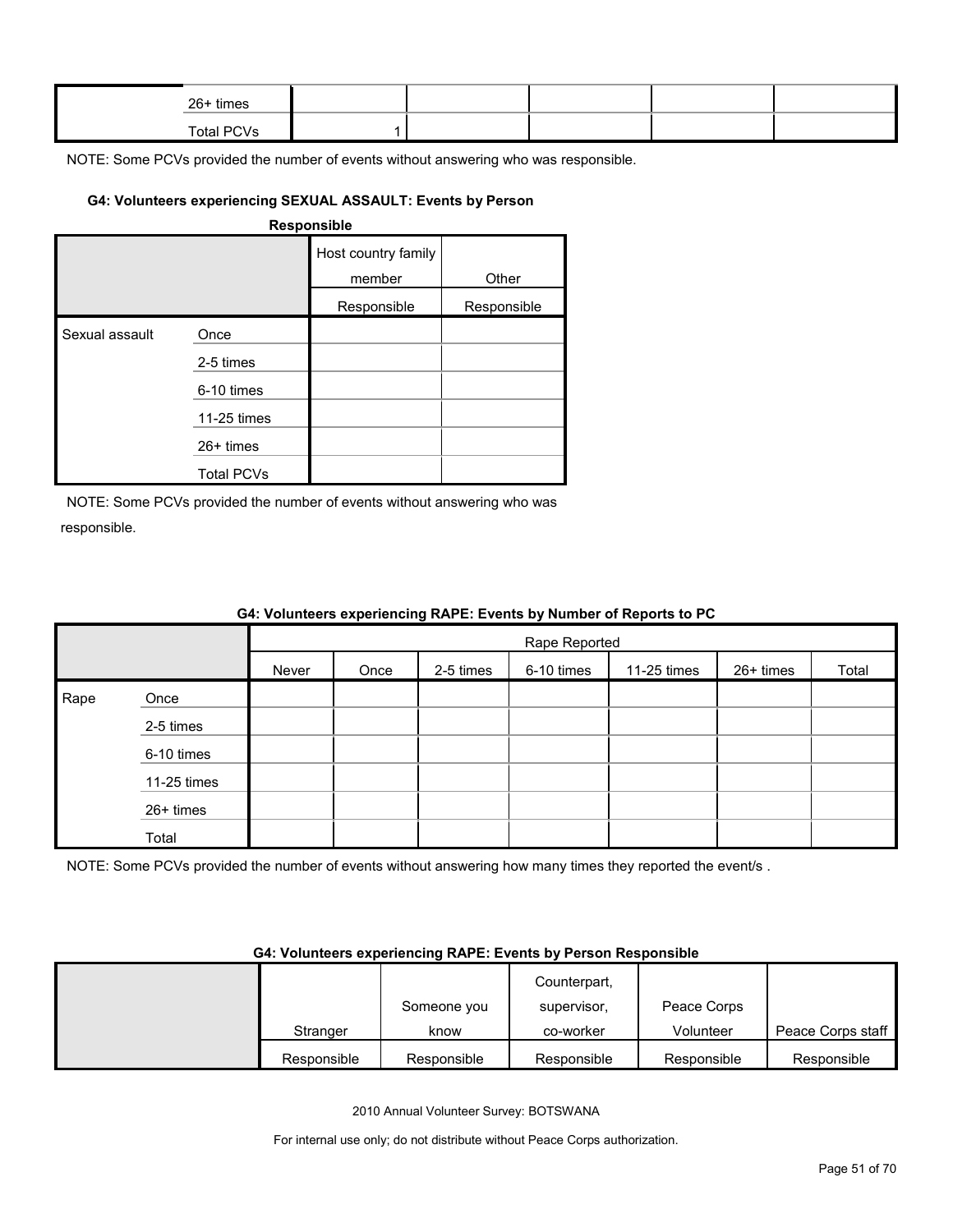| | | | | | | |
|---|---|---|---|---|---|---|
| | 26+ times | | | | | |
| | Total PCVs | 1 | | | | |

NOTE: Some PCVs provided the number of events without answering who was responsible.

#### G4: Volunteers experiencing SEXUAL ASSAULT: Events by Person Responsible

| | | Host country family member | Other |
|---|---|---|---|
| | | Responsible | Responsible |
| Sexual assault | Once | | |
| | 2-5 times | | |
| | 6-10 times | | |
| | 11-25 times | | |
| | 26+ times | | |
| | Total PCVs | | |

NOTE: Some PCVs provided the number of events without answering who was responsible.

#### G4: Volunteers experiencing RAPE: Events by Number of Reports to PC

| | | Rape Reported | | | | | | |
|---|---|---|---|---|---|---|---|---|
| | | Never | Once | 2-5 times | 6-10 times | 11-25 times | 26+ times | Total |
| Rape | Once | | | | | | | |
| | 2-5 times | | | | | | | |
| | 6-10 times | | | | | | | |
| | 11-25 times | | | | | | | |
| | 26+ times | | | | | | | |
| | Total | | | | | | | |

NOTE: Some PCVs provided the number of events without answering how many times they reported the event/s .

#### G4: Volunteers experiencing RAPE: Events by Person Responsible

| | Stranger | Someone you know | Counterpart, supervisor, co-worker | Peace Corps Volunteer | Peace Corps staff |
|---|---|---|---|---|---|
| | Responsible | Responsible | Responsible | Responsible | Responsible |

2010 Annual Volunteer Survey: BOTSWANA

For internal use only; do not distribute without Peace Corps authorization.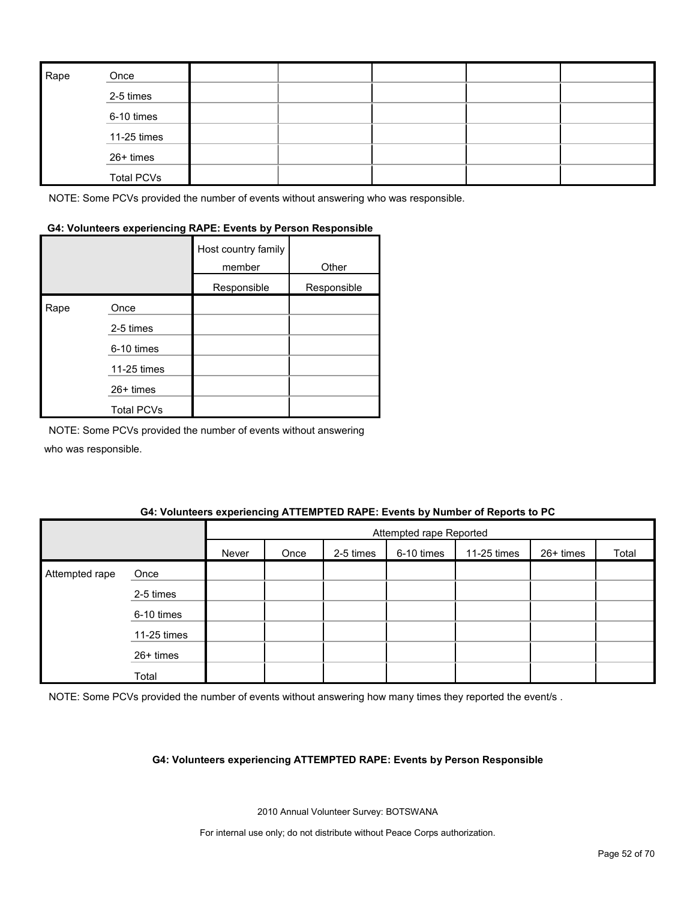| Rape | Once | | | | | |
|---|---|---|---|---|---|---|
| | 2-5 times | | | | | |
| | 6-10 times | | | | | |
| | 11-25 times | | | | | |
| | 26+ times | | | | | |
| | Total PCVs | | | | | |

NOTE: Some PCVs provided the number of events without answering who was responsible.

**G4: Volunteers experiencing RAPE: Events by Person Responsible**

| | | Host country family member | Other |
|---|---|---|---|
| | | Responsible | Responsible |
| Rape | Once | | |
| | 2-5 times | | |
| | 6-10 times | | |
| | 11-25 times | | |
| | 26+ times | | |
| | Total PCVs | | |

NOTE: Some PCVs provided the number of events without answering who was responsible.

**G4: Volunteers experiencing ATTEMPTED RAPE: Events by Number of Reports to PC**

| | | Attempted rape Reported | | | | | | |
|---|---|---|---|---|---|---|---|---|
| | | Never | Once | 2-5 times | 6-10 times | 11-25 times | 26+ times | Total |
| Attempted rape | Once | | | | | | | |
| | 2-5 times | | | | | | | |
| | 6-10 times | | | | | | | |
| | 11-25 times | | | | | | | |
| | 26+ times | | | | | | | |
| | Total | | | | | | | |

NOTE: Some PCVs provided the number of events without answering how many times they reported the event/s .

**G4: Volunteers experiencing ATTEMPTED RAPE: Events by Person Responsible**

2010 Annual Volunteer Survey: BOTSWANA

For internal use only; do not distribute without Peace Corps authorization.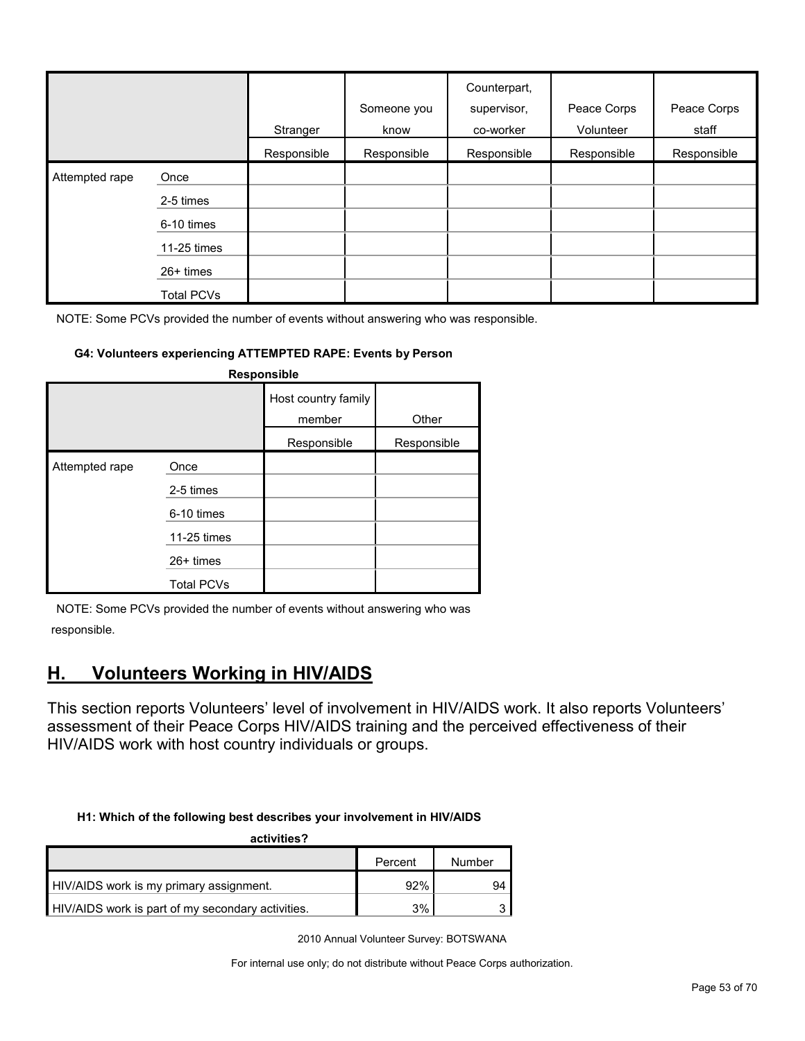| | | Stranger | Someone you know | Counterpart, supervisor, co-worker | Peace Corps Volunteer | Peace Corps staff |
|---|---|---|---|---|---|---|
| | | Responsible | Responsible | Responsible | Responsible | Responsible |
| Attempted rape | Once | | | | | |
| | 2-5 times | | | | | |
| | 6-10 times | | | | | |
| | 11-25 times | | | | | |
| | 26+ times | | | | | |
| | Total PCVs | | | | | |

NOTE: Some PCVs provided the number of events without answering who was responsible.

**G4: Volunteers experiencing ATTEMPTED RAPE: Events by Person Responsible**

| | | Host country family member | Other |
|---|---|---|---|
| | | Responsible | Responsible |
| Attempted rape | Once | | |
| | 2-5 times | | |
| | 6-10 times | | |
| | 11-25 times | | |
| | 26+ times | | |
| | Total PCVs | | |

NOTE: Some PCVs provided the number of events without answering who was responsible.

## H. Volunteers Working in HIV/AIDS

This section reports Volunteers' level of involvement in HIV/AIDS work. It also reports Volunteers' assessment of their Peace Corps HIV/AIDS training and the perceived effectiveness of their HIV/AIDS work with host country individuals or groups.

**H1: Which of the following best describes your involvement in HIV/AIDS activities?**

| | Percent | Number |
|---|---|---|
| HIV/AIDS work is my primary assignment. | 92% | 94 |
| HIV/AIDS work is part of my secondary activities. | 3% | 3 |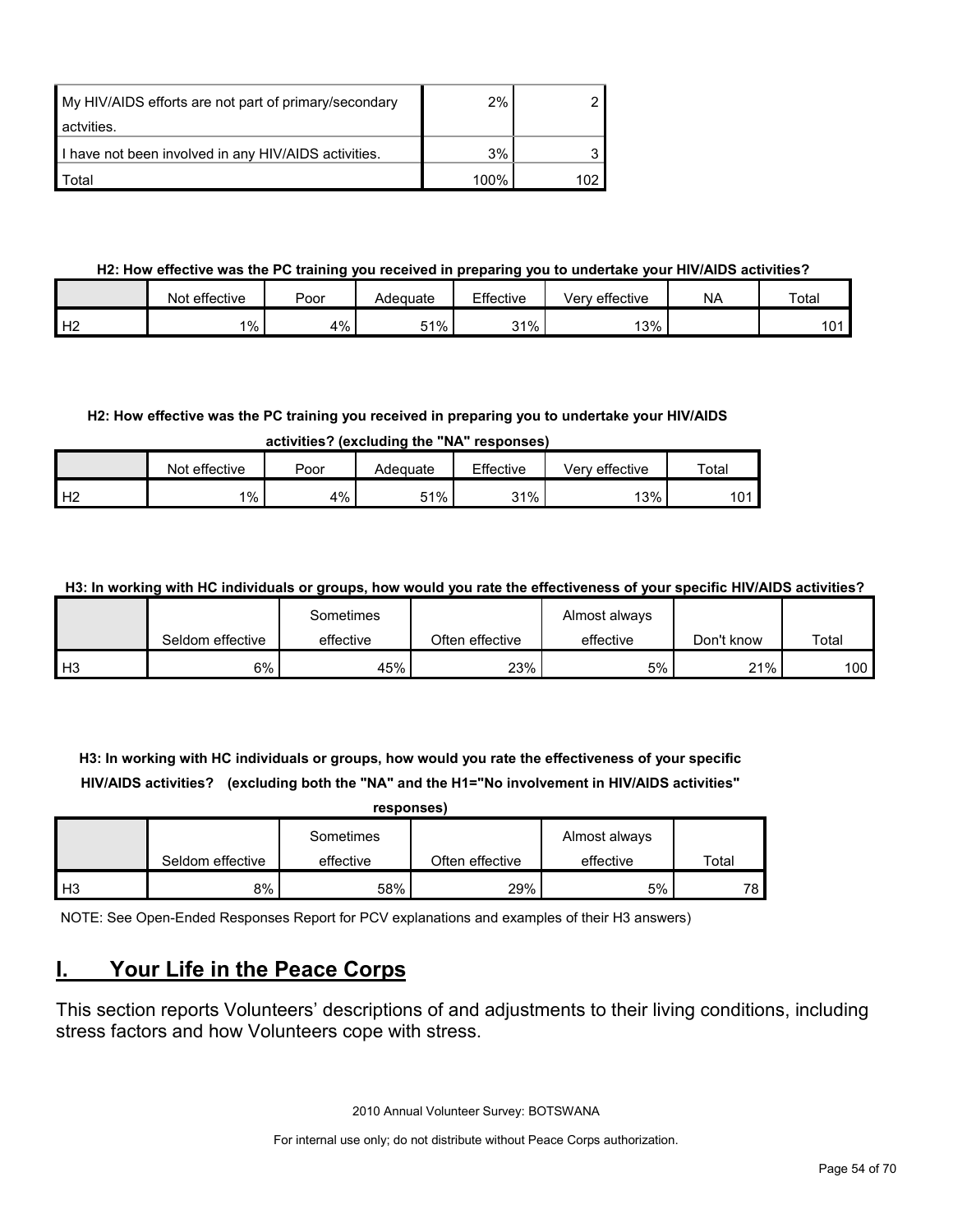| | | |
|---|---|---|
| My HIV/AIDS efforts are not part of primary/secondary actvities. | 2% | 2 |
| I have not been involved in any HIV/AIDS activities. | 3% | 3 |
| Total | 100% | 102 |

**H2: How effective was the PC training you received in preparing you to undertake your HIV/AIDS activities?**

| | Not effective | Poor | Adequate | Effective | Very effective | NA | Total |
|---|---|---|---|---|---|---|---|
| H2 | 1% | 4% | 51% | 31% | 13% | | 101 |

**H2: How effective was the PC training you received in preparing you to undertake your HIV/AIDS activities? (excluding the "NA" responses)**

| | Not effective | Poor | Adequate | Effective | Very effective | Total |
|---|---|---|---|---|---|---|
| H2 | 1% | 4% | 51% | 31% | 13% | 101 |

**H3: In working with HC individuals or groups, how would you rate the effectiveness of your specific HIV/AIDS activities?**

| | Seldom effective | Sometimes effective | Often effective | Almost always effective | Don't know | Total |
|---|---|---|---|---|---|---|
| H3 | 6% | 45% | 23% | 5% | 21% | 100 |

**H3: In working with HC individuals or groups, how would you rate the effectiveness of your specific HIV/AIDS activities? (excluding both the "NA" and the H1="No involvement in HIV/AIDS activities" responses)**

| | Seldom effective | Sometimes effective | Often effective | Almost always effective | Total |
|---|---|---|---|---|---|
| H3 | 8% | 58% | 29% | 5% | 78 |

NOTE: See Open-Ended Responses Report for PCV explanations and examples of their H3 answers)

## I. Your Life in the Peace Corps

This section reports Volunteers' descriptions of and adjustments to their living conditions, including stress factors and how Volunteers cope with stress.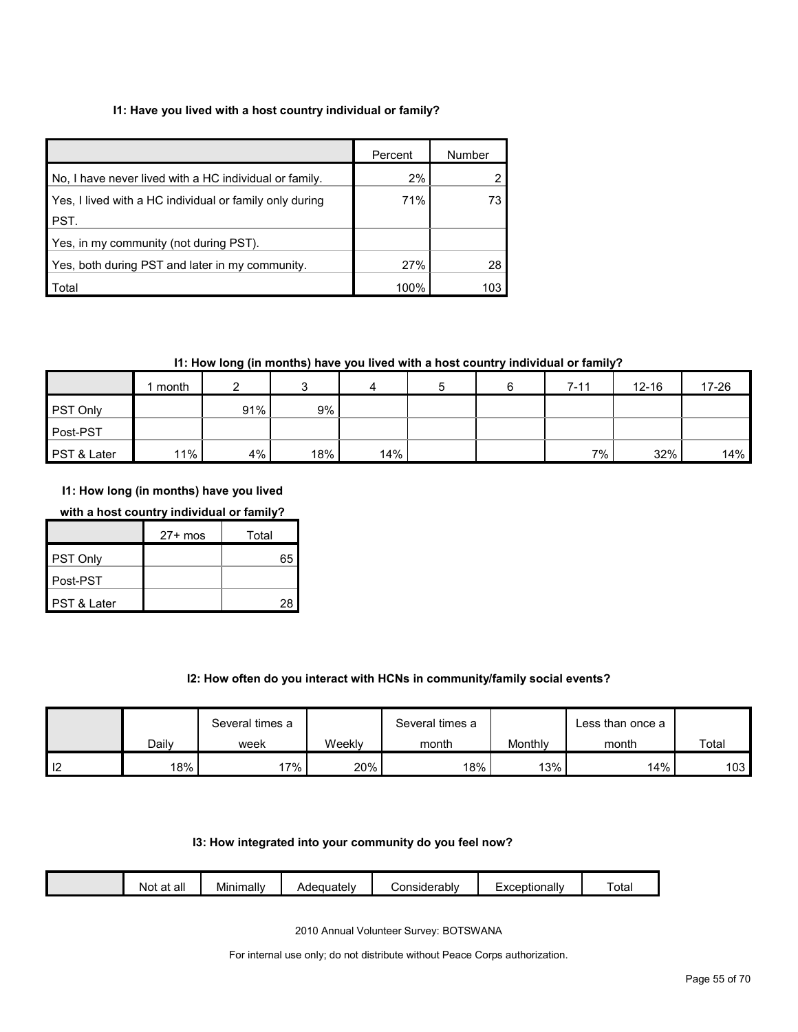#### I1: Have you lived with a host country individual or family?

| | Percent | Number |
|---|---|---|
| No, I have never lived with a HC individual or family. | 2% | 2 |
| Yes, I lived with a HC individual or family only during PST. | 71% | 73 |
| Yes, in my community (not during PST). | | |
| Yes, both during PST and later in my community. | 27% | 28 |
| Total | 100% | 103 |

#### I1: How long (in months) have you lived with a host country individual or family?

| | 1 month | 2 | 3 | 4 | 5 | 6 | 7-11 | 12-16 | 17-26 |
|---|---|---|---|---|---|---|---|---|---|
| PST Only | | 91% | 9% | | | | | | |
| Post-PST | | | | | | | | | |
| PST & Later | 11% | 4% | 18% | 14% | | | 7% | 32% | 14% |

#### I1: How long (in months) have you lived with a host country individual or family?

| | 27+ mos | Total |
|---|---|---|
| PST Only | | 65 |
| Post-PST | | |
| PST & Later | | 28 |

#### I2: How often do you interact with HCNs in community/family social events?

| | Daily | Several times a week | Weekly | Several times a month | Monthly | Less than once a month | Total |
|---|---|---|---|---|---|---|---|
| I2 | 18% | 17% | 20% | 18% | 13% | 14% | 103 |

#### I3: How integrated into your community do you feel now?

| | Not at all | Minimally | Adequately | Considerably | Exceptionally | Total |
|---|---|---|---|---|---|---|

2010 Annual Volunteer Survey: BOTSWANA

For internal use only; do not distribute without Peace Corps authorization.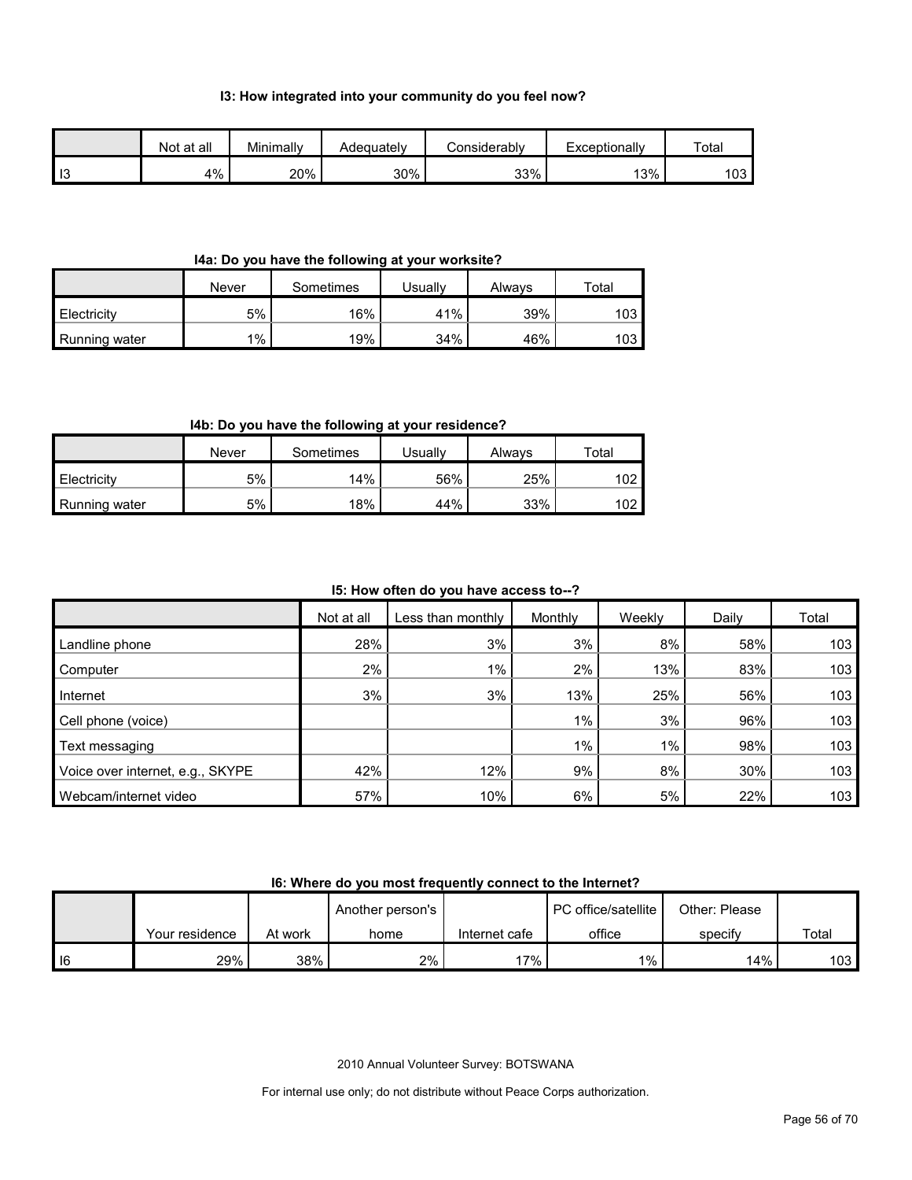### I3: How integrated into your community do you feel now?

| | Not at all | Minimally | Adequately | Considerably | Exceptionally | Total |
|---|---|---|---|---|---|---|
| I3 | 4% | 20% | 30% | 33% | 13% | 103 |

### I4a: Do you have the following at your worksite?

| | Never | Sometimes | Usually | Always | Total |
|---|---|---|---|---|---|
| Electricity | 5% | 16% | 41% | 39% | 103 |
| Running water | 1% | 19% | 34% | 46% | 103 |

### I4b: Do you have the following at your residence?

| | Never | Sometimes | Usually | Always | Total |
|---|---|---|---|---|---|
| Electricity | 5% | 14% | 56% | 25% | 102 |
| Running water | 5% | 18% | 44% | 33% | 102 |

### I5: How often do you have access to--?

| | Not at all | Less than monthly | Monthly | Weekly | Daily | Total |
|---|---|---|---|---|---|---|
| Landline phone | 28% | 3% | 3% | 8% | 58% | 103 |
| Computer | 2% | 1% | 2% | 13% | 83% | 103 |
| Internet | 3% | 3% | 13% | 25% | 56% | 103 |
| Cell phone (voice) | | | 1% | 3% | 96% | 103 |
| Text messaging | | | 1% | 1% | 98% | 103 |
| Voice over internet, e.g., SKYPE | 42% | 12% | 9% | 8% | 30% | 103 |
| Webcam/internet video | 57% | 10% | 6% | 5% | 22% | 103 |

### I6: Where do you most frequently connect to the Internet?

| | Your residence | At work | Another person's home | Internet cafe | PC office/satellite office | Other: Please specify | Total |
|---|---|---|---|---|---|---|---|
| I6 | 29% | 38% | 2% | 17% | 1% | 14% | 103 |

2010 Annual Volunteer Survey: BOTSWANA

For internal use only; do not distribute without Peace Corps authorization.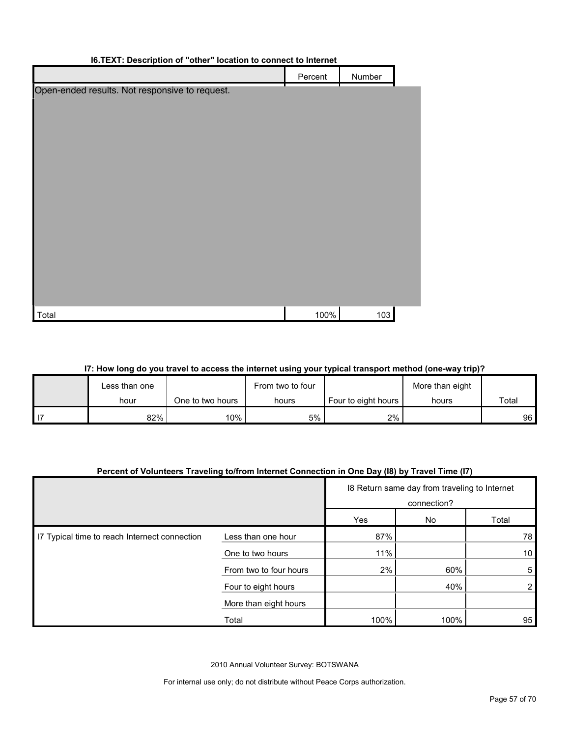### I6.TEXT: Description of "other" location to connect to Internet

| | Percent | Number |
|---|---|---|
| Open-ended results. Not responsive to request. | | |
| Total | 100% | 103 |

### I7: How long do you travel to access the internet using your typical transport method (one-way trip)?

| | Less than one hour | One to two hours | From two to four hours | Four to eight hours | More than eight hours | Total |
|---|---|---|---|---|---|---|
| I7 | 82% | 10% | 5% | 2% | | 96 |

### Percent of Volunteers Traveling to/from Internet Connection in One Day (I8) by Travel Time (I7)

| | | I8 Return same day from traveling to Internet connection? | | |
|---|---|---|---|---|
| | | Yes | No | Total |
| I7 Typical time to reach Internect connection | Less than one hour | 87% | | 78 |
| | One to two hours | 11% | | 10 |
| | From two to four hours | 2% | 60% | 5 |
| | Four to eight hours | | 40% | 2 |
| | More than eight hours | | | |
| | Total | 100% | 100% | 95 |

2010 Annual Volunteer Survey: BOTSWANA

For internal use only; do not distribute without Peace Corps authorization.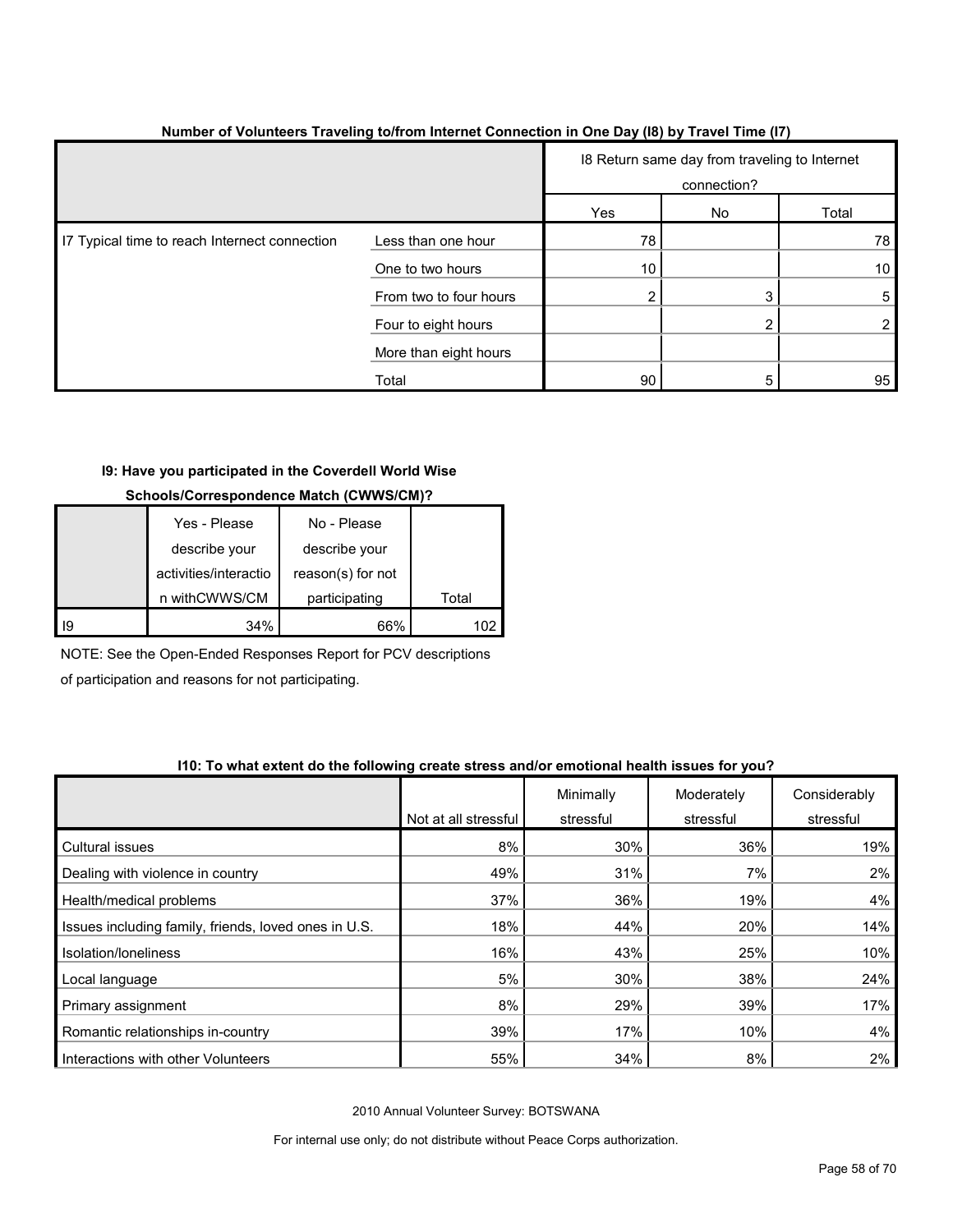### Number of Volunteers Traveling to/from Internet Connection in One Day (I8) by Travel Time (I7)

| | | I8 Return same day from traveling to Internet connection? | | |
|---|---|---|---|---|
| | | Yes | No | Total |
| I7 Typical time to reach Internet connection | Less than one hour | 78 | | 78 |
| | One to two hours | 10 | | 10 |
| | From two to four hours | 2 | 3 | 5 |
| | Four to eight hours | | 2 | 2 |
| | More than eight hours | | | |
| | Total | 90 | 5 | 95 |

### I9: Have you participated in the Coverdell World Wise Schools/Correspondence Match (CWWS/CM)?

| | Yes - Please describe your activities/interaction withCWWS/CM | No - Please describe your reason(s) for not participating | Total |
|---|---|---|---|
| I9 | 34% | 66% | 102 |

NOTE: See the Open-Ended Responses Report for PCV descriptions of participation and reasons for not participating.

### I10: To what extent do the following create stress and/or emotional health issues for you?

| | Not at all stressful | Minimally stressful | Moderately stressful | Considerably stressful |
|---|---|---|---|---|
| Cultural issues | 8% | 30% | 36% | 19% |
| Dealing with violence in country | 49% | 31% | 7% | 2% |
| Health/medical problems | 37% | 36% | 19% | 4% |
| Issues including family, friends, loved ones in U.S. | 18% | 44% | 20% | 14% |
| Isolation/loneliness | 16% | 43% | 25% | 10% |
| Local language | 5% | 30% | 38% | 24% |
| Primary assignment | 8% | 29% | 39% | 17% |
| Romantic relationships in-country | 39% | 17% | 10% | 4% |
| Interactions with other Volunteers | 55% | 34% | 8% | 2% |

2010 Annual Volunteer Survey: BOTSWANA

For internal use only; do not distribute without Peace Corps authorization.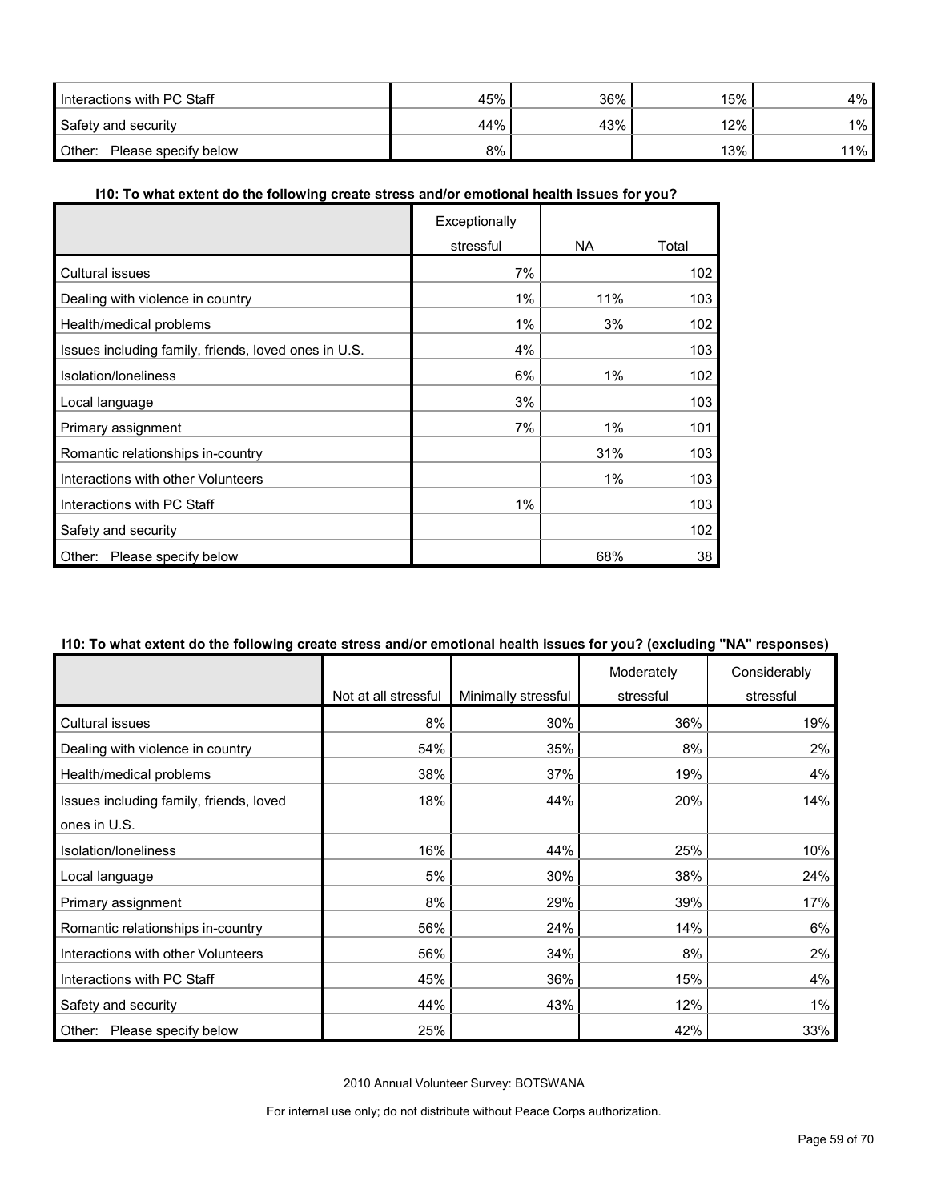| | | | | |
|---|---|---|---|---|
| Interactions with PC Staff | 45% | 36% | 15% | 4% |
| Safety and security | 44% | 43% | 12% | 1% |
| Other: Please specify below | 8% | | 13% | 11% |

**I10: To what extent do the following create stress and/or emotional health issues for you?**

| | Exceptionally stressful | NA | Total |
|---|---|---|---|
| Cultural issues | 7% | | 102 |
| Dealing with violence in country | 1% | 11% | 103 |
| Health/medical problems | 1% | 3% | 102 |
| Issues including family, friends, loved ones in U.S. | 4% | | 103 |
| Isolation/loneliness | 6% | 1% | 102 |
| Local language | 3% | | 103 |
| Primary assignment | 7% | 1% | 101 |
| Romantic relationships in-country | | 31% | 103 |
| Interactions with other Volunteers | | 1% | 103 |
| Interactions with PC Staff | 1% | | 103 |
| Safety and security | | | 102 |
| Other: Please specify below | | 68% | 38 |

**I10: To what extent do the following create stress and/or emotional health issues for you? (excluding "NA" responses)**

| | Not at all stressful | Minimally stressful | Moderately stressful | Considerably stressful |
|---|---|---|---|---|
| Cultural issues | 8% | 30% | 36% | 19% |
| Dealing with violence in country | 54% | 35% | 8% | 2% |
| Health/medical problems | 38% | 37% | 19% | 4% |
| Issues including family, friends, loved ones in U.S. | 18% | 44% | 20% | 14% |
| Isolation/loneliness | 16% | 44% | 25% | 10% |
| Local language | 5% | 30% | 38% | 24% |
| Primary assignment | 8% | 29% | 39% | 17% |
| Romantic relationships in-country | 56% | 24% | 14% | 6% |
| Interactions with other Volunteers | 56% | 34% | 8% | 2% |
| Interactions with PC Staff | 45% | 36% | 15% | 4% |
| Safety and security | 44% | 43% | 12% | 1% |
| Other: Please specify below | 25% | | 42% | 33% |

2010 Annual Volunteer Survey: BOTSWANA

For internal use only; do not distribute without Peace Corps authorization.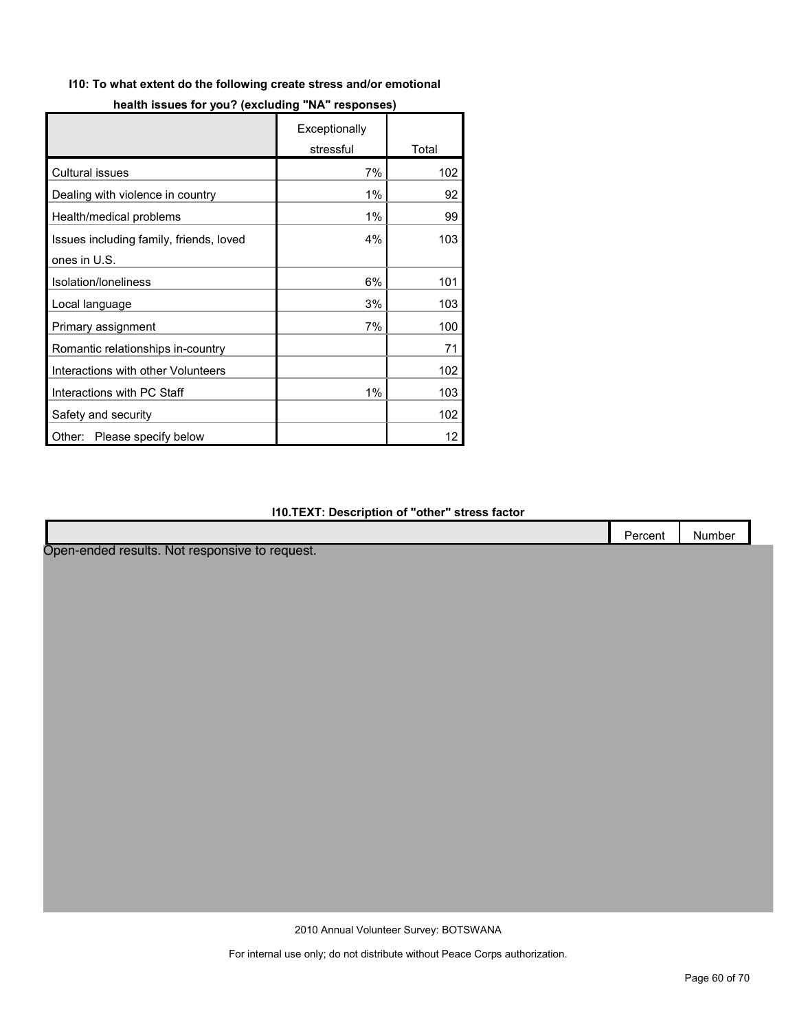**I10: To what extent do the following create stress and/or emotional health issues for you? (excluding "NA" responses)**

| | Exceptionally stressful | Total |
|---|---|---|
| Cultural issues | 7% | 102 |
| Dealing with violence in country | 1% | 92 |
| Health/medical problems | 1% | 99 |
| Issues including family, friends, loved ones in U.S. | 4% | 103 |
| Isolation/loneliness | 6% | 101 |
| Local language | 3% | 103 |
| Primary assignment | 7% | 100 |
| Romantic relationships in-country | | 71 |
| Interactions with other Volunteers | | 102 |
| Interactions with PC Staff | 1% | 103 |
| Safety and security | | 102 |
| Other: Please specify below | | 12 |

**I10.TEXT: Description of "other" stress factor**

| | Percent | Number |
|---|---|---|

Open-ended results. Not responsive to request.

2010 Annual Volunteer Survey: BOTSWANA

For internal use only; do not distribute without Peace Corps authorization.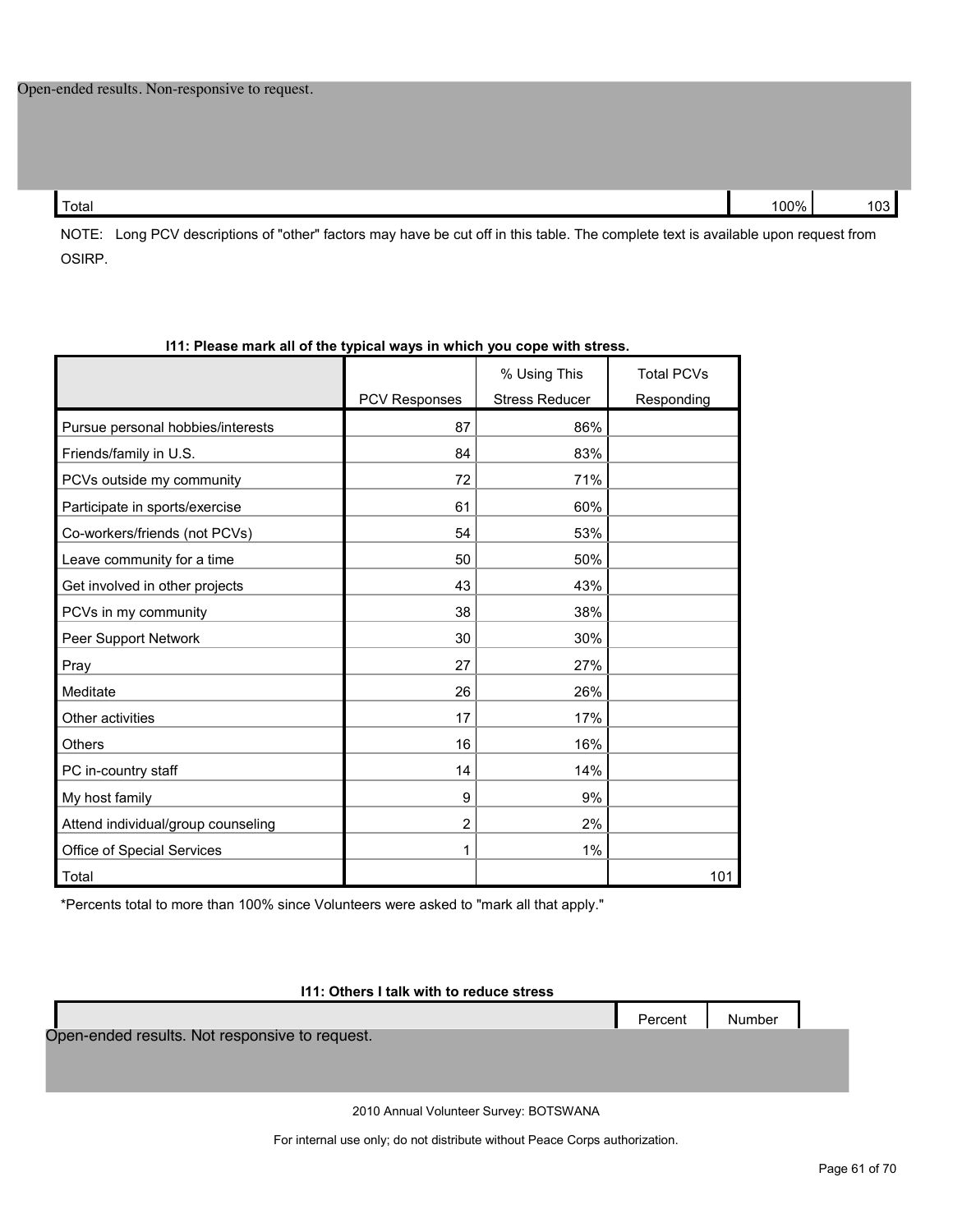Open-ended results. Non-responsive to request.

| | | |
|---|---|---|
| Total | 100% | 103 |

NOTE: Long PCV descriptions of "other" factors may have be cut off in this table. The complete text is available upon request from OSIRP.

**I11: Please mark all of the typical ways in which you cope with stress.**

| | PCV Responses | % Using This Stress Reducer | Total PCVs Responding |
|---|---|---|---|
| Pursue personal hobbies/interests | 87 | 86% | |
| Friends/family in U.S. | 84 | 83% | |
| PCVs outside my community | 72 | 71% | |
| Participate in sports/exercise | 61 | 60% | |
| Co-workers/friends (not PCVs) | 54 | 53% | |
| Leave community for a time | 50 | 50% | |
| Get involved in other projects | 43 | 43% | |
| PCVs in my community | 38 | 38% | |
| Peer Support Network | 30 | 30% | |
| Pray | 27 | 27% | |
| Meditate | 26 | 26% | |
| Other activities | 17 | 17% | |
| Others | 16 | 16% | |
| PC in-country staff | 14 | 14% | |
| My host family | 9 | 9% | |
| Attend individual/group counseling | 2 | 2% | |
| Office of Special Services | 1 | 1% | |
| Total | | | 101 |

*Percents total to more than 100% since Volunteers were asked to "mark all that apply."

**I11: Others I talk with to reduce stress**

| | Percent | Number |
|---|---|---|

Open-ended results. Not responsive to request.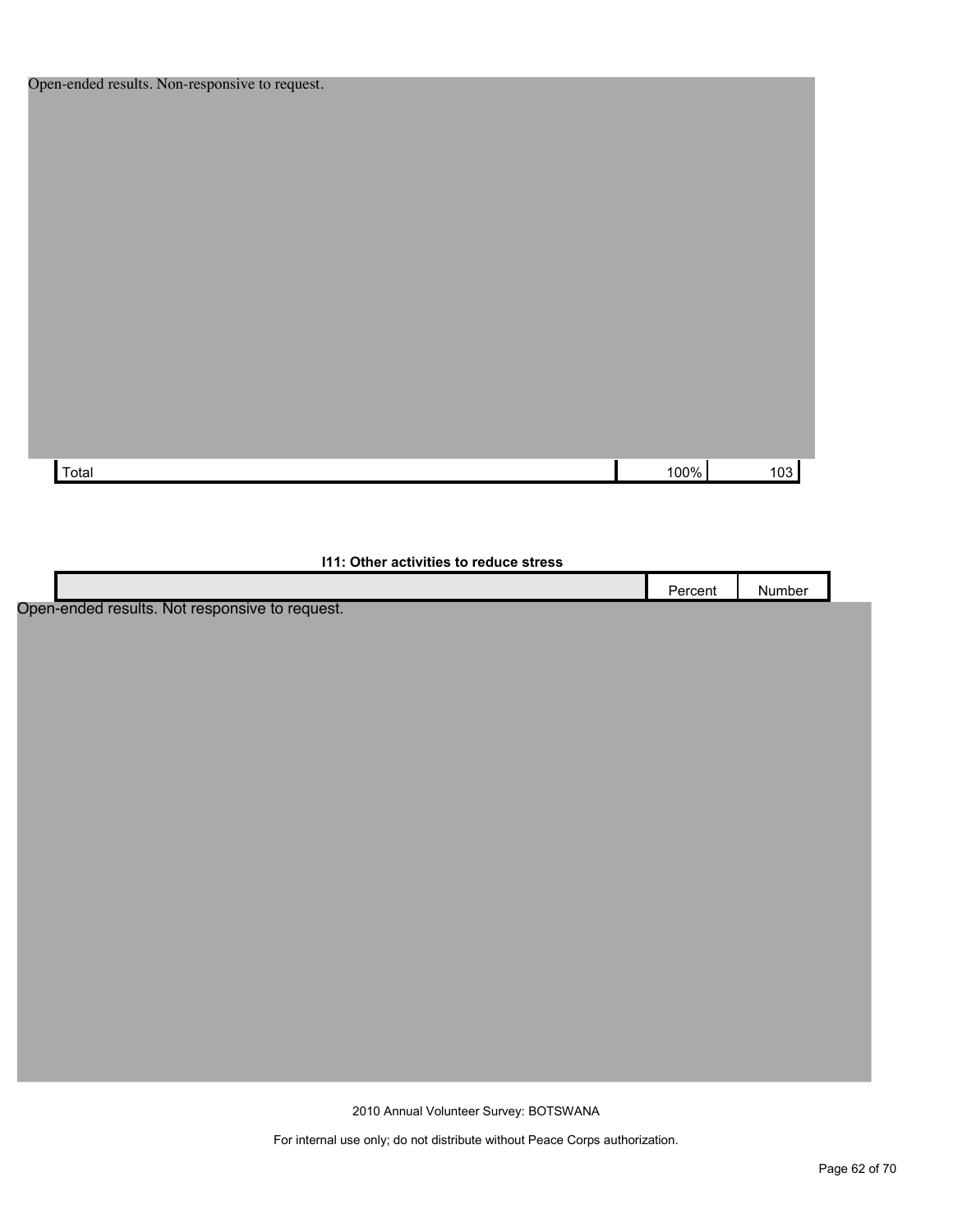Open-ended results. Non-responsive to request.

| | | |
|---|---|---|
| Total | 100% | 103 |

**I11: Other activities to reduce stress**

| | Percent | Number |
|---|---|---|

Open-ended results. Not responsive to request.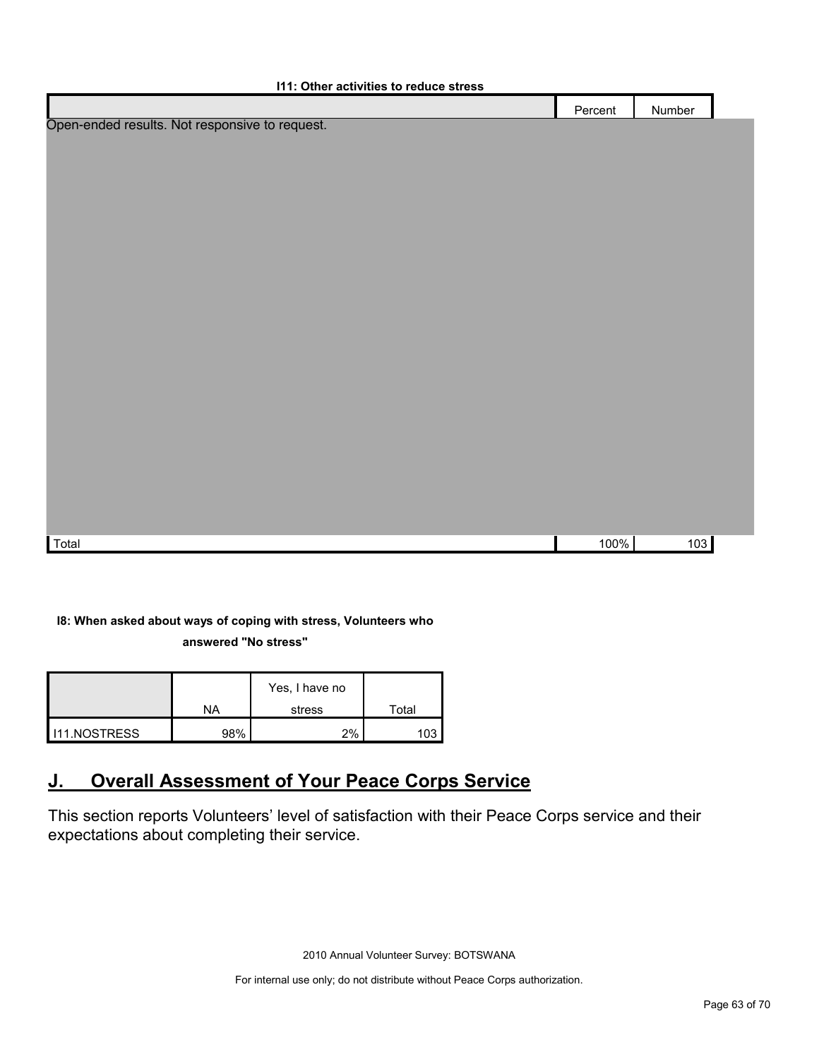**I11: Other activities to reduce stress**

| | Percent | Number |
|---|---|---|
| Open-ended results. Not responsive to request. | | |
| Total | 100% | 103 |

**I8: When asked about ways of coping with stress, Volunteers who answered "No stress"**

| | NA | Yes, I have no stress | Total |
|---|---|---|---|
| I11.NOSTRESS | 98% | 2% | 103 |

## J. Overall Assessment of Your Peace Corps Service

This section reports Volunteers' level of satisfaction with their Peace Corps service and their expectations about completing their service.

2010 Annual Volunteer Survey: BOTSWANA

For internal use only; do not distribute without Peace Corps authorization.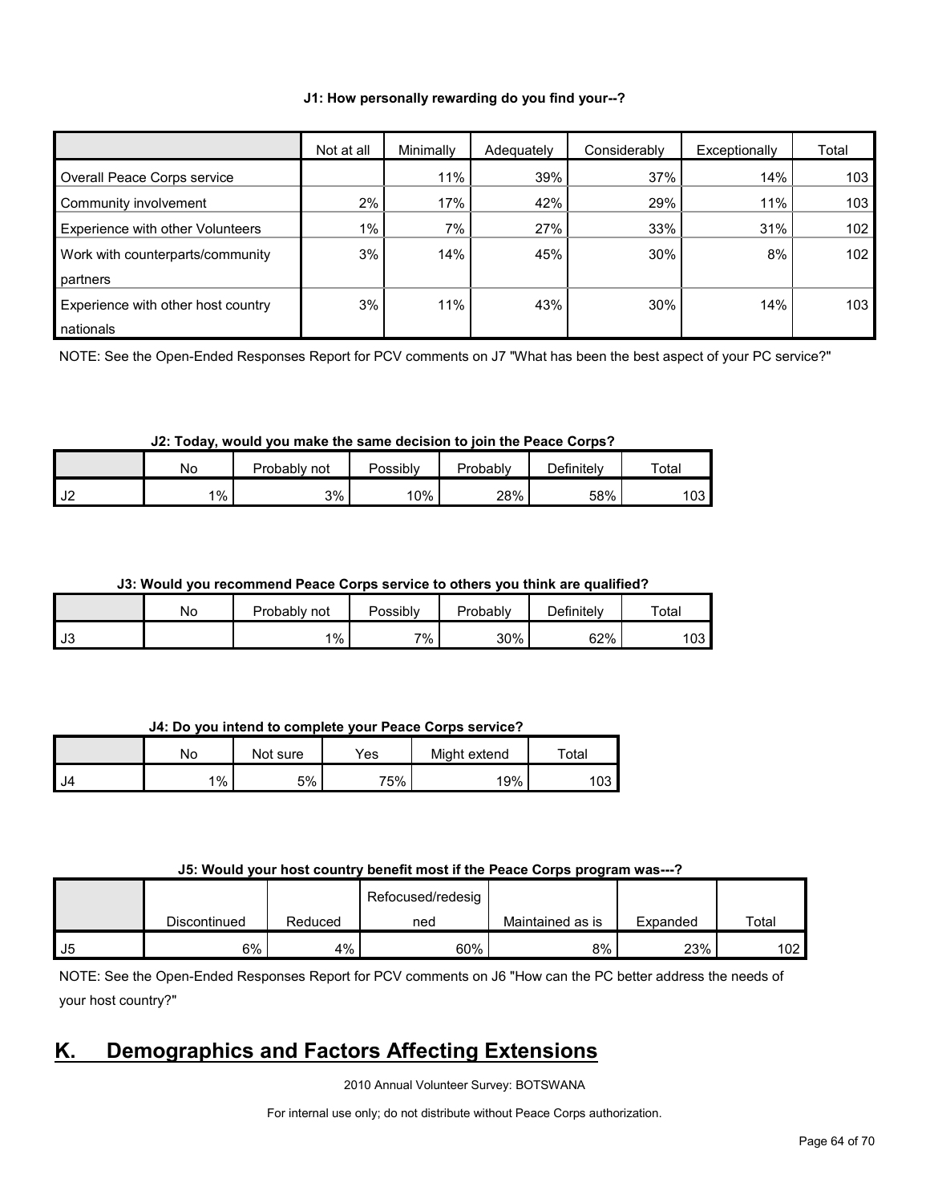**J1: How personally rewarding do you find your--?**

| | Not at all | Minimally | Adequately | Considerably | Exceptionally | Total |
|---|---|---|---|---|---|---|
| Overall Peace Corps service | | 11% | 39% | 37% | 14% | 103 |
| Community involvement | 2% | 17% | 42% | 29% | 11% | 103 |
| Experience with other Volunteers | 1% | 7% | 27% | 33% | 31% | 102 |
| Work with counterparts/community partners | 3% | 14% | 45% | 30% | 8% | 102 |
| Experience with other host country nationals | 3% | 11% | 43% | 30% | 14% | 103 |

NOTE: See the Open-Ended Responses Report for PCV comments on J7 "What has been the best aspect of your PC service?"

**J2: Today, would you make the same decision to join the Peace Corps?**

| | No | Probably not | Possibly | Probably | Definitely | Total |
|---|---|---|---|---|---|---|
| J2 | 1% | 3% | 10% | 28% | 58% | 103 |

**J3: Would you recommend Peace Corps service to others you think are qualified?**

| | No | Probably not | Possibly | Probably | Definitely | Total |
|---|---|---|---|---|---|---|
| J3 | | 1% | 7% | 30% | 62% | 103 |

**J4: Do you intend to complete your Peace Corps service?**

| | No | Not sure | Yes | Might extend | Total |
|---|---|---|---|---|---|
| J4 | 1% | 5% | 75% | 19% | 103 |

**J5: Would your host country benefit most if the Peace Corps program was---?**

| | Discontinued | Reduced | Refocused/redesigned | Maintained as is | Expanded | Total |
|---|---|---|---|---|---|---|
| J5 | 6% | 4% | 60% | 8% | 23% | 102 |

NOTE: See the Open-Ended Responses Report for PCV comments on J6 "How can the PC better address the needs of your host country?"

## K. Demographics and Factors Affecting Extensions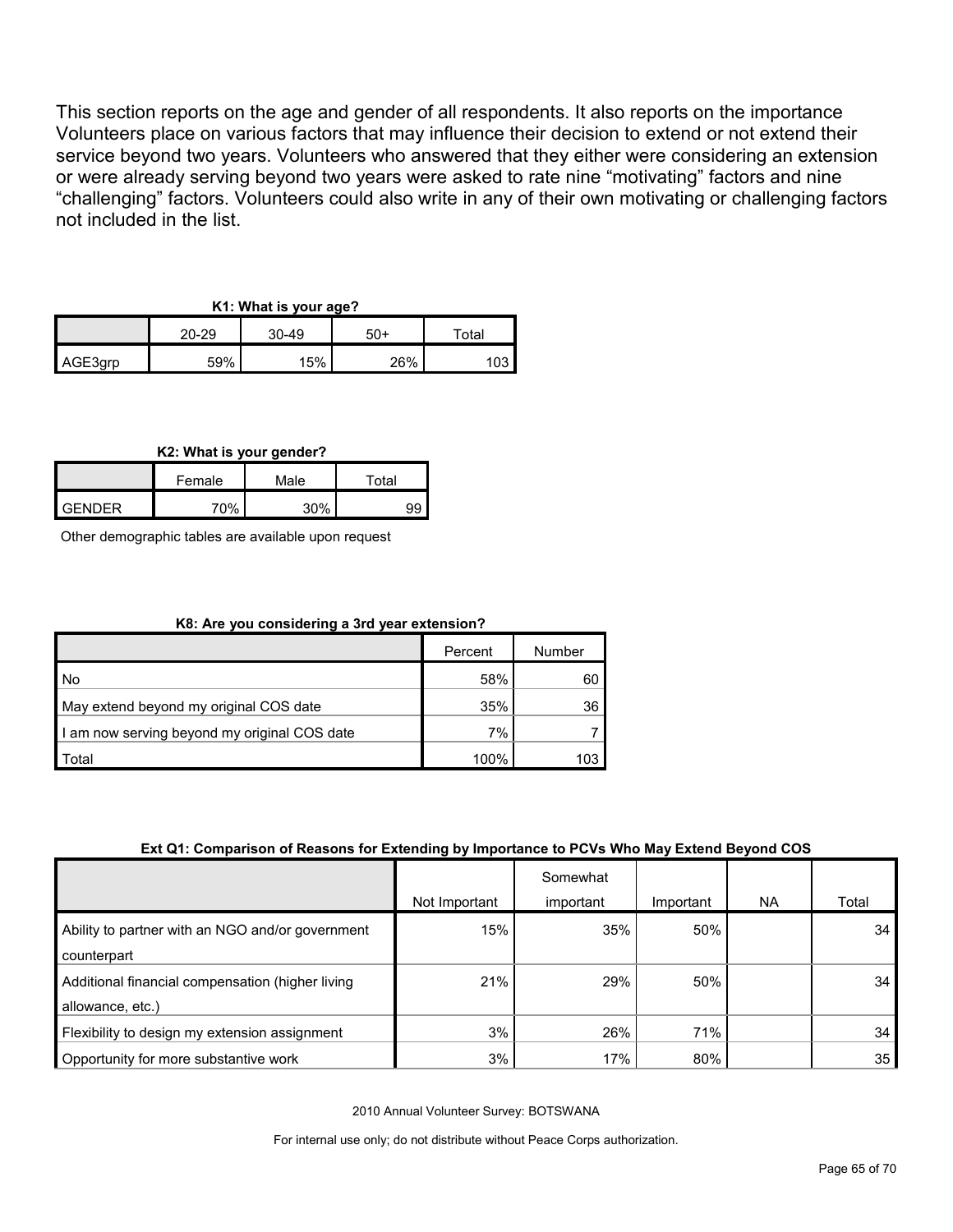This section reports on the age and gender of all respondents. It also reports on the importance Volunteers place on various factors that may influence their decision to extend or not extend their service beyond two years. Volunteers who answered that they either were considering an extension or were already serving beyond two years were asked to rate nine "motivating" factors and nine "challenging" factors. Volunteers could also write in any of their own motivating or challenging factors not included in the list.

**K1: What is your age?**

| | 20-29 | 30-49 | 50+ | Total |
|---|---|---|---|---|
| AGE3grp | 59% | 15% | 26% | 103 |

**K2: What is your gender?**

| | Female | Male | Total |
|---|---|---|---|
| GENDER | 70% | 30% | 99 |

Other demographic tables are available upon request

**K8: Are you considering a 3rd year extension?**

| | Percent | Number |
|---|---|---|
| No | 58% | 60 |
| May extend beyond my original COS date | 35% | 36 |
| I am now serving beyond my original COS date | 7% | 7 |
| Total | 100% | 103 |

**Ext Q1: Comparison of Reasons for Extending by Importance to PCVs Who May Extend Beyond COS**

| | Not Important | Somewhat important | Important | NA | Total |
|---|---|---|---|---|---|
| Ability to partner with an NGO and/or government counterpart | 15% | 35% | 50% | | 34 |
| Additional financial compensation (higher living allowance, etc.) | 21% | 29% | 50% | | 34 |
| Flexibility to design my extension assignment | 3% | 26% | 71% | | 34 |
| Opportunity for more substantive work | 3% | 17% | 80% | | 35 |

2010 Annual Volunteer Survey: BOTSWANA

For internal use only; do not distribute without Peace Corps authorization.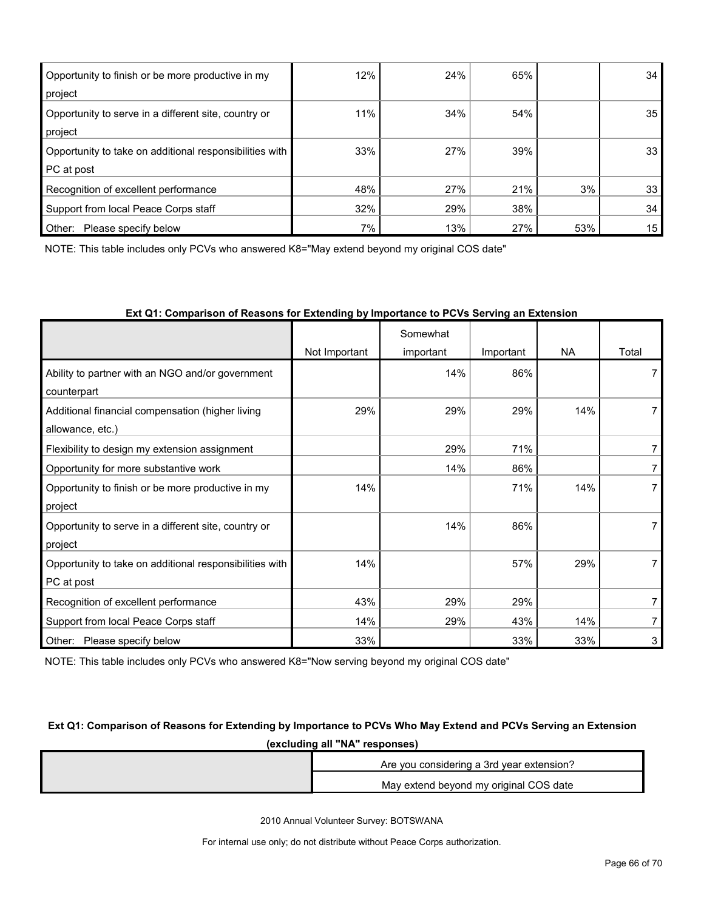| | | | | | |
|---|---|---|---|---|---|
| Opportunity to finish or be more productive in my project | 12% | 24% | 65% | | 34 |
| Opportunity to serve in a different site, country or project | 11% | 34% | 54% | | 35 |
| Opportunity to take on additional responsibilities with PC at post | 33% | 27% | 39% | | 33 |
| Recognition of excellent performance | 48% | 27% | 21% | 3% | 33 |
| Support from local Peace Corps staff | 32% | 29% | 38% | | 34 |
| Other: Please specify below | 7% | 13% | 27% | 53% | 15 |

NOTE: This table includes only PCVs who answered K8="May extend beyond my original COS date"

**Ext Q1: Comparison of Reasons for Extending by Importance to PCVs Serving an Extension**

| | Not Important | Somewhat important | Important | NA | Total |
|---|---|---|---|---|---|
| Ability to partner with an NGO and/or government counterpart | | 14% | 86% | | 7 |
| Additional financial compensation (higher living allowance, etc.) | 29% | 29% | 29% | 14% | 7 |
| Flexibility to design my extension assignment | | 29% | 71% | | 7 |
| Opportunity for more substantive work | | 14% | 86% | | 7 |
| Opportunity to finish or be more productive in my project | 14% | | 71% | 14% | 7 |
| Opportunity to serve in a different site, country or project | | 14% | 86% | | 7 |
| Opportunity to take on additional responsibilities with PC at post | 14% | | 57% | 29% | 7 |
| Recognition of excellent performance | 43% | 29% | 29% | | 7 |
| Support from local Peace Corps staff | 14% | 29% | 43% | 14% | 7 |
| Other: Please specify below | 33% | | 33% | 33% | 3 |

NOTE: This table includes only PCVs who answered K8="Now serving beyond my original COS date"

**Ext Q1: Comparison of Reasons for Extending by Importance to PCVs Who May Extend and PCVs Serving an Extension (excluding all "NA" responses)**

| | Are you considering a 3rd year extension? |
|---|---|
| | May extend beyond my original COS date |

2010 Annual Volunteer Survey: BOTSWANA

For internal use only; do not distribute without Peace Corps authorization.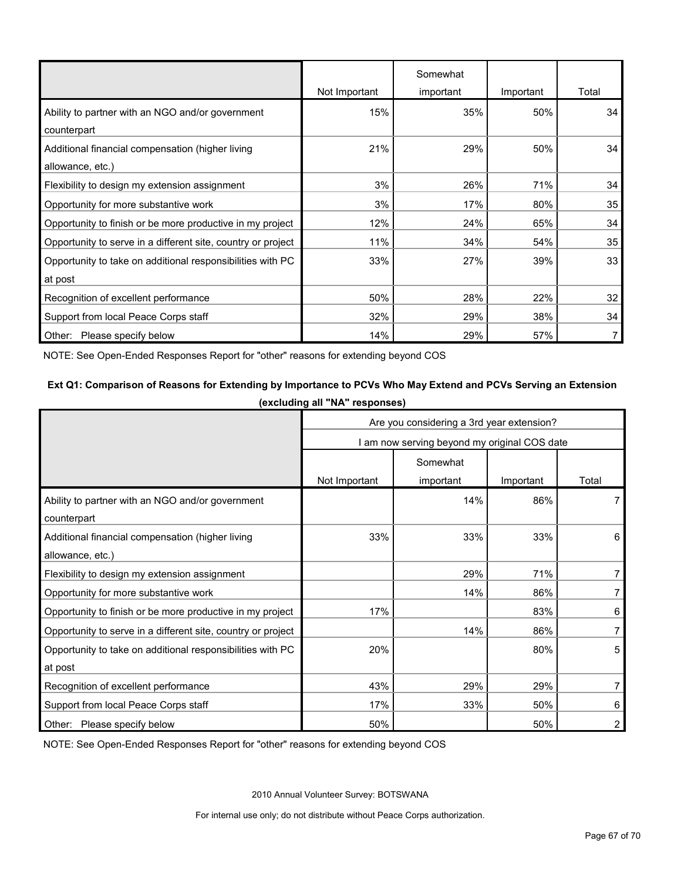| | Not Important | Somewhat important | Important | Total |
|---|---|---|---|---|
| Ability to partner with an NGO and/or government counterpart | 15% | 35% | 50% | 34 |
| Additional financial compensation (higher living allowance, etc.) | 21% | 29% | 50% | 34 |
| Flexibility to design my extension assignment | 3% | 26% | 71% | 34 |
| Opportunity for more substantive work | 3% | 17% | 80% | 35 |
| Opportunity to finish or be more productive in my project | 12% | 24% | 65% | 34 |
| Opportunity to serve in a different site, country or project | 11% | 34% | 54% | 35 |
| Opportunity to take on additional responsibilities with PC at post | 33% | 27% | 39% | 33 |
| Recognition of excellent performance | 50% | 28% | 22% | 32 |
| Support from local Peace Corps staff | 32% | 29% | 38% | 34 |
| Other: Please specify below | 14% | 29% | 57% | 7 |

NOTE: See Open-Ended Responses Report for "other" reasons for extending beyond COS

**Ext Q1: Comparison of Reasons for Extending by Importance to PCVs Who May Extend and PCVs Serving an Extension (excluding all "NA" responses)**

| | Are you considering a 3rd year extension? | | | |
|---|---|---|---|---|
| | I am now serving beyond my original COS date | | | |
| | Not Important | Somewhat important | Important | Total |
| Ability to partner with an NGO and/or government counterpart | | 14% | 86% | 7 |
| Additional financial compensation (higher living allowance, etc.) | 33% | 33% | 33% | 6 |
| Flexibility to design my extension assignment | | 29% | 71% | 7 |
| Opportunity for more substantive work | | 14% | 86% | 7 |
| Opportunity to finish or be more productive in my project | 17% | | 83% | 6 |
| Opportunity to serve in a different site, country or project | | 14% | 86% | 7 |
| Opportunity to take on additional responsibilities with PC at post | 20% | | 80% | 5 |
| Recognition of excellent performance | 43% | 29% | 29% | 7 |
| Support from local Peace Corps staff | 17% | 33% | 50% | 6 |
| Other: Please specify below | 50% | | 50% | 2 |

NOTE: See Open-Ended Responses Report for "other" reasons for extending beyond COS

2010 Annual Volunteer Survey: BOTSWANA

For internal use only; do not distribute without Peace Corps authorization.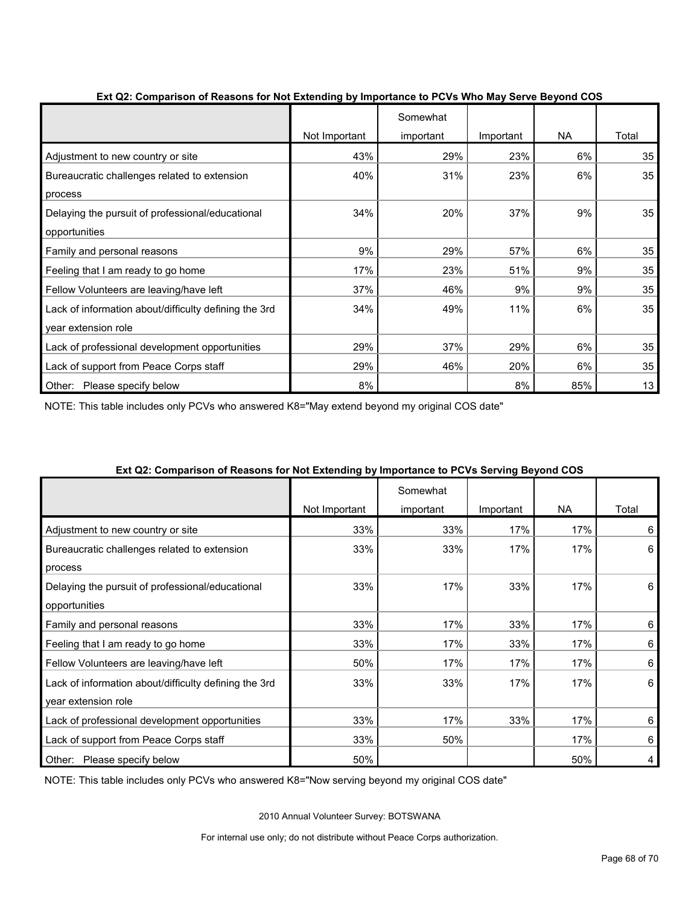**Ext Q2: Comparison of Reasons for Not Extending by Importance to PCVs Who May Serve Beyond COS**

| | Not Important | Somewhat important | Important | NA | Total |
|---|---|---|---|---|---|
| Adjustment to new country or site | 43% | 29% | 23% | 6% | 35 |
| Bureaucratic challenges related to extension process | 40% | 31% | 23% | 6% | 35 |
| Delaying the pursuit of professional/educational opportunities | 34% | 20% | 37% | 9% | 35 |
| Family and personal reasons | 9% | 29% | 57% | 6% | 35 |
| Feeling that I am ready to go home | 17% | 23% | 51% | 9% | 35 |
| Fellow Volunteers are leaving/have left | 37% | 46% | 9% | 9% | 35 |
| Lack of information about/difficulty defining the 3rd year extension role | 34% | 49% | 11% | 6% | 35 |
| Lack of professional development opportunities | 29% | 37% | 29% | 6% | 35 |
| Lack of support from Peace Corps staff | 29% | 46% | 20% | 6% | 35 |
| Other: Please specify below | 8% | | 8% | 85% | 13 |

NOTE: This table includes only PCVs who answered K8="May extend beyond my original COS date"

**Ext Q2: Comparison of Reasons for Not Extending by Importance to PCVs Serving Beyond COS**

| | Not Important | Somewhat important | Important | NA | Total |
|---|---|---|---|---|---|
| Adjustment to new country or site | 33% | 33% | 17% | 17% | 6 |
| Bureaucratic challenges related to extension process | 33% | 33% | 17% | 17% | 6 |
| Delaying the pursuit of professional/educational opportunities | 33% | 17% | 33% | 17% | 6 |
| Family and personal reasons | 33% | 17% | 33% | 17% | 6 |
| Feeling that I am ready to go home | 33% | 17% | 33% | 17% | 6 |
| Fellow Volunteers are leaving/have left | 50% | 17% | 17% | 17% | 6 |
| Lack of information about/difficulty defining the 3rd year extension role | 33% | 33% | 17% | 17% | 6 |
| Lack of professional development opportunities | 33% | 17% | 33% | 17% | 6 |
| Lack of support from Peace Corps staff | 33% | 50% | | 17% | 6 |
| Other: Please specify below | 50% | | | 50% | 4 |

NOTE: This table includes only PCVs who answered K8="Now serving beyond my original COS date"

2010 Annual Volunteer Survey: BOTSWANA

For internal use only; do not distribute without Peace Corps authorization.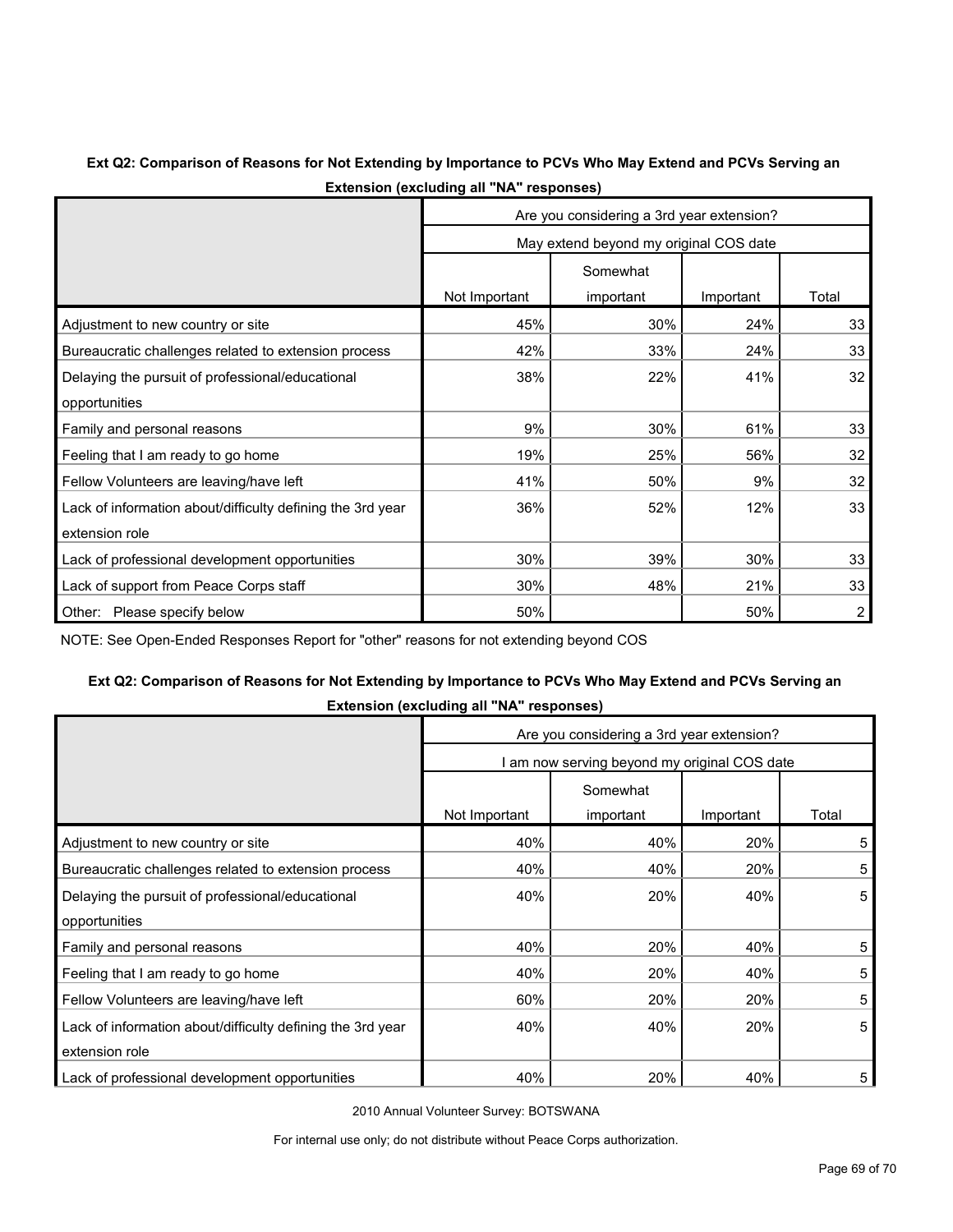**Ext Q2: Comparison of Reasons for Not Extending by Importance to PCVs Who May Extend and PCVs Serving an Extension (excluding all "NA" responses)**

| | Are you considering a 3rd year extension? | | | |
|---|---|---|---|---|
| | May extend beyond my original COS date | | | |
| | Not Important | Somewhat important | Important | Total |
| Adjustment to new country or site | 45% | 30% | 24% | 33 |
| Bureaucratic challenges related to extension process | 42% | 33% | 24% | 33 |
| Delaying the pursuit of professional/educational opportunities | 38% | 22% | 41% | 32 |
| Family and personal reasons | 9% | 30% | 61% | 33 |
| Feeling that I am ready to go home | 19% | 25% | 56% | 32 |
| Fellow Volunteers are leaving/have left | 41% | 50% | 9% | 32 |
| Lack of information about/difficulty defining the 3rd year extension role | 36% | 52% | 12% | 33 |
| Lack of professional development opportunities | 30% | 39% | 30% | 33 |
| Lack of support from Peace Corps staff | 30% | 48% | 21% | 33 |
| Other: Please specify below | 50% | | 50% | 2 |

NOTE: See Open-Ended Responses Report for "other" reasons for not extending beyond COS

**Ext Q2: Comparison of Reasons for Not Extending by Importance to PCVs Who May Extend and PCVs Serving an Extension (excluding all "NA" responses)**

| | Are you considering a 3rd year extension? | | | |
|---|---|---|---|---|
| | I am now serving beyond my original COS date | | | |
| | Not Important | Somewhat important | Important | Total |
| Adjustment to new country or site | 40% | 40% | 20% | 5 |
| Bureaucratic challenges related to extension process | 40% | 40% | 20% | 5 |
| Delaying the pursuit of professional/educational opportunities | 40% | 20% | 40% | 5 |
| Family and personal reasons | 40% | 20% | 40% | 5 |
| Feeling that I am ready to go home | 40% | 20% | 40% | 5 |
| Fellow Volunteers are leaving/have left | 60% | 20% | 20% | 5 |
| Lack of information about/difficulty defining the 3rd year extension role | 40% | 40% | 20% | 5 |
| Lack of professional development opportunities | 40% | 20% | 40% | 5 |

2010 Annual Volunteer Survey: BOTSWANA

For internal use only; do not distribute without Peace Corps authorization.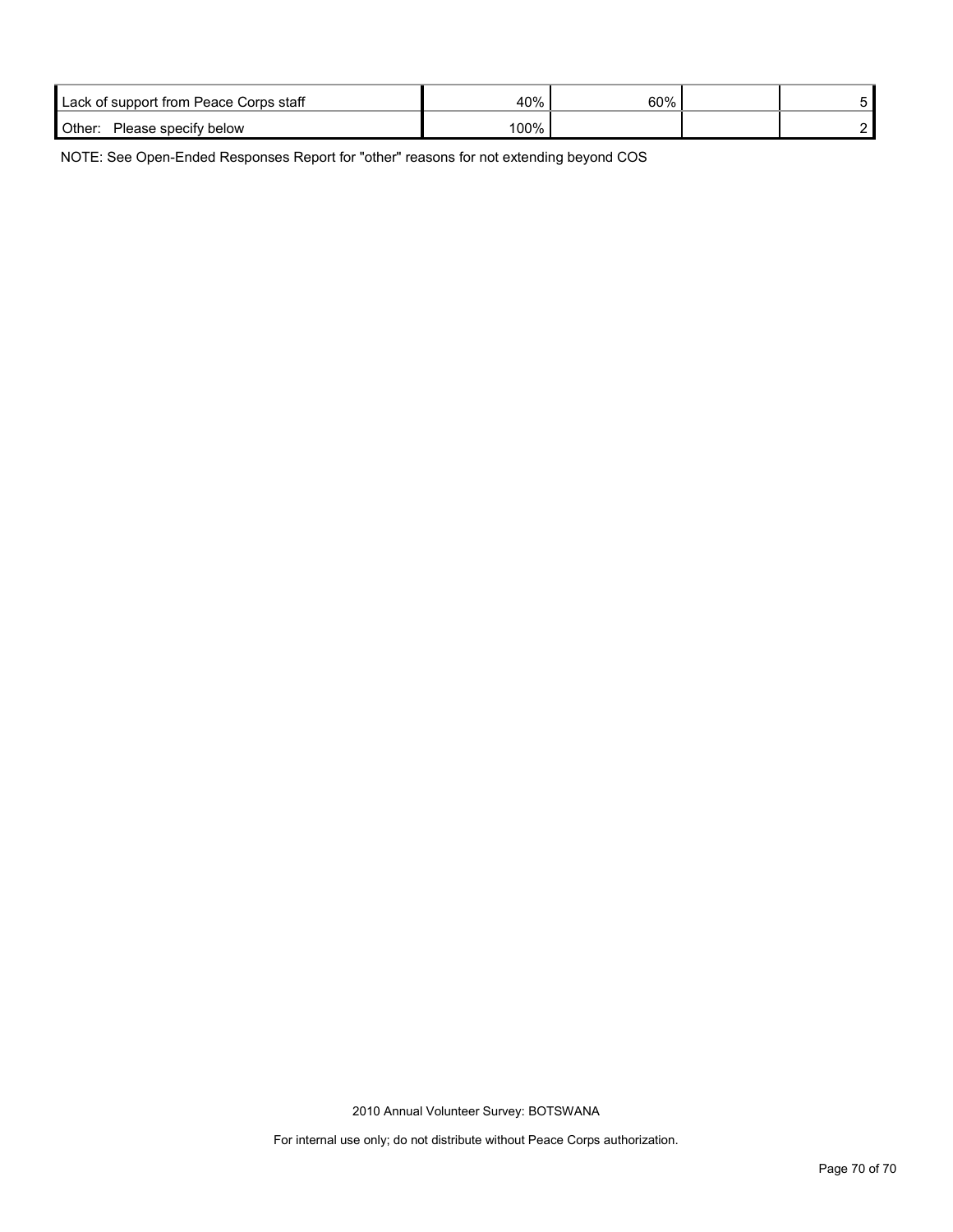| | | | | |
|---|---|---|---|---|
| Lack of support from Peace Corps staff | 40% | 60% | | 5 |
| Other: Please specify below | 100% | | | 2 |

NOTE: See Open-Ended Responses Report for "other" reasons for not extending beyond COS

2010 Annual Volunteer Survey: BOTSWANA

For internal use only; do not distribute without Peace Corps authorization.